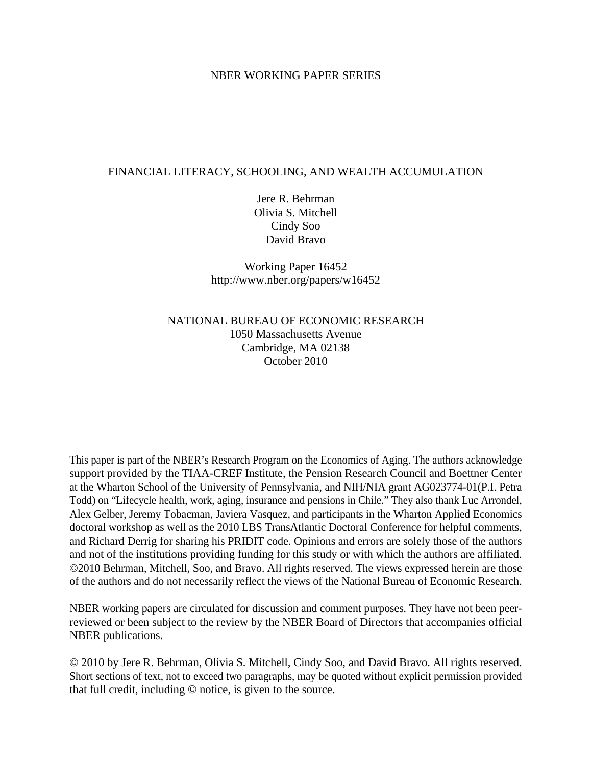NBER WORKING PAPER SERIES

# FINANCIAL LITERACY, SCHOOLING, AND WEALTH ACCUMULATION

Jere R. Behrman
Olivia S. Mitchell
Cindy Soo
David Bravo

Working Paper 16452
http://www.nber.org/papers/w16452

NATIONAL BUREAU OF ECONOMIC RESEARCH
1050 Massachusetts Avenue
Cambridge, MA 02138
October 2010

This paper is part of the NBER's Research Program on the Economics of Aging. The authors acknowledge support provided by the TIAA-CREF Institute, the Pension Research Council and Boettner Center at the Wharton School of the University of Pennsylvania, and NIH/NIA grant AG023774-01(P.I. Petra Todd) on "Lifecycle health, work, aging, insurance and pensions in Chile." They also thank Luc Arrondel, Alex Gelber, Jeremy Tobacman, Javiera Vasquez, and participants in the Wharton Applied Economics doctoral workshop as well as the 2010 LBS TransAtlantic Doctoral Conference for helpful comments, and Richard Derrig for sharing his PRIDIT code. Opinions and errors are solely those of the authors and not of the institutions providing funding for this study or with which the authors are affiliated. ©2010 Behrman, Mitchell, Soo, and Bravo. All rights reserved. The views expressed herein are those of the authors and do not necessarily reflect the views of the National Bureau of Economic Research.

NBER working papers are circulated for discussion and comment purposes. They have not been peer-reviewed or been subject to the review by the NBER Board of Directors that accompanies official NBER publications.

© 2010 by Jere R. Behrman, Olivia S. Mitchell, Cindy Soo, and David Bravo. All rights reserved. Short sections of text, not to exceed two paragraphs, may be quoted without explicit permission provided that full credit, including © notice, is given to the source.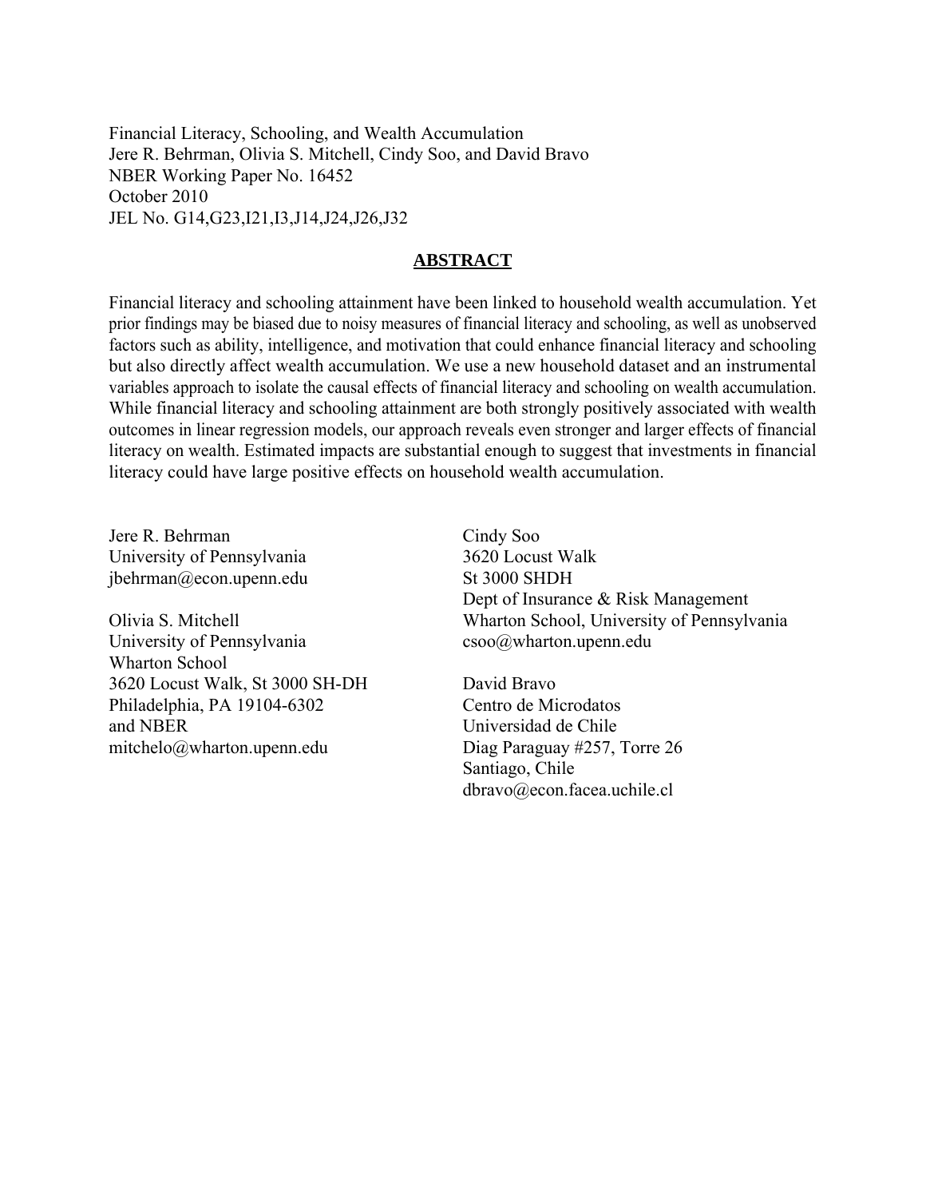Financial Literacy, Schooling, and Wealth Accumulation
Jere R. Behrman, Olivia S. Mitchell, Cindy Soo, and David Bravo
NBER Working Paper No. 16452
October 2010
JEL No. G14,G23,I21,I3,J14,J24,J26,J32

## ABSTRACT

Financial literacy and schooling attainment have been linked to household wealth accumulation. Yet prior findings may be biased due to noisy measures of financial literacy and schooling, as well as unobserved factors such as ability, intelligence, and motivation that could enhance financial literacy and schooling but also directly affect wealth accumulation. We use a new household dataset and an instrumental variables approach to isolate the causal effects of financial literacy and schooling on wealth accumulation. While financial literacy and schooling attainment are both strongly positively associated with wealth outcomes in linear regression models, our approach reveals even stronger and larger effects of financial literacy on wealth. Estimated impacts are substantial enough to suggest that investments in financial literacy could have large positive effects on household wealth accumulation.

Jere R. Behrman
University of Pennsylvania
jbehrman@econ.upenn.edu

Olivia S. Mitchell
University of Pennsylvania
Wharton School
3620 Locust Walk, St 3000 SH-DH
Philadelphia, PA 19104-6302
and NBER
mitchelo@wharton.upenn.edu

Cindy Soo
3620 Locust Walk
St 3000 SHDH
Dept of Insurance & Risk Management
Wharton School, University of Pennsylvania
csoo@wharton.upenn.edu

David Bravo
Centro de Microdatos
Universidad de Chile
Diag Paraguay #257, Torre 26
Santiago, Chile
dbravo@econ.facea.uchile.cl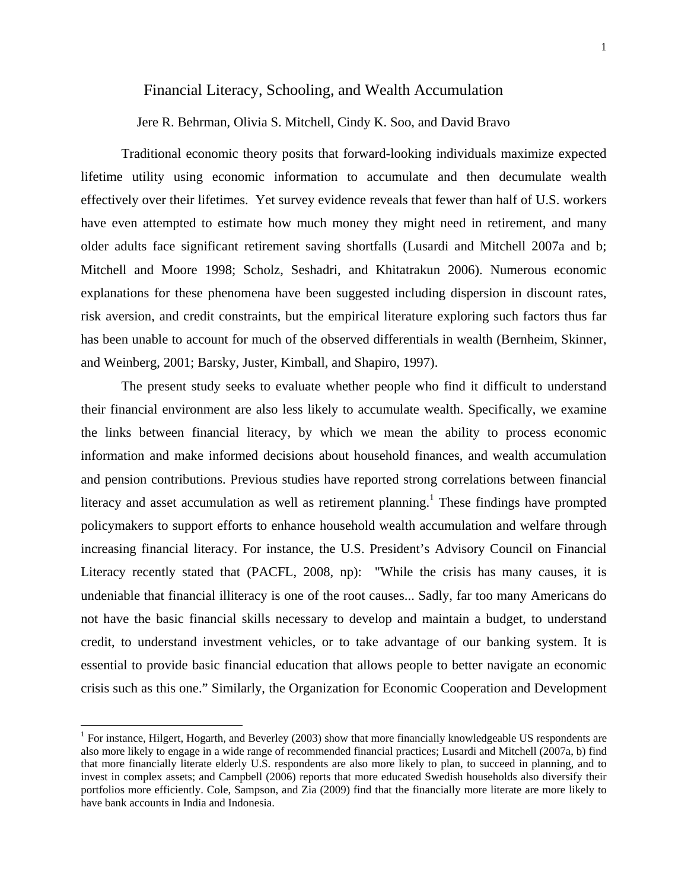# Financial Literacy, Schooling, and Wealth Accumulation

Jere R. Behrman, Olivia S. Mitchell, Cindy K. Soo, and David Bravo

Traditional economic theory posits that forward-looking individuals maximize expected lifetime utility using economic information to accumulate and then decumulate wealth effectively over their lifetimes. Yet survey evidence reveals that fewer than half of U.S. workers have even attempted to estimate how much money they might need in retirement, and many older adults face significant retirement saving shortfalls (Lusardi and Mitchell 2007a and b; Mitchell and Moore 1998; Scholz, Seshadri, and Khitatrakun 2006). Numerous economic explanations for these phenomena have been suggested including dispersion in discount rates, risk aversion, and credit constraints, but the empirical literature exploring such factors thus far has been unable to account for much of the observed differentials in wealth (Bernheim, Skinner, and Weinberg, 2001; Barsky, Juster, Kimball, and Shapiro, 1997).

The present study seeks to evaluate whether people who find it difficult to understand their financial environment are also less likely to accumulate wealth. Specifically, we examine the links between financial literacy, by which we mean the ability to process economic information and make informed decisions about household finances, and wealth accumulation and pension contributions. Previous studies have reported strong correlations between financial literacy and asset accumulation as well as retirement planning.[1] These findings have prompted policymakers to support efforts to enhance household wealth accumulation and welfare through increasing financial literacy. For instance, the U.S. President's Advisory Council on Financial Literacy recently stated that (PACFL, 2008, np): "While the crisis has many causes, it is undeniable that financial illiteracy is one of the root causes... Sadly, far too many Americans do not have the basic financial skills necessary to develop and maintain a budget, to understand credit, to understand investment vehicles, or to take advantage of our banking system. It is essential to provide basic financial education that allows people to better navigate an economic crisis such as this one." Similarly, the Organization for Economic Cooperation and Development

[1] For instance, Hilgert, Hogarth, and Beverley (2003) show that more financially knowledgeable US respondents are also more likely to engage in a wide range of recommended financial practices; Lusardi and Mitchell (2007a, b) find that more financially literate elderly U.S. respondents are also more likely to plan, to succeed in planning, and to invest in complex assets; and Campbell (2006) reports that more educated Swedish households also diversify their portfolios more efficiently. Cole, Sampson, and Zia (2009) find that the financially more literate are more likely to have bank accounts in India and Indonesia.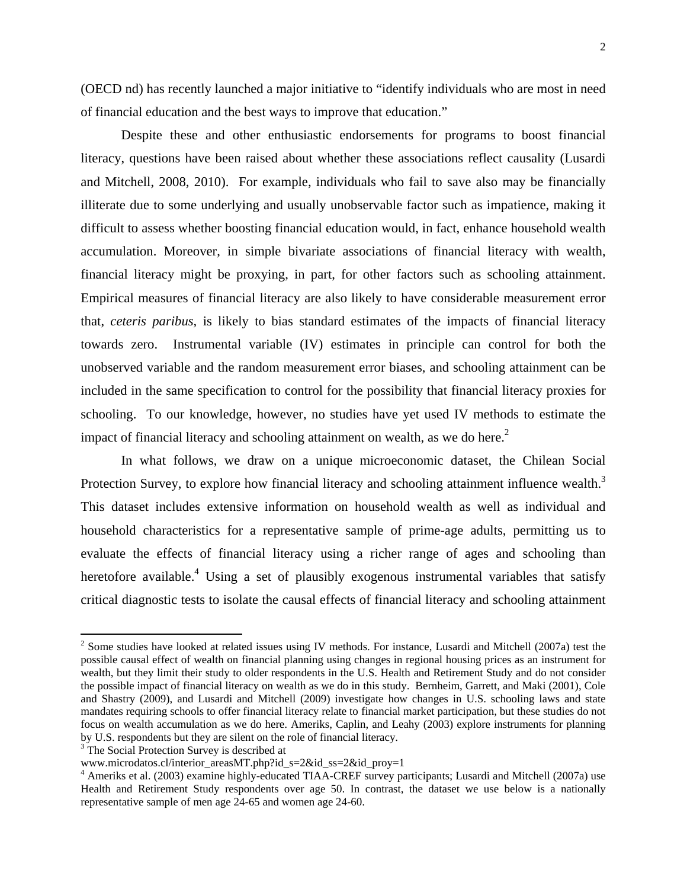(OECD nd) has recently launched a major initiative to "identify individuals who are most in need of financial education and the best ways to improve that education."

Despite these and other enthusiastic endorsements for programs to boost financial literacy, questions have been raised about whether these associations reflect causality (Lusardi and Mitchell, 2008, 2010). For example, individuals who fail to save also may be financially illiterate due to some underlying and usually unobservable factor such as impatience, making it difficult to assess whether boosting financial education would, in fact, enhance household wealth accumulation. Moreover, in simple bivariate associations of financial literacy with wealth, financial literacy might be proxying, in part, for other factors such as schooling attainment. Empirical measures of financial literacy are also likely to have considerable measurement error that, *ceteris paribus,* is likely to bias standard estimates of the impacts of financial literacy towards zero. Instrumental variable (IV) estimates in principle can control for both the unobserved variable and the random measurement error biases, and schooling attainment can be included in the same specification to control for the possibility that financial literacy proxies for schooling. To our knowledge, however, no studies have yet used IV methods to estimate the impact of financial literacy and schooling attainment on wealth, as we do here.[2]

In what follows, we draw on a unique microeconomic dataset, the Chilean Social Protection Survey, to explore how financial literacy and schooling attainment influence wealth.[3] This dataset includes extensive information on household wealth as well as individual and household characteristics for a representative sample of prime-age adults, permitting us to evaluate the effects of financial literacy using a richer range of ages and schooling than heretofore available.[4] Using a set of plausibly exogenous instrumental variables that satisfy critical diagnostic tests to isolate the causal effects of financial literacy and schooling attainment

---

[2] Some studies have looked at related issues using IV methods. For instance, Lusardi and Mitchell (2007a) test the possible causal effect of wealth on financial planning using changes in regional housing prices as an instrument for wealth, but they limit their study to older respondents in the U.S. Health and Retirement Study and do not consider the possible impact of financial literacy on wealth as we do in this study. Bernheim, Garrett, and Maki (2001), Cole and Shastry (2009), and Lusardi and Mitchell (2009) investigate how changes in U.S. schooling laws and state mandates requiring schools to offer financial literacy relate to financial market participation, but these studies do not focus on wealth accumulation as we do here. Ameriks, Caplin, and Leahy (2003) explore instruments for planning by U.S. respondents but they are silent on the role of financial literacy.

[3] The Social Protection Survey is described at www.microdatos.cl/interior_areasMT.php?id_s=2&id_ss=2&id_proy=1

[4] Ameriks et al. (2003) examine highly-educated TIAA-CREF survey participants; Lusardi and Mitchell (2007a) use Health and Retirement Study respondents over age 50. In contrast, the dataset we use below is a nationally representative sample of men age 24-65 and women age 24-60.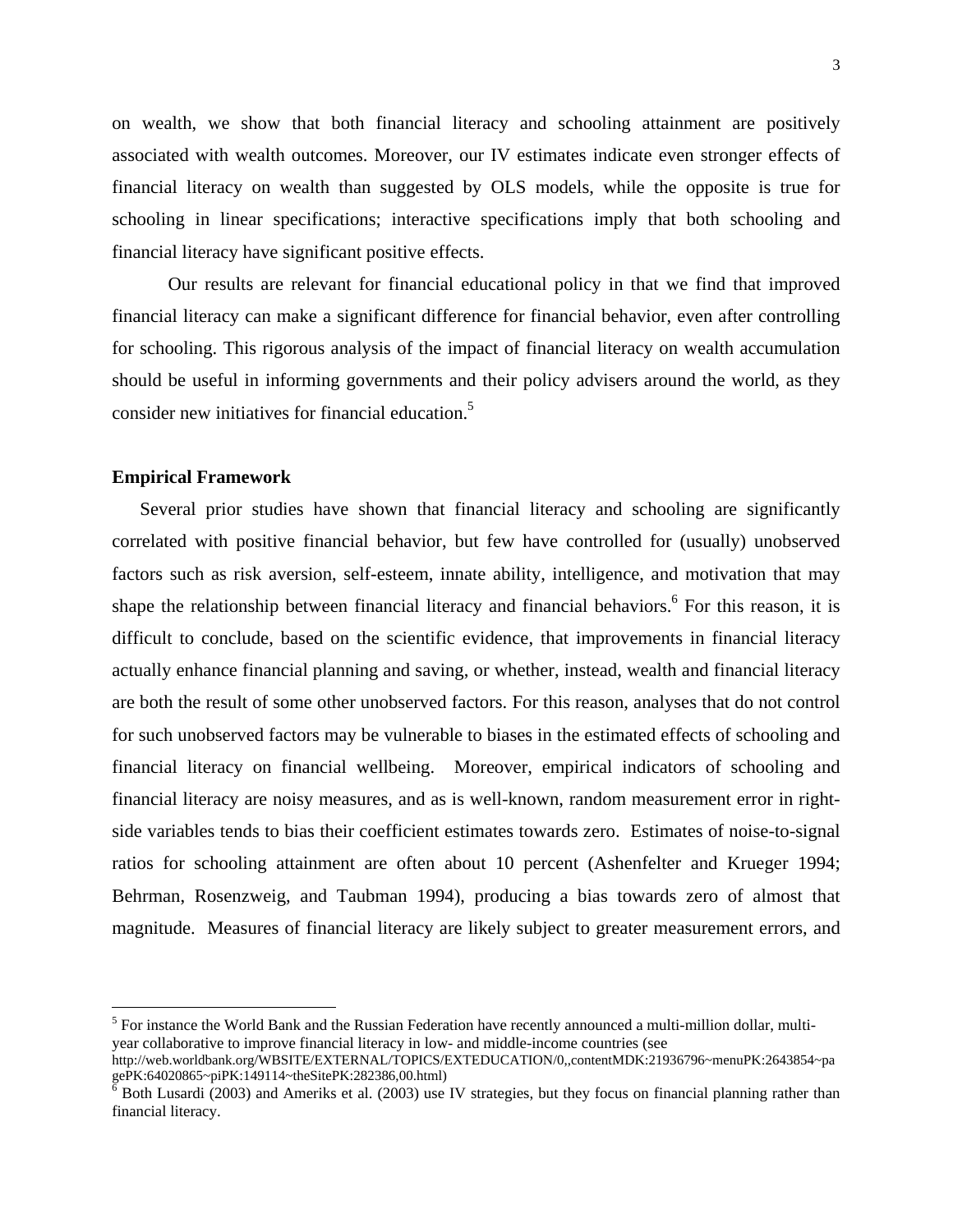on wealth, we show that both financial literacy and schooling attainment are positively associated with wealth outcomes. Moreover, our IV estimates indicate even stronger effects of financial literacy on wealth than suggested by OLS models, while the opposite is true for schooling in linear specifications; interactive specifications imply that both schooling and financial literacy have significant positive effects.

Our results are relevant for financial educational policy in that we find that improved financial literacy can make a significant difference for financial behavior, even after controlling for schooling. This rigorous analysis of the impact of financial literacy on wealth accumulation should be useful in informing governments and their policy advisers around the world, as they consider new initiatives for financial education.[5]

**Empirical Framework**

Several prior studies have shown that financial literacy and schooling are significantly correlated with positive financial behavior, but few have controlled for (usually) unobserved factors such as risk aversion, self-esteem, innate ability, intelligence, and motivation that may shape the relationship between financial literacy and financial behaviors.[6] For this reason, it is difficult to conclude, based on the scientific evidence, that improvements in financial literacy actually enhance financial planning and saving, or whether, instead, wealth and financial literacy are both the result of some other unobserved factors. For this reason, analyses that do not control for such unobserved factors may be vulnerable to biases in the estimated effects of schooling and financial literacy on financial wellbeing. Moreover, empirical indicators of schooling and financial literacy are noisy measures, and as is well-known, random measurement error in right-side variables tends to bias their coefficient estimates towards zero. Estimates of noise-to-signal ratios for schooling attainment are often about 10 percent (Ashenfelter and Krueger 1994; Behrman, Rosenzweig, and Taubman 1994), producing a bias towards zero of almost that magnitude. Measures of financial literacy are likely subject to greater measurement errors, and

---

[5] For instance the World Bank and the Russian Federation have recently announced a multi-million dollar, multi-year collaborative to improve financial literacy in low- and middle-income countries (see http://web.worldbank.org/WBSITE/EXTERNAL/TOPICS/EXTEDUCATION/0,,contentMDK:21936796~menuPK:2643854~pagePK:64020865~piPK:149114~theSitePK:282386,00.html)

[6] Both Lusardi (2003) and Ameriks et al. (2003) use IV strategies, but they focus on financial planning rather than financial literacy.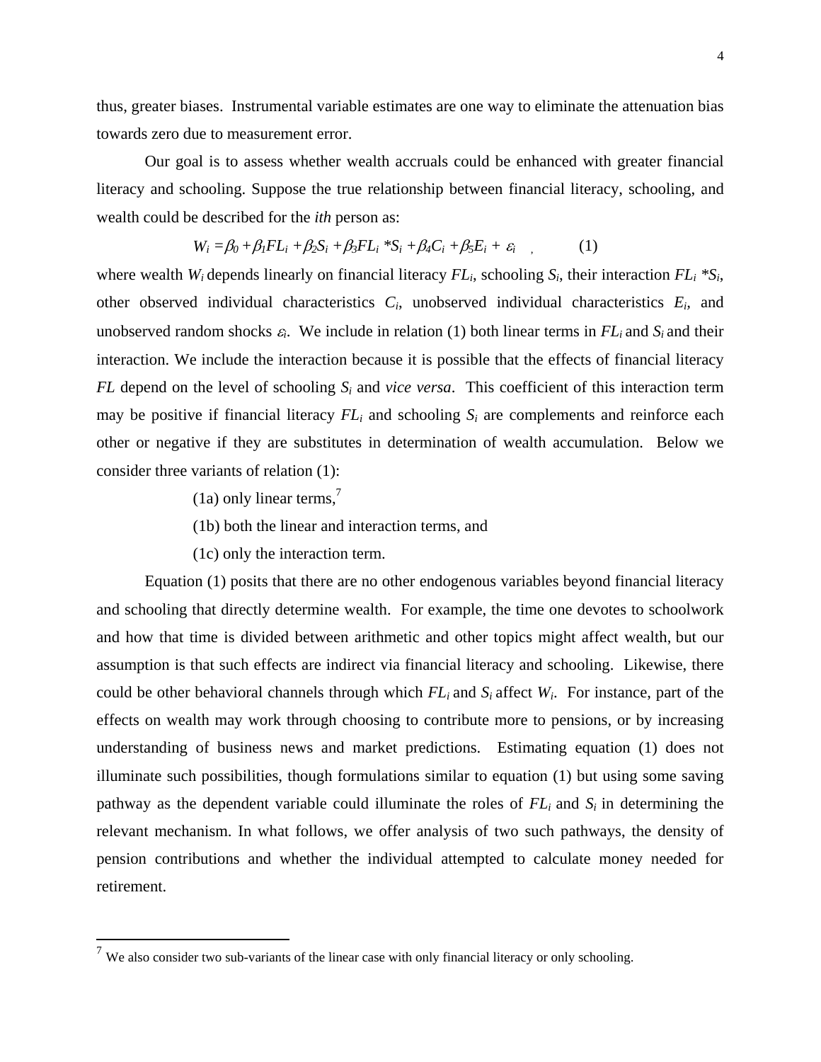thus, greater biases. Instrumental variable estimates are one way to eliminate the attenuation bias towards zero due to measurement error.

Our goal is to assess whether wealth accruals could be enhanced with greater financial literacy and schooling. Suppose the true relationship between financial literacy, schooling, and wealth could be described for the *ith* person as:

$$W_i = \beta_0 + \beta_1 FL_i + \beta_2 S_i + \beta_3 FL_i * S_i + \beta_4 C_i + \beta_5 E_i + \varepsilon_i \quad , \qquad (1)$$

where wealth $W_i$ depends linearly on financial literacy $FL_i$, schooling $S_i$, their interaction $FL_i * S_i$, other observed individual characteristics $C_i$, unobserved individual characteristics $E_i$, and unobserved random shocks $\varepsilon_i$. We include in relation (1) both linear terms in $FL_i$ and $S_i$ and their interaction. We include the interaction because it is possible that the effects of financial literacy $FL$ depend on the level of schooling $S_i$ and *vice versa*. This coefficient of this interaction term may be positive if financial literacy $FL_i$ and schooling $S_i$ are complements and reinforce each other or negative if they are substitutes in determination of wealth accumulation. Below we consider three variants of relation (1):

(1a) only linear terms,[7]

(1b) both the linear and interaction terms, and

(1c) only the interaction term.

Equation (1) posits that there are no other endogenous variables beyond financial literacy and schooling that directly determine wealth. For example, the time one devotes to schoolwork and how that time is divided between arithmetic and other topics might affect wealth, but our assumption is that such effects are indirect via financial literacy and schooling. Likewise, there could be other behavioral channels through which $FL_i$ and $S_i$ affect $W_i$. For instance, part of the effects on wealth may work through choosing to contribute more to pensions, or by increasing understanding of business news and market predictions. Estimating equation (1) does not illuminate such possibilities, though formulations similar to equation (1) but using some saving pathway as the dependent variable could illuminate the roles of $FL_i$ and $S_i$ in determining the relevant mechanism. In what follows, we offer analysis of two such pathways, the density of pension contributions and whether the individual attempted to calculate money needed for retirement.

[7] We also consider two sub-variants of the linear case with only financial literacy or only schooling.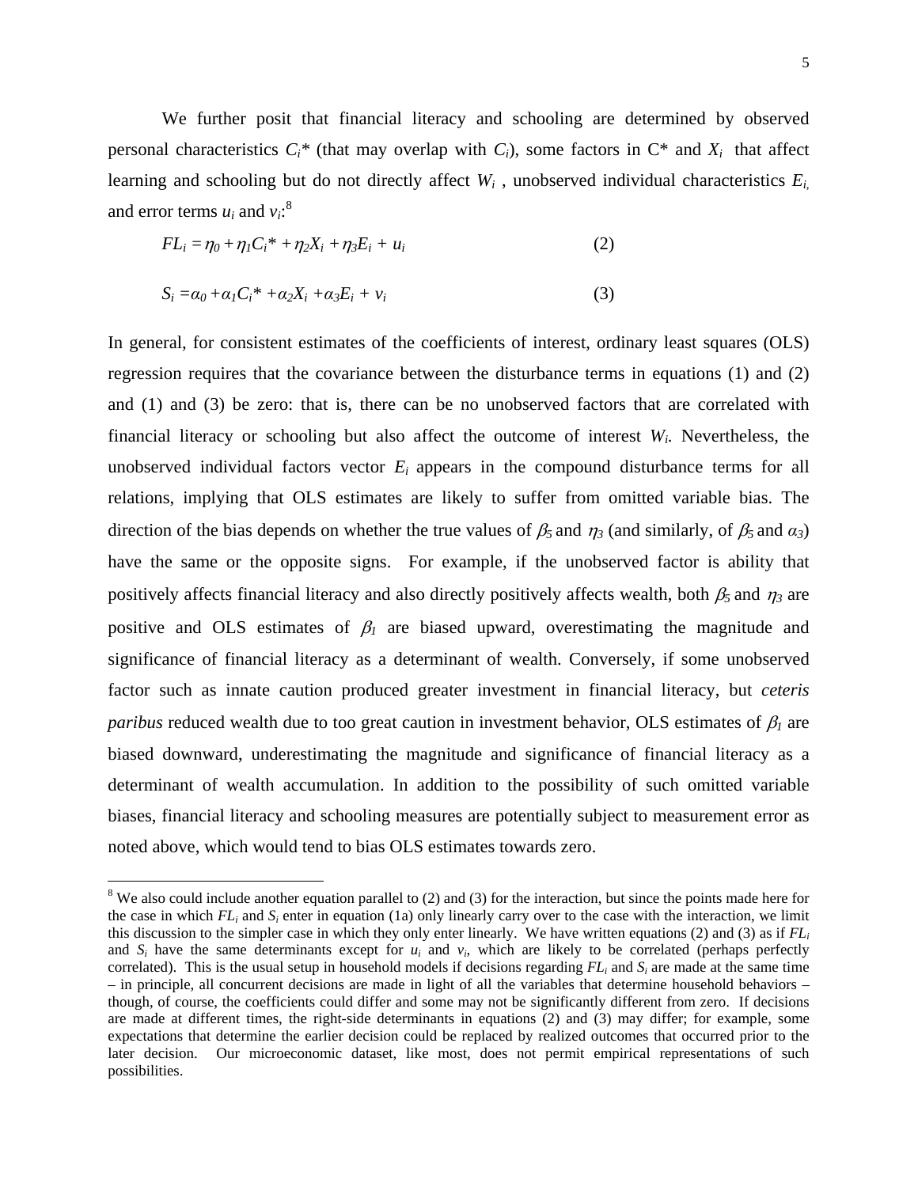We further posit that financial literacy and schooling are determined by observed personal characteristics $C_i$* (that may overlap with $C_i$), some factors in C* and $X_i$ that affect learning and schooling but do not directly affect $W_i$ , unobserved individual characteristics $E_i$, and error terms $u_i$ and $v_i$:[8]

$$FL_i = \eta_0 + \eta_1 C_i^* + \eta_2 X_i + \eta_3 E_i + u_i \qquad (2)$$

$$S_i = \alpha_0 + \alpha_1 C_i^* + \alpha_2 X_i + \alpha_3 E_i + v_i \qquad (3)$$

In general, for consistent estimates of the coefficients of interest, ordinary least squares (OLS) regression requires that the covariance between the disturbance terms in equations (1) and (2) and (1) and (3) be zero: that is, there can be no unobserved factors that are correlated with financial literacy or schooling but also affect the outcome of interest $W_i$. Nevertheless, the unobserved individual factors vector $E_i$ appears in the compound disturbance terms for all relations, implying that OLS estimates are likely to suffer from omitted variable bias. The direction of the bias depends on whether the true values of $\beta_5$ and $\eta_3$ (and similarly, of $\beta_5$ and $\alpha_3$) have the same or the opposite signs. For example, if the unobserved factor is ability that positively affects financial literacy and also directly positively affects wealth, both $\beta_5$ and $\eta_3$ are positive and OLS estimates of $\beta_1$ are biased upward, overestimating the magnitude and significance of financial literacy as a determinant of wealth. Conversely, if some unobserved factor such as innate caution produced greater investment in financial literacy, but *ceteris paribus* reduced wealth due to too great caution in investment behavior, OLS estimates of $\beta_1$ are biased downward, underestimating the magnitude and significance of financial literacy as a determinant of wealth accumulation. In addition to the possibility of such omitted variable biases, financial literacy and schooling measures are potentially subject to measurement error as noted above, which would tend to bias OLS estimates towards zero.

---

[8] We also could include another equation parallel to (2) and (3) for the interaction, but since the points made here for the case in which $FL_i$ and $S_i$ enter in equation (1a) only linearly carry over to the case with the interaction, we limit this discussion to the simpler case in which they only enter linearly. We have written equations (2) and (3) as if $FL_i$ and $S_i$ have the same determinants except for $u_i$ and $v_i$, which are likely to be correlated (perhaps perfectly correlated). This is the usual setup in household models if decisions regarding $FL_i$ and $S_i$ are made at the same time – in principle, all concurrent decisions are made in light of all the variables that determine household behaviors – though, of course, the coefficients could differ and some may not be significantly different from zero. If decisions are made at different times, the right-side determinants in equations (2) and (3) may differ; for example, some expectations that determine the earlier decision could be replaced by realized outcomes that occurred prior to the later decision. Our microeconomic dataset, like most, does not permit empirical representations of such possibilities.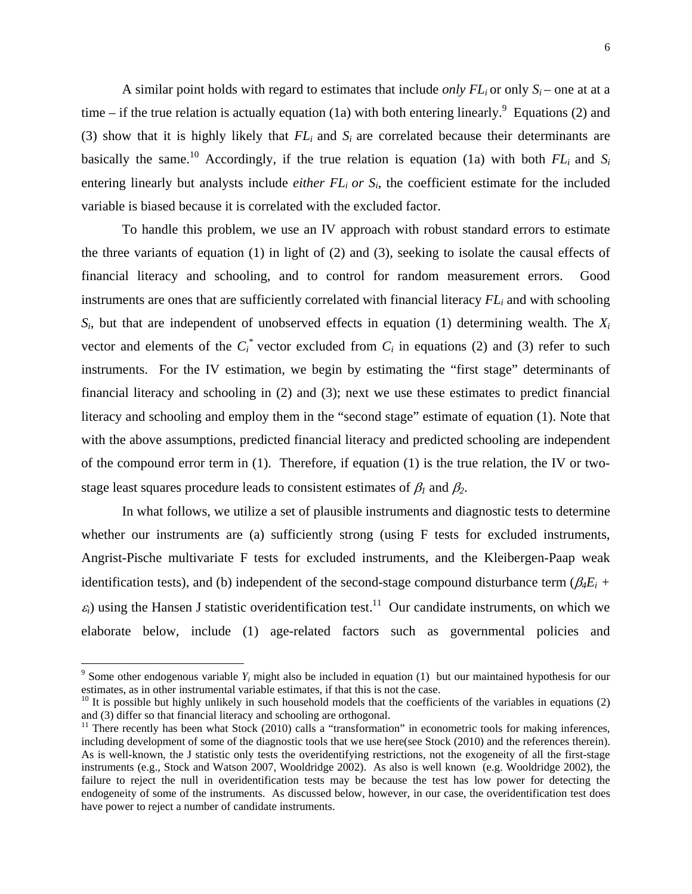A similar point holds with regard to estimates that include *only* $FL_i$ or only $S_i$ – one at at a time – if the true relation is actually equation (1a) with both entering linearly.[9] Equations (2) and (3) show that it is highly likely that $FL_i$ and $S_i$ are correlated because their determinants are basically the same.[10] Accordingly, if the true relation is equation (1a) with both $FL_i$ and $S_i$ entering linearly but analysts include *either* $FL_i$ *or* $S_i$, the coefficient estimate for the included variable is biased because it is correlated with the excluded factor.

To handle this problem, we use an IV approach with robust standard errors to estimate the three variants of equation (1) in light of (2) and (3), seeking to isolate the causal effects of financial literacy and schooling, and to control for random measurement errors. Good instruments are ones that are sufficiently correlated with financial literacy $FL_i$ and with schooling $S_i$, but that are independent of unobserved effects in equation (1) determining wealth. The $X_i$ vector and elements of the $C_i^*$ vector excluded from $C_i$ in equations (2) and (3) refer to such instruments. For the IV estimation, we begin by estimating the "first stage" determinants of financial literacy and schooling in (2) and (3); next we use these estimates to predict financial literacy and schooling and employ them in the "second stage" estimate of equation (1). Note that with the above assumptions, predicted financial literacy and predicted schooling are independent of the compound error term in (1). Therefore, if equation (1) is the true relation, the IV or two-stage least squares procedure leads to consistent estimates of $\beta_1$ and $\beta_2$.

In what follows, we utilize a set of plausible instruments and diagnostic tests to determine whether our instruments are (a) sufficiently strong (using F tests for excluded instruments, Angrist-Pische multivariate F tests for excluded instruments, and the Kleibergen-Paap weak identification tests), and (b) independent of the second-stage compound disturbance term ($\beta_4 E_i + \varepsilon_i$) using the Hansen J statistic overidentification test.[11] Our candidate instruments, on which we elaborate below, include (1) age-related factors such as governmental policies and

---

[9] Some other endogenous variable $Y_i$ might also be included in equation (1) but our maintained hypothesis for our estimates, as in other instrumental variable estimates, if that this is not the case.

[10] It is possible but highly unlikely in such household models that the coefficients of the variables in equations (2) and (3) differ so that financial literacy and schooling are orthogonal.

[11] There recently has been what Stock (2010) calls a "transformation" in econometric tools for making inferences, including development of some of the diagnostic tools that we use here(see Stock (2010) and the references therein). As is well-known, the J statistic only tests the overidentifying restrictions, not the exogeneity of all the first-stage instruments (e.g., Stock and Watson 2007, Wooldridge 2002). As also is well known (e.g. Wooldridge 2002), the failure to reject the null in overidentification tests may be because the test has low power for detecting the endogeneity of some of the instruments. As discussed below, however, in our case, the overidentification test does have power to reject a number of candidate instruments.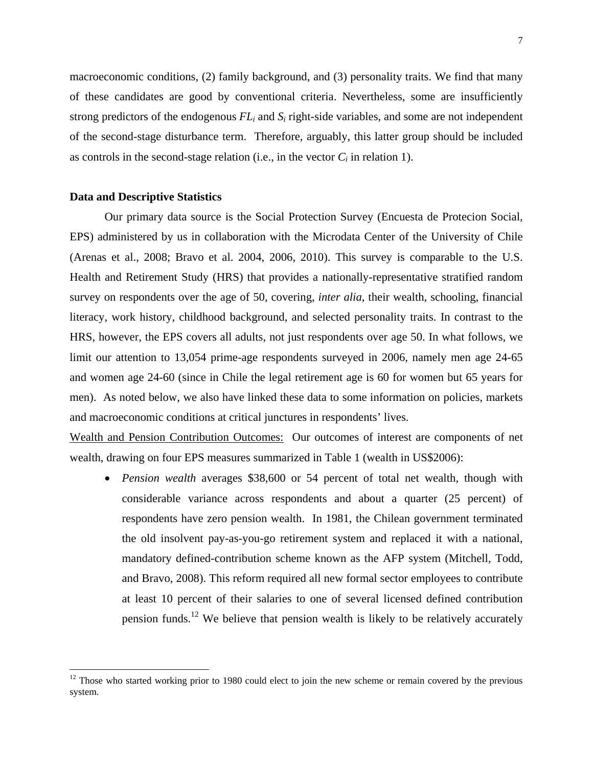macroeconomic conditions, (2) family background, and (3) personality traits. We find that many of these candidates are good by conventional criteria. Nevertheless, some are insufficiently strong predictors of the endogenous $FL_i$ and $S_i$ right-side variables, and some are not independent of the second-stage disturbance term. Therefore, arguably, this latter group should be included as controls in the second-stage relation (i.e., in the vector $C_i$ in relation 1).

**Data and Descriptive Statistics**

Our primary data source is the Social Protection Survey (Encuesta de Protecion Social, EPS) administered by us in collaboration with the Microdata Center of the University of Chile (Arenas et al., 2008; Bravo et al. 2004, 2006, 2010). This survey is comparable to the U.S. Health and Retirement Study (HRS) that provides a nationally-representative stratified random survey on respondents over the age of 50, covering, *inter alia*, their wealth, schooling, financial literacy, work history, childhood background, and selected personality traits. In contrast to the HRS, however, the EPS covers all adults, not just respondents over age 50. In what follows, we limit our attention to 13,054 prime-age respondents surveyed in 2006, namely men age 24-65 and women age 24-60 (since in Chile the legal retirement age is 60 for women but 65 years for men). As noted below, we also have linked these data to some information on policies, markets and macroeconomic conditions at critical junctures in respondents' lives.

Wealth and Pension Contribution Outcomes: Our outcomes of interest are components of net wealth, drawing on four EPS measures summarized in Table 1 (wealth in US$2006):

- *Pension wealth* averages $38,600 or 54 percent of total net wealth, though with considerable variance across respondents and about a quarter (25 percent) of respondents have zero pension wealth. In 1981, the Chilean government terminated the old insolvent pay-as-you-go retirement system and replaced it with a national, mandatory defined-contribution scheme known as the AFP system (Mitchell, Todd, and Bravo, 2008). This reform required all new formal sector employees to contribute at least 10 percent of their salaries to one of several licensed defined contribution pension funds.[12] We believe that pension wealth is likely to be relatively accurately

[12] Those who started working prior to 1980 could elect to join the new scheme or remain covered by the previous system.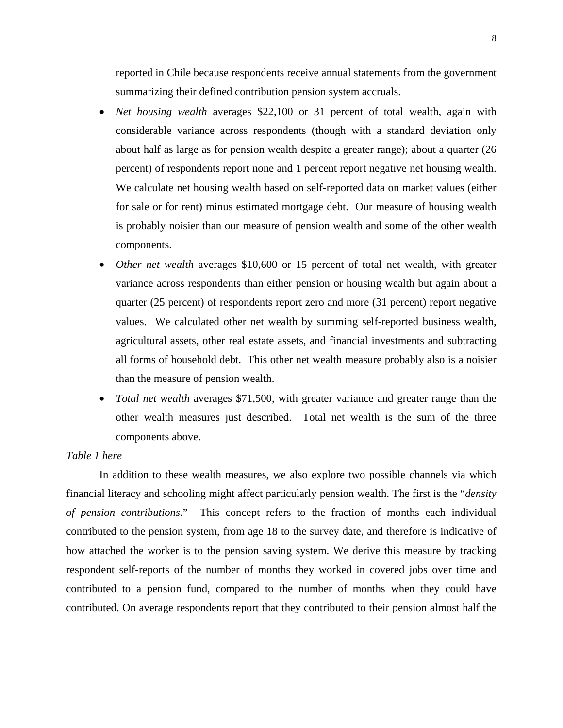reported in Chile because respondents receive annual statements from the government summarizing their defined contribution pension system accruals.

- *Net housing wealth* averages $22,100 or 31 percent of total wealth, again with considerable variance across respondents (though with a standard deviation only about half as large as for pension wealth despite a greater range); about a quarter (26 percent) of respondents report none and 1 percent report negative net housing wealth. We calculate net housing wealth based on self-reported data on market values (either for sale or for rent) minus estimated mortgage debt. Our measure of housing wealth is probably noisier than our measure of pension wealth and some of the other wealth components.
- *Other net wealth* averages $10,600 or 15 percent of total net wealth, with greater variance across respondents than either pension or housing wealth but again about a quarter (25 percent) of respondents report zero and more (31 percent) report negative values. We calculated other net wealth by summing self-reported business wealth, agricultural assets, other real estate assets, and financial investments and subtracting all forms of household debt. This other net wealth measure probably also is a noisier than the measure of pension wealth.
- *Total net wealth* averages $71,500, with greater variance and greater range than the other wealth measures just described. Total net wealth is the sum of the three components above.

*Table 1 here*

In addition to these wealth measures, we also explore two possible channels via which financial literacy and schooling might affect particularly pension wealth. The first is the "*density of pension contributions*." This concept refers to the fraction of months each individual contributed to the pension system, from age 18 to the survey date, and therefore is indicative of how attached the worker is to the pension saving system. We derive this measure by tracking respondent self-reports of the number of months they worked in covered jobs over time and contributed to a pension fund, compared to the number of months when they could have contributed. On average respondents report that they contributed to their pension almost half the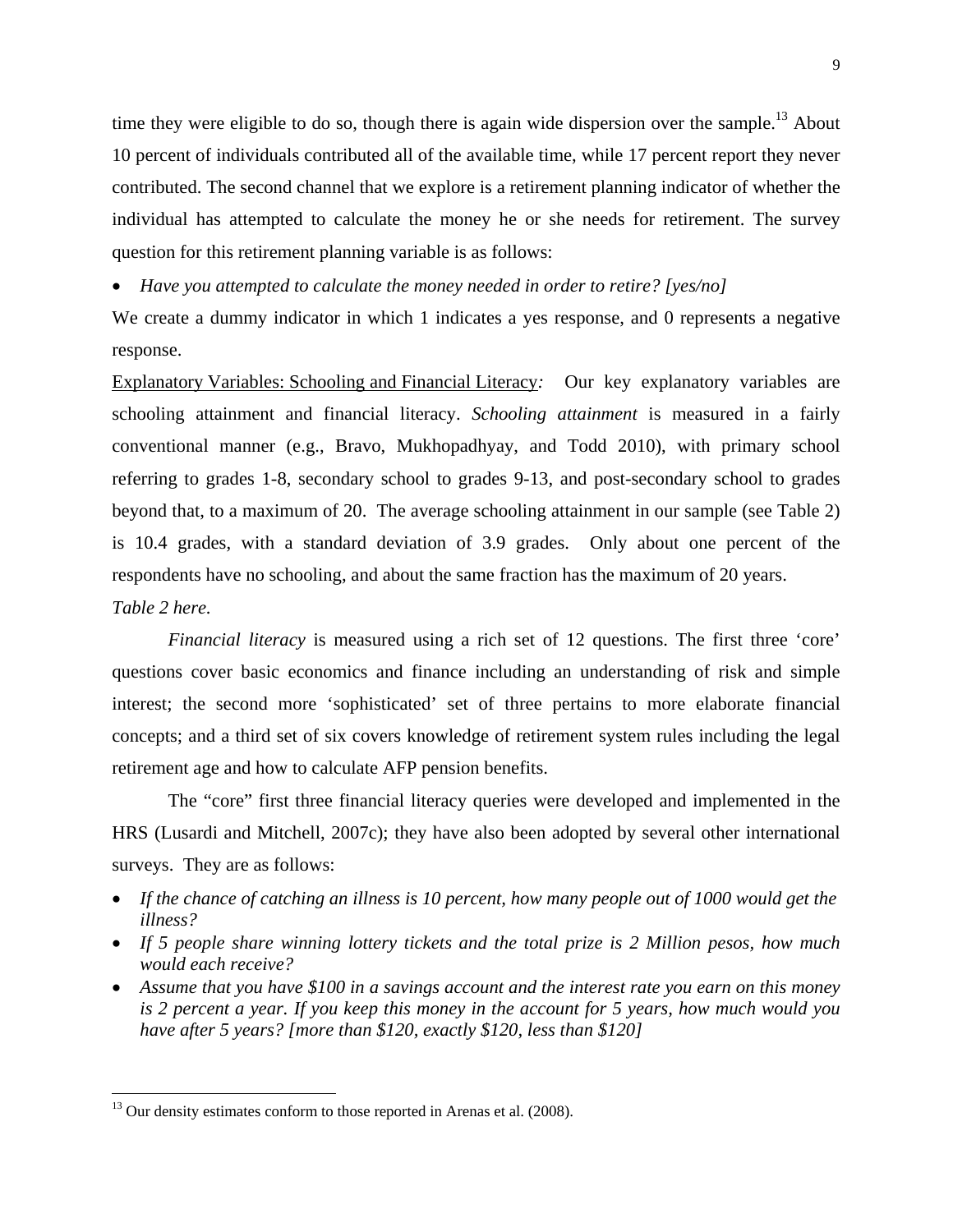time they were eligible to do so, though there is again wide dispersion over the sample.[13] About 10 percent of individuals contributed all of the available time, while 17 percent report they never contributed. The second channel that we explore is a retirement planning indicator of whether the individual has attempted to calculate the money he or she needs for retirement. The survey question for this retirement planning variable is as follows:

- *Have you attempted to calculate the money needed in order to retire? [yes/no]*

We create a dummy indicator in which 1 indicates a yes response, and 0 represents a negative response.

Explanatory Variables: Schooling and Financial Literacy*:* Our key explanatory variables are schooling attainment and financial literacy. *Schooling attainment* is measured in a fairly conventional manner (e.g., Bravo, Mukhopadhyay, and Todd 2010), with primary school referring to grades 1-8, secondary school to grades 9-13, and post-secondary school to grades beyond that, to a maximum of 20. The average schooling attainment in our sample (see Table 2) is 10.4 grades, with a standard deviation of 3.9 grades. Only about one percent of the respondents have no schooling, and about the same fraction has the maximum of 20 years.

*Table 2 here.*

*Financial literacy* is measured using a rich set of 12 questions. The first three 'core' questions cover basic economics and finance including an understanding of risk and simple interest; the second more 'sophisticated' set of three pertains to more elaborate financial concepts; and a third set of six covers knowledge of retirement system rules including the legal retirement age and how to calculate AFP pension benefits.

The "core" first three financial literacy queries were developed and implemented in the HRS (Lusardi and Mitchell, 2007c); they have also been adopted by several other international surveys. They are as follows:

- *If the chance of catching an illness is 10 percent, how many people out of 1000 would get the illness?*
- *If 5 people share winning lottery tickets and the total prize is 2 Million pesos, how much would each receive?*
- *Assume that you have $100 in a savings account and the interest rate you earn on this money is 2 percent a year. If you keep this money in the account for 5 years, how much would you have after 5 years? [more than $120, exactly $120, less than $120]*

---

[13] Our density estimates conform to those reported in Arenas et al. (2008).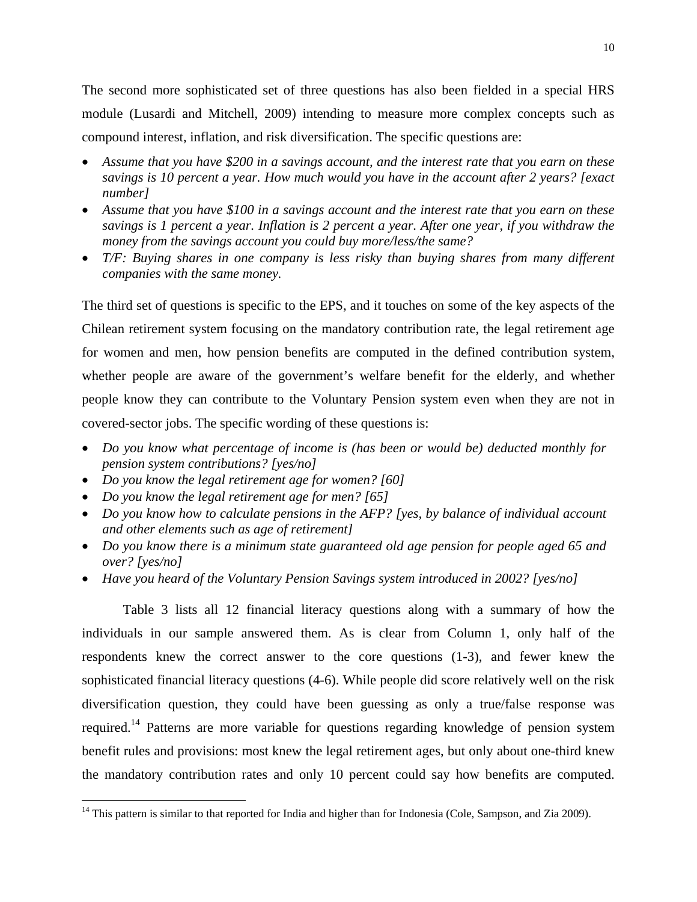The second more sophisticated set of three questions has also been fielded in a special HRS module (Lusardi and Mitchell, 2009) intending to measure more complex concepts such as compound interest, inflation, and risk diversification. The specific questions are:

- *Assume that you have $200 in a savings account, and the interest rate that you earn on these savings is 10 percent a year. How much would you have in the account after 2 years? [exact number]*
- *Assume that you have $100 in a savings account and the interest rate that you earn on these savings is 1 percent a year. Inflation is 2 percent a year. After one year, if you withdraw the money from the savings account you could buy more/less/the same?*
- *T/F: Buying shares in one company is less risky than buying shares from many different companies with the same money.*

The third set of questions is specific to the EPS, and it touches on some of the key aspects of the Chilean retirement system focusing on the mandatory contribution rate, the legal retirement age for women and men, how pension benefits are computed in the defined contribution system, whether people are aware of the government's welfare benefit for the elderly, and whether people know they can contribute to the Voluntary Pension system even when they are not in covered-sector jobs. The specific wording of these questions is:

- *Do you know what percentage of income is (has been or would be) deducted monthly for pension system contributions? [yes/no]*
- *Do you know the legal retirement age for women? [60]*
- *Do you know the legal retirement age for men? [65]*
- *Do you know how to calculate pensions in the AFP? [yes, by balance of individual account and other elements such as age of retirement]*
- *Do you know there is a minimum state guaranteed old age pension for people aged 65 and over? [yes/no]*
- *Have you heard of the Voluntary Pension Savings system introduced in 2002? [yes/no]*

Table 3 lists all 12 financial literacy questions along with a summary of how the individuals in our sample answered them. As is clear from Column 1, only half of the respondents knew the correct answer to the core questions (1-3), and fewer knew the sophisticated financial literacy questions (4-6). While people did score relatively well on the risk diversification question, they could have been guessing as only a true/false response was required.[14] Patterns are more variable for questions regarding knowledge of pension system benefit rules and provisions: most knew the legal retirement ages, but only about one-third knew the mandatory contribution rates and only 10 percent could say how benefits are computed.

[14] This pattern is similar to that reported for India and higher than for Indonesia (Cole, Sampson, and Zia 2009).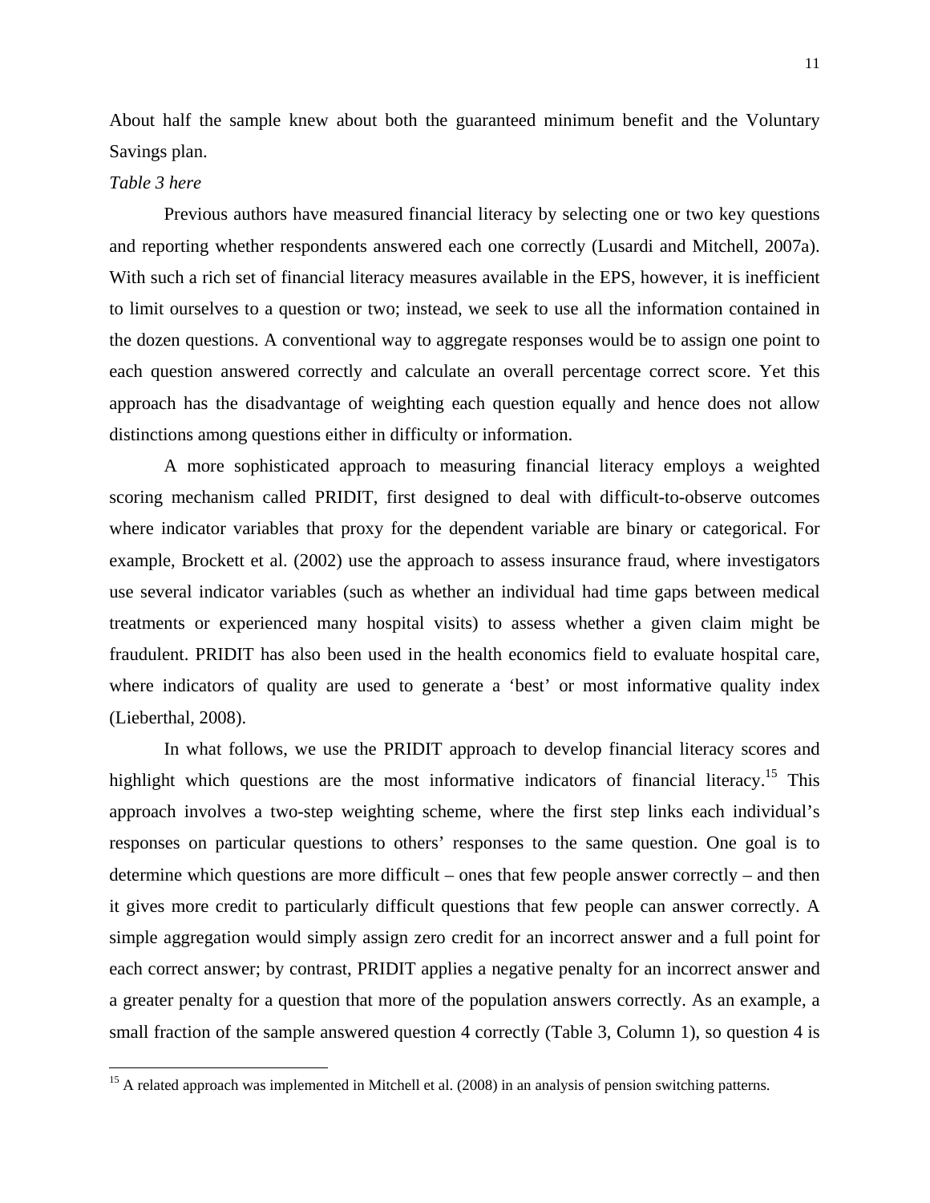About half the sample knew about both the guaranteed minimum benefit and the Voluntary Savings plan.

*Table 3 here*

Previous authors have measured financial literacy by selecting one or two key questions and reporting whether respondents answered each one correctly (Lusardi and Mitchell, 2007a). With such a rich set of financial literacy measures available in the EPS, however, it is inefficient to limit ourselves to a question or two; instead, we seek to use all the information contained in the dozen questions. A conventional way to aggregate responses would be to assign one point to each question answered correctly and calculate an overall percentage correct score. Yet this approach has the disadvantage of weighting each question equally and hence does not allow distinctions among questions either in difficulty or information.

A more sophisticated approach to measuring financial literacy employs a weighted scoring mechanism called PRIDIT, first designed to deal with difficult-to-observe outcomes where indicator variables that proxy for the dependent variable are binary or categorical. For example, Brockett et al. (2002) use the approach to assess insurance fraud, where investigators use several indicator variables (such as whether an individual had time gaps between medical treatments or experienced many hospital visits) to assess whether a given claim might be fraudulent. PRIDIT has also been used in the health economics field to evaluate hospital care, where indicators of quality are used to generate a 'best' or most informative quality index (Lieberthal, 2008).

In what follows, we use the PRIDIT approach to develop financial literacy scores and highlight which questions are the most informative indicators of financial literacy.[15] This approach involves a two-step weighting scheme, where the first step links each individual's responses on particular questions to others' responses to the same question. One goal is to determine which questions are more difficult – ones that few people answer correctly – and then it gives more credit to particularly difficult questions that few people can answer correctly. A simple aggregation would simply assign zero credit for an incorrect answer and a full point for each correct answer; by contrast, PRIDIT applies a negative penalty for an incorrect answer and a greater penalty for a question that more of the population answers correctly. As an example, a small fraction of the sample answered question 4 correctly (Table 3, Column 1), so question 4 is

[15] A related approach was implemented in Mitchell et al. (2008) in an analysis of pension switching patterns.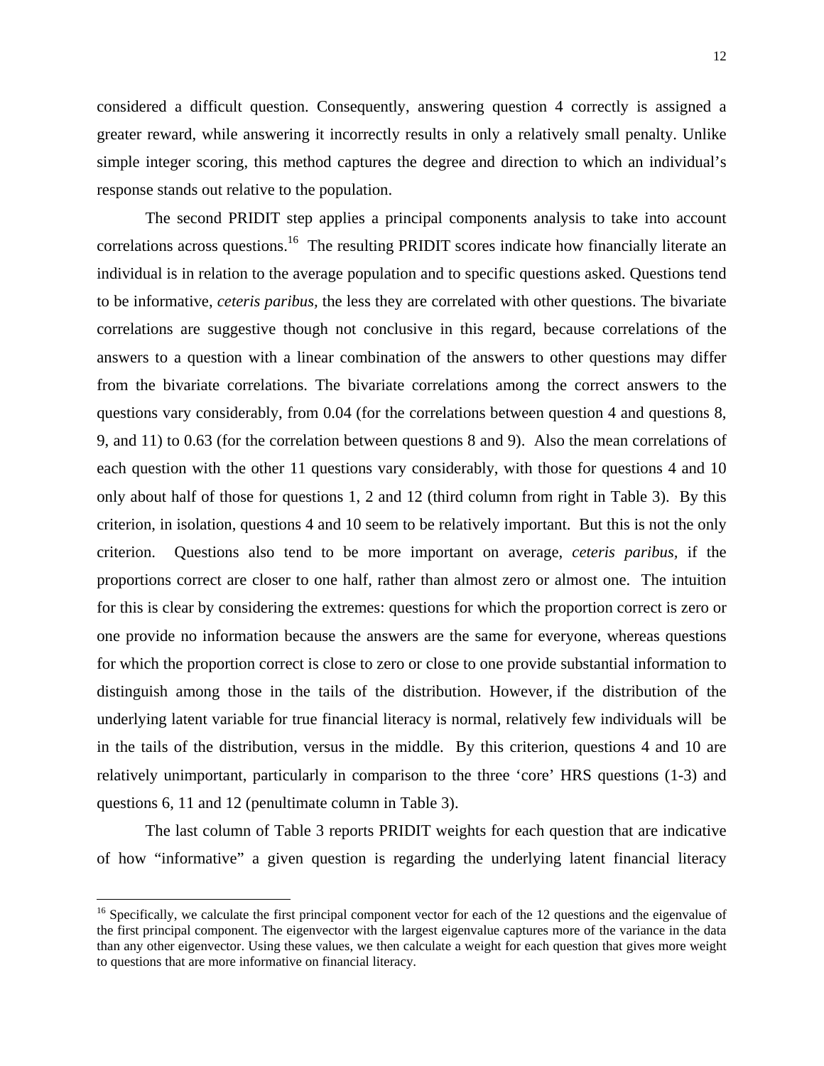considered a difficult question. Consequently, answering question 4 correctly is assigned a greater reward, while answering it incorrectly results in only a relatively small penalty. Unlike simple integer scoring, this method captures the degree and direction to which an individual's response stands out relative to the population.

The second PRIDIT step applies a principal components analysis to take into account correlations across questions.[16] The resulting PRIDIT scores indicate how financially literate an individual is in relation to the average population and to specific questions asked. Questions tend to be informative, *ceteris paribus,* the less they are correlated with other questions. The bivariate correlations are suggestive though not conclusive in this regard, because correlations of the answers to a question with a linear combination of the answers to other questions may differ from the bivariate correlations. The bivariate correlations among the correct answers to the questions vary considerably, from 0.04 (for the correlations between question 4 and questions 8, 9, and 11) to 0.63 (for the correlation between questions 8 and 9). Also the mean correlations of each question with the other 11 questions vary considerably, with those for questions 4 and 10 only about half of those for questions 1, 2 and 12 (third column from right in Table 3). By this criterion, in isolation, questions 4 and 10 seem to be relatively important. But this is not the only criterion. Questions also tend to be more important on average, *ceteris paribus*, if the proportions correct are closer to one half, rather than almost zero or almost one. The intuition for this is clear by considering the extremes: questions for which the proportion correct is zero or one provide no information because the answers are the same for everyone, whereas questions for which the proportion correct is close to zero or close to one provide substantial information to distinguish among those in the tails of the distribution. However, if the distribution of the underlying latent variable for true financial literacy is normal, relatively few individuals will be in the tails of the distribution, versus in the middle. By this criterion, questions 4 and 10 are relatively unimportant, particularly in comparison to the three 'core' HRS questions (1-3) and questions 6, 11 and 12 (penultimate column in Table 3).

The last column of Table 3 reports PRIDIT weights for each question that are indicative of how "informative" a given question is regarding the underlying latent financial literacy

[16] Specifically, we calculate the first principal component vector for each of the 12 questions and the eigenvalue of the first principal component. The eigenvector with the largest eigenvalue captures more of the variance in the data than any other eigenvector. Using these values, we then calculate a weight for each question that gives more weight to questions that are more informative on financial literacy.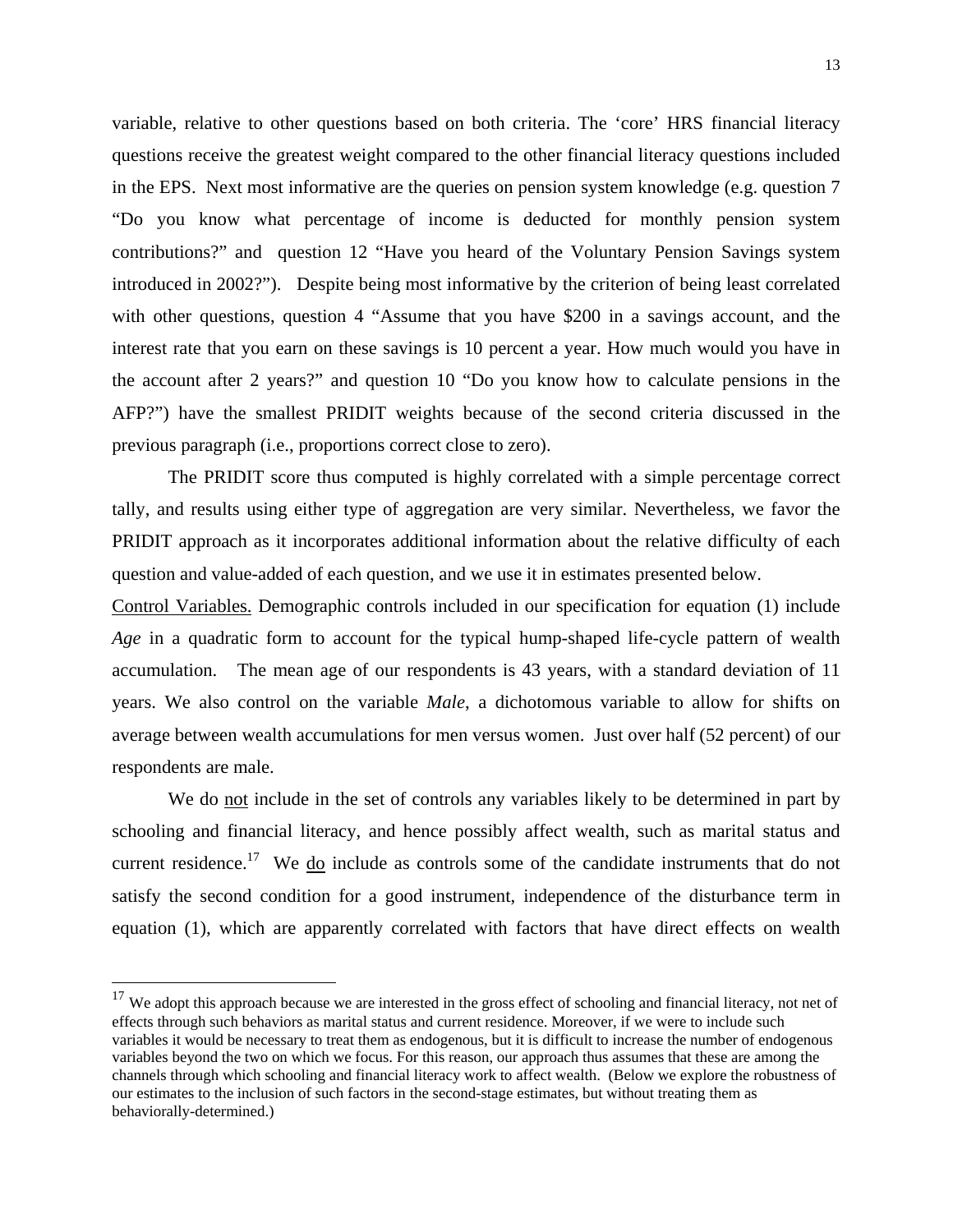variable, relative to other questions based on both criteria. The 'core' HRS financial literacy questions receive the greatest weight compared to the other financial literacy questions included in the EPS. Next most informative are the queries on pension system knowledge (e.g. question 7 "Do you know what percentage of income is deducted for monthly pension system contributions?" and question 12 "Have you heard of the Voluntary Pension Savings system introduced in 2002?"). Despite being most informative by the criterion of being least correlated with other questions, question 4 "Assume that you have $200 in a savings account, and the interest rate that you earn on these savings is 10 percent a year. How much would you have in the account after 2 years?" and question 10 "Do you know how to calculate pensions in the AFP?") have the smallest PRIDIT weights because of the second criteria discussed in the previous paragraph (i.e., proportions correct close to zero).

The PRIDIT score thus computed is highly correlated with a simple percentage correct tally, and results using either type of aggregation are very similar. Nevertheless, we favor the PRIDIT approach as it incorporates additional information about the relative difficulty of each question and value-added of each question, and we use it in estimates presented below.

Control Variables. Demographic controls included in our specification for equation (1) include *Age* in a quadratic form to account for the typical hump-shaped life-cycle pattern of wealth accumulation. The mean age of our respondents is 43 years, with a standard deviation of 11 years. We also control on the variable *Male*, a dichotomous variable to allow for shifts on average between wealth accumulations for men versus women. Just over half (52 percent) of our respondents are male.

We do not include in the set of controls any variables likely to be determined in part by schooling and financial literacy, and hence possibly affect wealth, such as marital status and current residence.[17] We do include as controls some of the candidate instruments that do not satisfy the second condition for a good instrument, independence of the disturbance term in equation (1), which are apparently correlated with factors that have direct effects on wealth

---

[17] We adopt this approach because we are interested in the gross effect of schooling and financial literacy, not net of effects through such behaviors as marital status and current residence. Moreover, if we were to include such variables it would be necessary to treat them as endogenous, but it is difficult to increase the number of endogenous variables beyond the two on which we focus. For this reason, our approach thus assumes that these are among the channels through which schooling and financial literacy work to affect wealth. (Below we explore the robustness of our estimates to the inclusion of such factors in the second-stage estimates, but without treating them as behaviorally-determined.)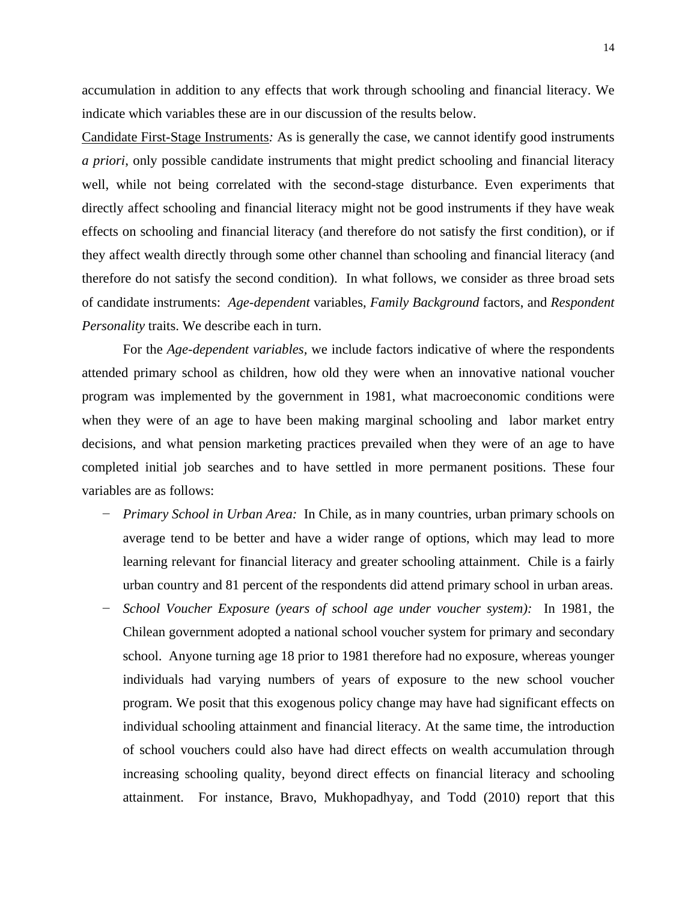accumulation in addition to any effects that work through schooling and financial literacy. We indicate which variables these are in our discussion of the results below.

<u>Candidate First-Stage Instruments</u>*:* As is generally the case, we cannot identify good instruments *a priori*, only possible candidate instruments that might predict schooling and financial literacy well, while not being correlated with the second-stage disturbance. Even experiments that directly affect schooling and financial literacy might not be good instruments if they have weak effects on schooling and financial literacy (and therefore do not satisfy the first condition), or if they affect wealth directly through some other channel than schooling and financial literacy (and therefore do not satisfy the second condition). In what follows, we consider as three broad sets of candidate instruments: *Age-dependent* variables, *Family Background* factors, and *Respondent Personality* traits. We describe each in turn.

For the *Age-dependent variables,* we include factors indicative of where the respondents attended primary school as children, how old they were when an innovative national voucher program was implemented by the government in 1981, what macroeconomic conditions were when they were of an age to have been making marginal schooling and labor market entry decisions, and what pension marketing practices prevailed when they were of an age to have completed initial job searches and to have settled in more permanent positions. These four variables are as follows:

- *Primary School in Urban Area:* In Chile, as in many countries, urban primary schools on average tend to be better and have a wider range of options, which may lead to more learning relevant for financial literacy and greater schooling attainment. Chile is a fairly urban country and 81 percent of the respondents did attend primary school in urban areas.
- *School Voucher Exposure (years of school age under voucher system):* In 1981, the Chilean government adopted a national school voucher system for primary and secondary school. Anyone turning age 18 prior to 1981 therefore had no exposure, whereas younger individuals had varying numbers of years of exposure to the new school voucher program. We posit that this exogenous policy change may have had significant effects on individual schooling attainment and financial literacy. At the same time, the introduction of school vouchers could also have had direct effects on wealth accumulation through increasing schooling quality, beyond direct effects on financial literacy and schooling attainment. For instance, Bravo, Mukhopadhyay, and Todd (2010) report that this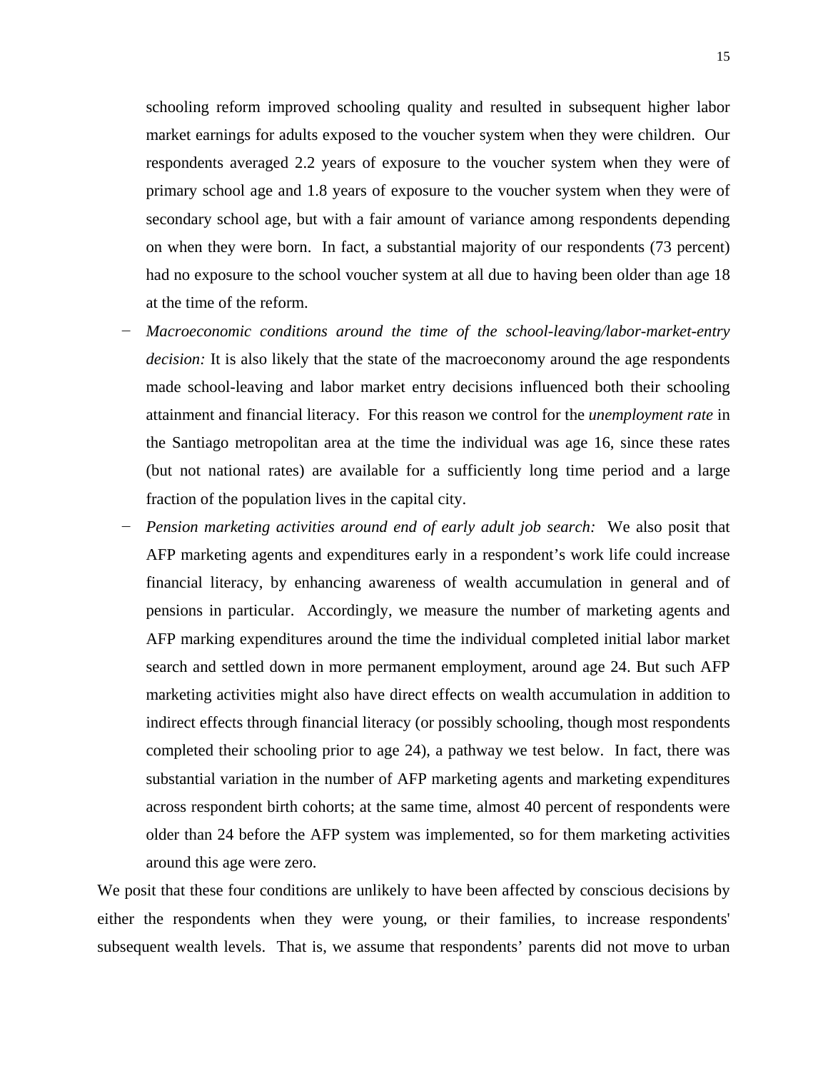schooling reform improved schooling quality and resulted in subsequent higher labor market earnings for adults exposed to the voucher system when they were children. Our respondents averaged 2.2 years of exposure to the voucher system when they were of primary school age and 1.8 years of exposure to the voucher system when they were of secondary school age, but with a fair amount of variance among respondents depending on when they were born. In fact, a substantial majority of our respondents (73 percent) had no exposure to the school voucher system at all due to having been older than age 18 at the time of the reform.

- *Macroeconomic conditions around the time of the school-leaving/labor-market-entry decision:* It is also likely that the state of the macroeconomy around the age respondents made school-leaving and labor market entry decisions influenced both their schooling attainment and financial literacy. For this reason we control for the *unemployment rate* in the Santiago metropolitan area at the time the individual was age 16, since these rates (but not national rates) are available for a sufficiently long time period and a large fraction of the population lives in the capital city.
- *Pension marketing activities around end of early adult job search:* We also posit that AFP marketing agents and expenditures early in a respondent's work life could increase financial literacy, by enhancing awareness of wealth accumulation in general and of pensions in particular. Accordingly, we measure the number of marketing agents and AFP marking expenditures around the time the individual completed initial labor market search and settled down in more permanent employment, around age 24. But such AFP marketing activities might also have direct effects on wealth accumulation in addition to indirect effects through financial literacy (or possibly schooling, though most respondents completed their schooling prior to age 24), a pathway we test below. In fact, there was substantial variation in the number of AFP marketing agents and marketing expenditures across respondent birth cohorts; at the same time, almost 40 percent of respondents were older than 24 before the AFP system was implemented, so for them marketing activities around this age were zero.

We posit that these four conditions are unlikely to have been affected by conscious decisions by either the respondents when they were young, or their families, to increase respondents' subsequent wealth levels. That is, we assume that respondents' parents did not move to urban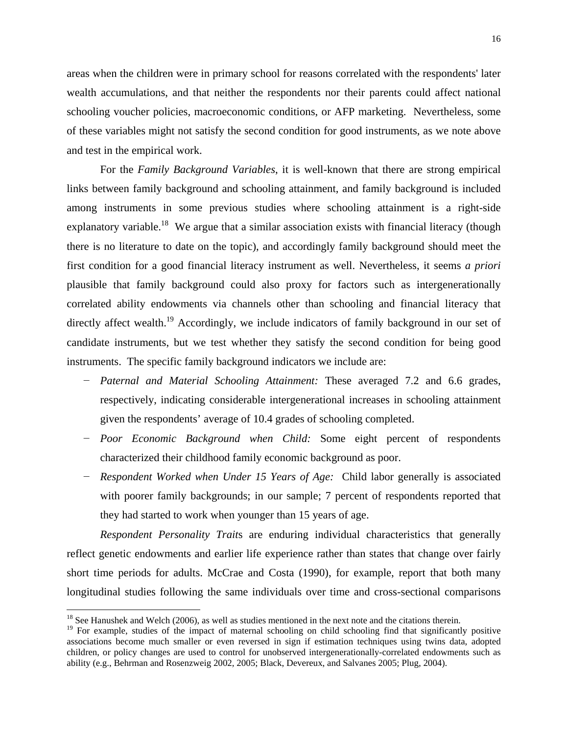areas when the children were in primary school for reasons correlated with the respondents' later wealth accumulations, and that neither the respondents nor their parents could affect national schooling voucher policies, macroeconomic conditions, or AFP marketing. Nevertheless, some of these variables might not satisfy the second condition for good instruments, as we note above and test in the empirical work.

For the *Family Background Variables*, it is well-known that there are strong empirical links between family background and schooling attainment, and family background is included among instruments in some previous studies where schooling attainment is a right-side explanatory variable.[18] We argue that a similar association exists with financial literacy (though there is no literature to date on the topic), and accordingly family background should meet the first condition for a good financial literacy instrument as well. Nevertheless, it seems *a priori* plausible that family background could also proxy for factors such as intergenerationally correlated ability endowments via channels other than schooling and financial literacy that directly affect wealth.[19] Accordingly, we include indicators of family background in our set of candidate instruments, but we test whether they satisfy the second condition for being good instruments. The specific family background indicators we include are:

- *Paternal and Material Schooling Attainment:* These averaged 7.2 and 6.6 grades, respectively, indicating considerable intergenerational increases in schooling attainment given the respondents' average of 10.4 grades of schooling completed.
- *Poor Economic Background when Child:* Some eight percent of respondents characterized their childhood family economic background as poor.
- *Respondent Worked when Under 15 Years of Age:* Child labor generally is associated with poorer family backgrounds; in our sample; 7 percent of respondents reported that they had started to work when younger than 15 years of age.

*Respondent Personality Trait*s are enduring individual characteristics that generally reflect genetic endowments and earlier life experience rather than states that change over fairly short time periods for adults. McCrae and Costa (1990), for example, report that both many longitudinal studies following the same individuals over time and cross-sectional comparisons

[18] See Hanushek and Welch (2006), as well as studies mentioned in the next note and the citations therein.

[19] For example, studies of the impact of maternal schooling on child schooling find that significantly positive associations become much smaller or even reversed in sign if estimation techniques using twins data, adopted children, or policy changes are used to control for unobserved intergenerationally-correlated endowments such as ability (e.g., Behrman and Rosenzweig 2002, 2005; Black, Devereux, and Salvanes 2005; Plug, 2004).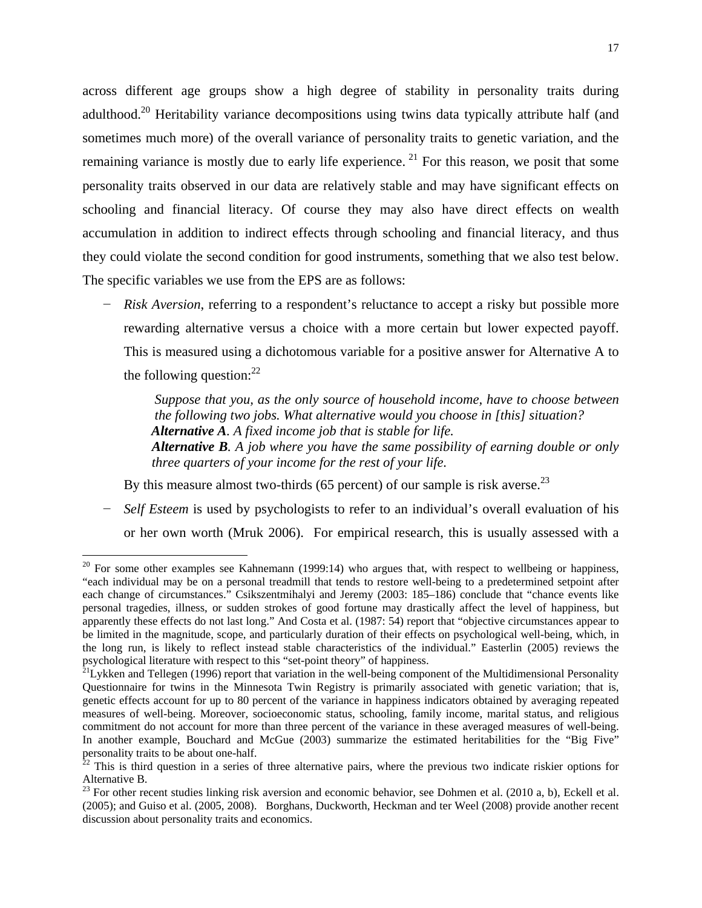across different age groups show a high degree of stability in personality traits during adulthood.[20] Heritability variance decompositions using twins data typically attribute half (and sometimes much more) of the overall variance of personality traits to genetic variation, and the remaining variance is mostly due to early life experience.[21] For this reason, we posit that some personality traits observed in our data are relatively stable and may have significant effects on schooling and financial literacy. Of course they may also have direct effects on wealth accumulation in addition to indirect effects through schooling and financial literacy, and thus they could violate the second condition for good instruments, something that we also test below. The specific variables we use from the EPS are as follows:

- *Risk Aversion*, referring to a respondent's reluctance to accept a risky but possible more rewarding alternative versus a choice with a more certain but lower expected payoff. This is measured using a dichotomous variable for a positive answer for Alternative A to the following question:[22]

  > *Suppose that you, as the only source of household income, have to choose between the following two jobs. What alternative would you choose in [this] situation?*
  > ***Alternative A**. A fixed income job that is stable for life.*
  > ***Alternative B**. A job where you have the same possibility of earning double or only three quarters of your income for the rest of your life.*

  By this measure almost two-thirds (65 percent) of our sample is risk averse.[23]

- *Self Esteem* is used by psychologists to refer to an individual's overall evaluation of his or her own worth (Mruk 2006). For empirical research, this is usually assessed with a

---

[20] For some other examples see Kahnemann (1999:14) who argues that, with respect to wellbeing or happiness, "each individual may be on a personal treadmill that tends to restore well-being to a predetermined setpoint after each change of circumstances." Csikszentmihalyi and Jeremy (2003: 185–186) conclude that "chance events like personal tragedies, illness, or sudden strokes of good fortune may drastically affect the level of happiness, but apparently these effects do not last long." And Costa et al. (1987: 54) report that "objective circumstances appear to be limited in the magnitude, scope, and particularly duration of their effects on psychological well-being, which, in the long run, is likely to reflect instead stable characteristics of the individual." Easterlin (2005) reviews the psychological literature with respect to this "set-point theory" of happiness.

[21] Lykken and Tellegen (1996) report that variation in the well-being component of the Multidimensional Personality Questionnaire for twins in the Minnesota Twin Registry is primarily associated with genetic variation; that is, genetic effects account for up to 80 percent of the variance in happiness indicators obtained by averaging repeated measures of well-being. Moreover, socioeconomic status, schooling, family income, marital status, and religious commitment do not account for more than three percent of the variance in these averaged measures of well-being. In another example, Bouchard and McGue (2003) summarize the estimated heritabilities for the "Big Five" personality traits to be about one-half.

[22] This is third question in a series of three alternative pairs, where the previous two indicate riskier options for Alternative B.

[23] For other recent studies linking risk aversion and economic behavior, see Dohmen et al. (2010 a, b), Eckell et al. (2005); and Guiso et al. (2005, 2008). Borghans, Duckworth, Heckman and ter Weel (2008) provide another recent discussion about personality traits and economics.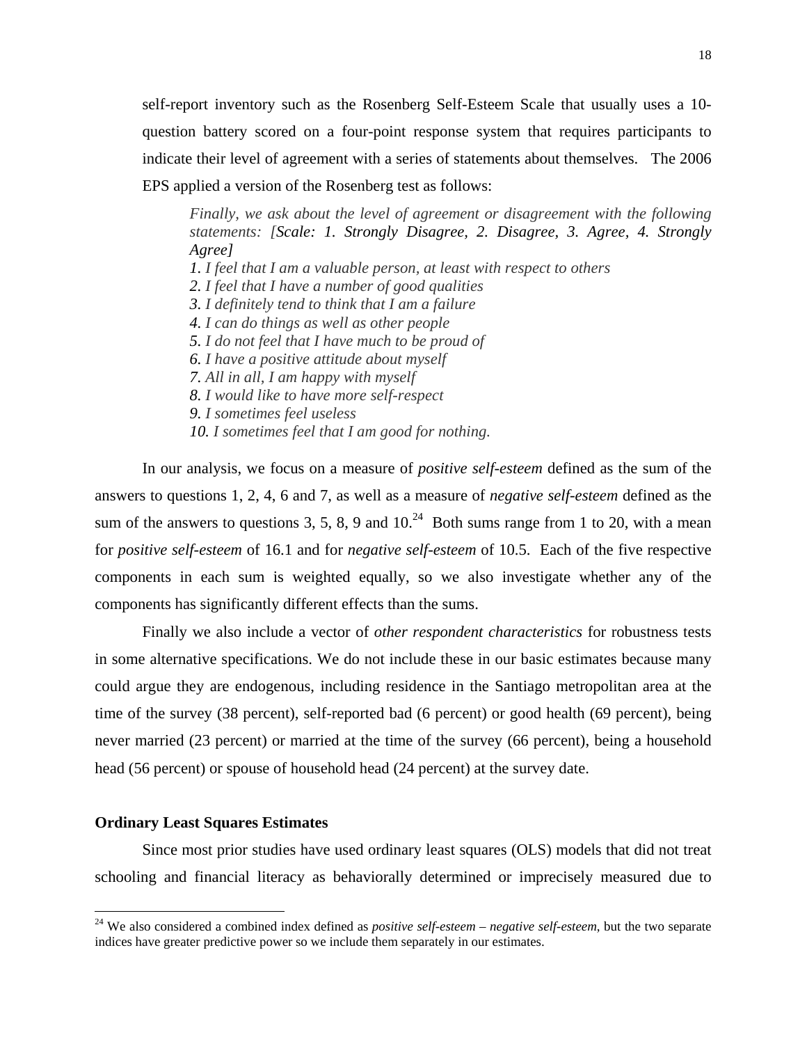self-report inventory such as the Rosenberg Self-Esteem Scale that usually uses a 10-question battery scored on a four-point response system that requires participants to indicate their level of agreement with a series of statements about themselves. The 2006 EPS applied a version of the Rosenberg test as follows:

> *Finally, we ask about the level of agreement or disagreement with the following statements: [Scale: 1. Strongly Disagree, 2. Disagree, 3. Agree, 4. Strongly Agree]*
>
> *1. I feel that I am a valuable person, at least with respect to others*
> *2. I feel that I have a number of good qualities*
> *3. I definitely tend to think that I am a failure*
> *4. I can do things as well as other people*
> *5. I do not feel that I have much to be proud of*
> *6. I have a positive attitude about myself*
> *7. All in all, I am happy with myself*
> *8. I would like to have more self-respect*
> *9. I sometimes feel useless*
> *10. I sometimes feel that I am good for nothing.*

In our analysis, we focus on a measure of *positive self-esteem* defined as the sum of the answers to questions 1, 2, 4, 6 and 7, as well as a measure of *negative self-esteem* defined as the sum of the answers to questions 3, 5, 8, 9 and 10.[24] Both sums range from 1 to 20, with a mean for *positive self-esteem* of 16.1 and for *negative self-esteem* of 10.5. Each of the five respective components in each sum is weighted equally, so we also investigate whether any of the components has significantly different effects than the sums.

Finally we also include a vector of *other respondent characteristics* for robustness tests in some alternative specifications. We do not include these in our basic estimates because many could argue they are endogenous, including residence in the Santiago metropolitan area at the time of the survey (38 percent), self-reported bad (6 percent) or good health (69 percent), being never married (23 percent) or married at the time of the survey (66 percent), being a household head (56 percent) or spouse of household head (24 percent) at the survey date.

**Ordinary Least Squares Estimates**

Since most prior studies have used ordinary least squares (OLS) models that did not treat schooling and financial literacy as behaviorally determined or imprecisely measured due to

[24] We also considered a combined index defined as *positive self-esteem – negative self-esteem*, but the two separate indices have greater predictive power so we include them separately in our estimates.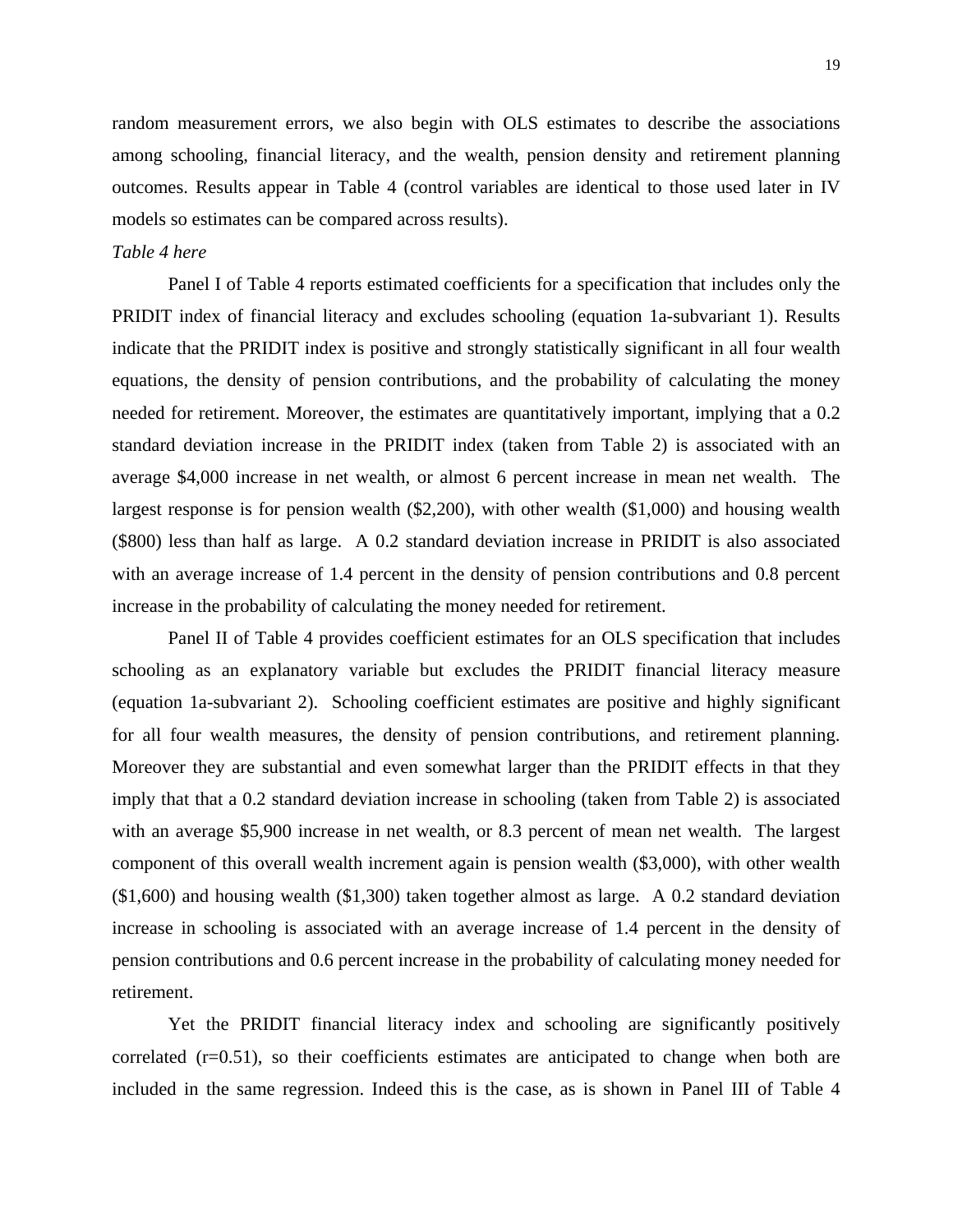random measurement errors, we also begin with OLS estimates to describe the associations among schooling, financial literacy, and the wealth, pension density and retirement planning outcomes. Results appear in Table 4 (control variables are identical to those used later in IV models so estimates can be compared across results).

*Table 4 here*

Panel I of Table 4 reports estimated coefficients for a specification that includes only the PRIDIT index of financial literacy and excludes schooling (equation 1a-subvariant 1). Results indicate that the PRIDIT index is positive and strongly statistically significant in all four wealth equations, the density of pension contributions, and the probability of calculating the money needed for retirement. Moreover, the estimates are quantitatively important, implying that a 0.2 standard deviation increase in the PRIDIT index (taken from Table 2) is associated with an average $4,000 increase in net wealth, or almost 6 percent increase in mean net wealth. The largest response is for pension wealth ($2,200), with other wealth ($1,000) and housing wealth ($800) less than half as large. A 0.2 standard deviation increase in PRIDIT is also associated with an average increase of 1.4 percent in the density of pension contributions and 0.8 percent increase in the probability of calculating the money needed for retirement.

Panel II of Table 4 provides coefficient estimates for an OLS specification that includes schooling as an explanatory variable but excludes the PRIDIT financial literacy measure (equation 1a-subvariant 2). Schooling coefficient estimates are positive and highly significant for all four wealth measures, the density of pension contributions, and retirement planning. Moreover they are substantial and even somewhat larger than the PRIDIT effects in that they imply that that a 0.2 standard deviation increase in schooling (taken from Table 2) is associated with an average $5,900 increase in net wealth, or 8.3 percent of mean net wealth. The largest component of this overall wealth increment again is pension wealth ($3,000), with other wealth ($1,600) and housing wealth ($1,300) taken together almost as large. A 0.2 standard deviation increase in schooling is associated with an average increase of 1.4 percent in the density of pension contributions and 0.6 percent increase in the probability of calculating money needed for retirement.

Yet the PRIDIT financial literacy index and schooling are significantly positively correlated (r=0.51), so their coefficients estimates are anticipated to change when both are included in the same regression. Indeed this is the case, as is shown in Panel III of Table 4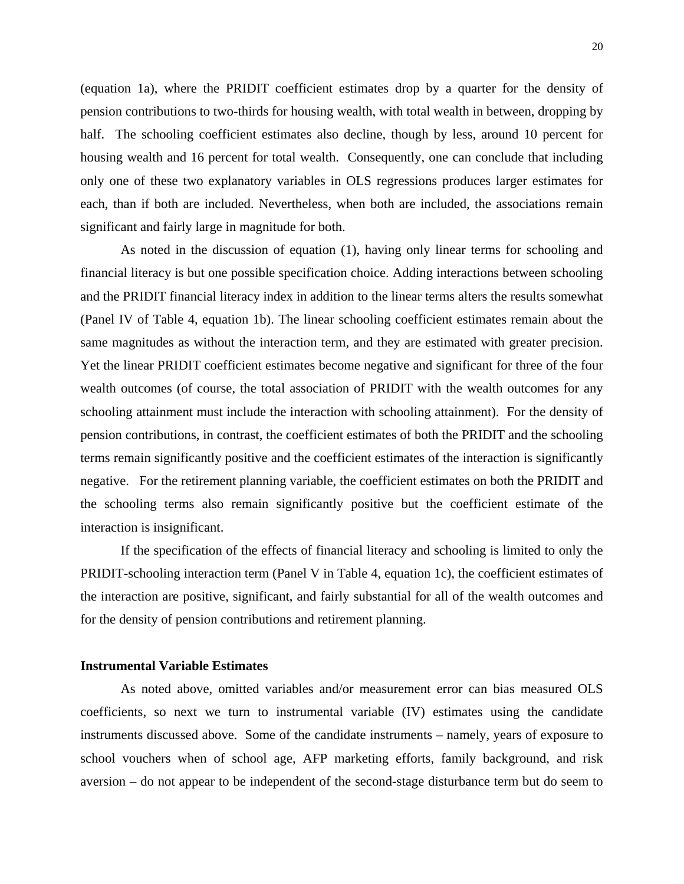(equation 1a), where the PRIDIT coefficient estimates drop by a quarter for the density of pension contributions to two-thirds for housing wealth, with total wealth in between, dropping by half. The schooling coefficient estimates also decline, though by less, around 10 percent for housing wealth and 16 percent for total wealth. Consequently, one can conclude that including only one of these two explanatory variables in OLS regressions produces larger estimates for each, than if both are included. Nevertheless, when both are included, the associations remain significant and fairly large in magnitude for both.

As noted in the discussion of equation (1), having only linear terms for schooling and financial literacy is but one possible specification choice. Adding interactions between schooling and the PRIDIT financial literacy index in addition to the linear terms alters the results somewhat (Panel IV of Table 4, equation 1b). The linear schooling coefficient estimates remain about the same magnitudes as without the interaction term, and they are estimated with greater precision. Yet the linear PRIDIT coefficient estimates become negative and significant for three of the four wealth outcomes (of course, the total association of PRIDIT with the wealth outcomes for any schooling attainment must include the interaction with schooling attainment). For the density of pension contributions, in contrast, the coefficient estimates of both the PRIDIT and the schooling terms remain significantly positive and the coefficient estimates of the interaction is significantly negative. For the retirement planning variable, the coefficient estimates on both the PRIDIT and the schooling terms also remain significantly positive but the coefficient estimate of the interaction is insignificant.

If the specification of the effects of financial literacy and schooling is limited to only the PRIDIT-schooling interaction term (Panel V in Table 4, equation 1c), the coefficient estimates of the interaction are positive, significant, and fairly substantial for all of the wealth outcomes and for the density of pension contributions and retirement planning.

### Instrumental Variable Estimates

As noted above, omitted variables and/or measurement error can bias measured OLS coefficients, so next we turn to instrumental variable (IV) estimates using the candidate instruments discussed above. Some of the candidate instruments – namely, years of exposure to school vouchers when of school age, AFP marketing efforts, family background, and risk aversion – do not appear to be independent of the second-stage disturbance term but do seem to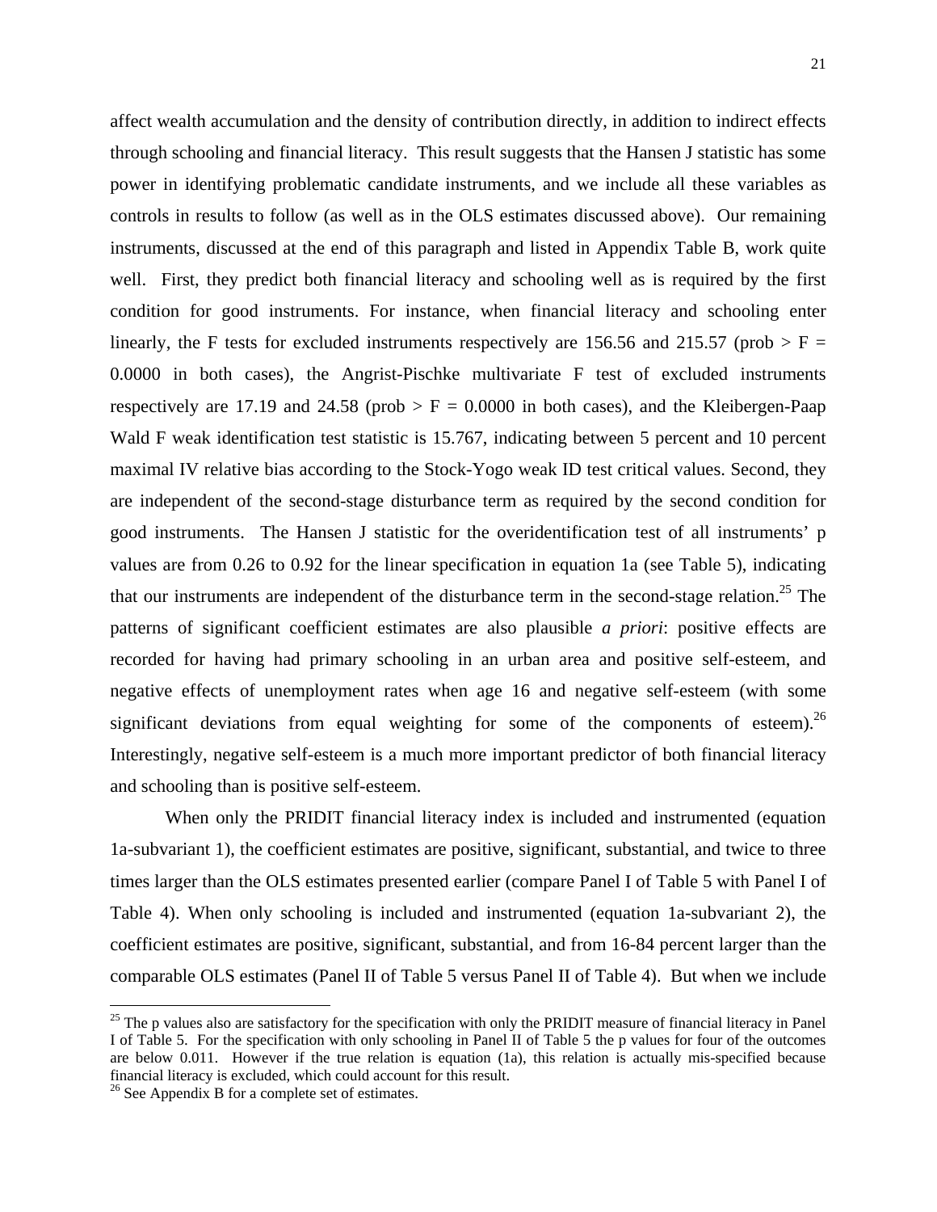affect wealth accumulation and the density of contribution directly, in addition to indirect effects through schooling and financial literacy. This result suggests that the Hansen J statistic has some power in identifying problematic candidate instruments, and we include all these variables as controls in results to follow (as well as in the OLS estimates discussed above). Our remaining instruments, discussed at the end of this paragraph and listed in Appendix Table B, work quite well. First, they predict both financial literacy and schooling well as is required by the first condition for good instruments. For instance, when financial literacy and schooling enter linearly, the F tests for excluded instruments respectively are 156.56 and 215.57 (prob > F = 0.0000 in both cases), the Angrist-Pischke multivariate F test of excluded instruments respectively are 17.19 and 24.58 (prob > F = 0.0000 in both cases), and the Kleibergen-Paap Wald F weak identification test statistic is 15.767, indicating between 5 percent and 10 percent maximal IV relative bias according to the Stock-Yogo weak ID test critical values. Second, they are independent of the second-stage disturbance term as required by the second condition for good instruments. The Hansen J statistic for the overidentification test of all instruments' p values are from 0.26 to 0.92 for the linear specification in equation 1a (see Table 5), indicating that our instruments are independent of the disturbance term in the second-stage relation.[25] The patterns of significant coefficient estimates are also plausible *a priori*: positive effects are recorded for having had primary schooling in an urban area and positive self-esteem, and negative effects of unemployment rates when age 16 and negative self-esteem (with some significant deviations from equal weighting for some of the components of esteem).[26] Interestingly, negative self-esteem is a much more important predictor of both financial literacy and schooling than is positive self-esteem.

When only the PRIDIT financial literacy index is included and instrumented (equation 1a-subvariant 1), the coefficient estimates are positive, significant, substantial, and twice to three times larger than the OLS estimates presented earlier (compare Panel I of Table 5 with Panel I of Table 4). When only schooling is included and instrumented (equation 1a-subvariant 2), the coefficient estimates are positive, significant, substantial, and from 16-84 percent larger than the comparable OLS estimates (Panel II of Table 5 versus Panel II of Table 4). But when we include

---

[25] The p values also are satisfactory for the specification with only the PRIDIT measure of financial literacy in Panel I of Table 5. For the specification with only schooling in Panel II of Table 5 the p values for four of the outcomes are below 0.011. However if the true relation is equation (1a), this relation is actually mis-specified because financial literacy is excluded, which could account for this result.

[26] See Appendix B for a complete set of estimates.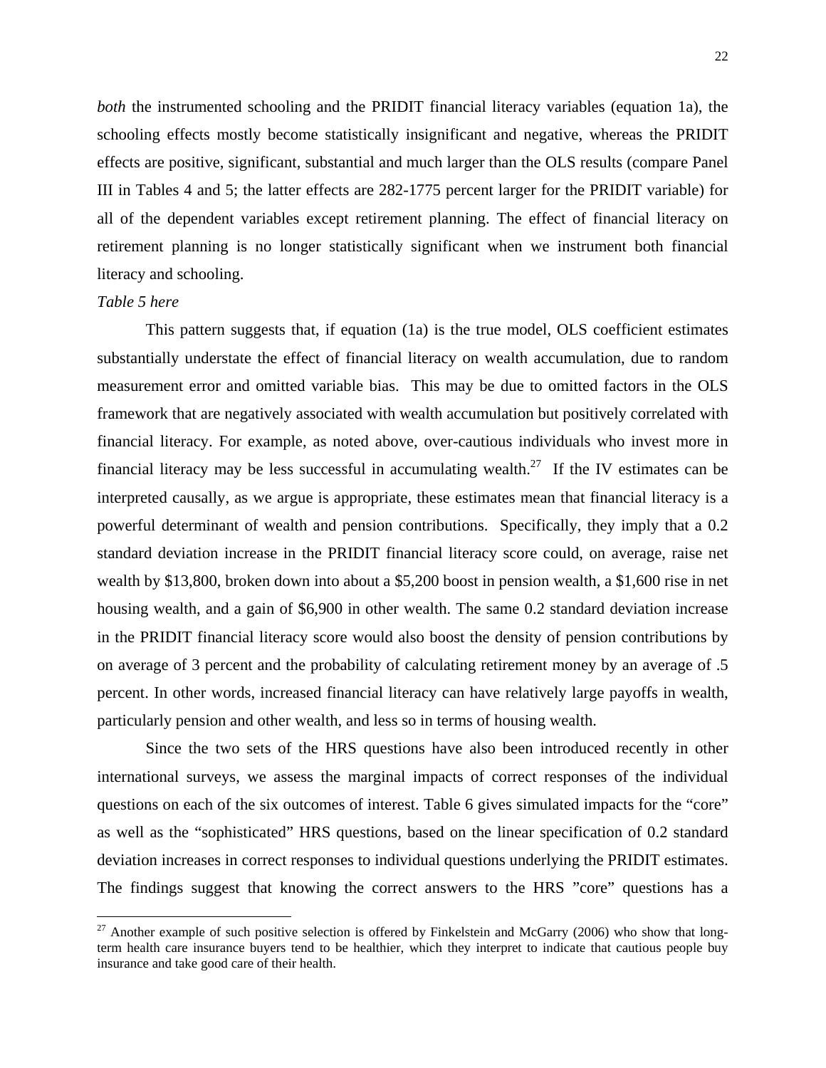*both* the instrumented schooling and the PRIDIT financial literacy variables (equation 1a), the schooling effects mostly become statistically insignificant and negative, whereas the PRIDIT effects are positive, significant, substantial and much larger than the OLS results (compare Panel III in Tables 4 and 5; the latter effects are 282-1775 percent larger for the PRIDIT variable) for all of the dependent variables except retirement planning. The effect of financial literacy on retirement planning is no longer statistically significant when we instrument both financial literacy and schooling.

*Table 5 here*

This pattern suggests that, if equation (1a) is the true model, OLS coefficient estimates substantially understate the effect of financial literacy on wealth accumulation, due to random measurement error and omitted variable bias. This may be due to omitted factors in the OLS framework that are negatively associated with wealth accumulation but positively correlated with financial literacy. For example, as noted above, over-cautious individuals who invest more in financial literacy may be less successful in accumulating wealth.[27] If the IV estimates can be interpreted causally, as we argue is appropriate, these estimates mean that financial literacy is a powerful determinant of wealth and pension contributions. Specifically, they imply that a 0.2 standard deviation increase in the PRIDIT financial literacy score could, on average, raise net wealth by $13,800, broken down into about a $5,200 boost in pension wealth, a $1,600 rise in net housing wealth, and a gain of $6,900 in other wealth. The same 0.2 standard deviation increase in the PRIDIT financial literacy score would also boost the density of pension contributions by on average of 3 percent and the probability of calculating retirement money by an average of .5 percent. In other words, increased financial literacy can have relatively large payoffs in wealth, particularly pension and other wealth, and less so in terms of housing wealth.

Since the two sets of the HRS questions have also been introduced recently in other international surveys, we assess the marginal impacts of correct responses of the individual questions on each of the six outcomes of interest. Table 6 gives simulated impacts for the "core" as well as the "sophisticated" HRS questions, based on the linear specification of 0.2 standard deviation increases in correct responses to individual questions underlying the PRIDIT estimates. The findings suggest that knowing the correct answers to the HRS "core" questions has a

[27] Another example of such positive selection is offered by Finkelstein and McGarry (2006) who show that long-term health care insurance buyers tend to be healthier, which they interpret to indicate that cautious people buy insurance and take good care of their health.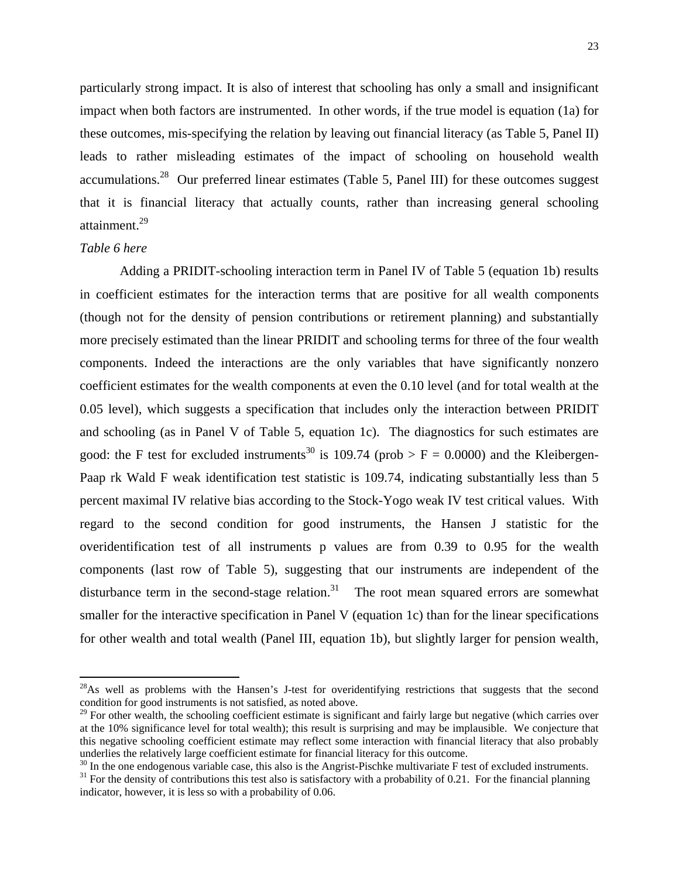particularly strong impact. It is also of interest that schooling has only a small and insignificant impact when both factors are instrumented. In other words, if the true model is equation (1a) for these outcomes, mis-specifying the relation by leaving out financial literacy (as Table 5, Panel II) leads to rather misleading estimates of the impact of schooling on household wealth accumulations.[28] Our preferred linear estimates (Table 5, Panel III) for these outcomes suggest that it is financial literacy that actually counts, rather than increasing general schooling attainment.[29]

*Table 6 here*

Adding a PRIDIT-schooling interaction term in Panel IV of Table 5 (equation 1b) results in coefficient estimates for the interaction terms that are positive for all wealth components (though not for the density of pension contributions or retirement planning) and substantially more precisely estimated than the linear PRIDIT and schooling terms for three of the four wealth components. Indeed the interactions are the only variables that have significantly nonzero coefficient estimates for the wealth components at even the 0.10 level (and for total wealth at the 0.05 level), which suggests a specification that includes only the interaction between PRIDIT and schooling (as in Panel V of Table 5, equation 1c). The diagnostics for such estimates are good: the F test for excluded instruments[30] is 109.74 (prob > F = 0.0000) and the Kleibergen-Paap rk Wald F weak identification test statistic is 109.74, indicating substantially less than 5 percent maximal IV relative bias according to the Stock-Yogo weak IV test critical values. With regard to the second condition for good instruments, the Hansen J statistic for the overidentification test of all instruments p values are from 0.39 to 0.95 for the wealth components (last row of Table 5), suggesting that our instruments are independent of the disturbance term in the second-stage relation.[31] The root mean squared errors are somewhat smaller for the interactive specification in Panel V (equation 1c) than for the linear specifications for other wealth and total wealth (Panel III, equation 1b), but slightly larger for pension wealth,

---

[28] As well as problems with the Hansen's J-test for overidentifying restrictions that suggests that the second condition for good instruments is not satisfied, as noted above.

[29] For other wealth, the schooling coefficient estimate is significant and fairly large but negative (which carries over at the 10% significance level for total wealth); this result is surprising and may be implausible. We conjecture that this negative schooling coefficient estimate may reflect some interaction with financial literacy that also probably underlies the relatively large coefficient estimate for financial literacy for this outcome.

[30] In the one endogenous variable case, this also is the Angrist-Pischke multivariate F test of excluded instruments.

[31] For the density of contributions this test also is satisfactory with a probability of 0.21. For the financial planning indicator, however, it is less so with a probability of 0.06.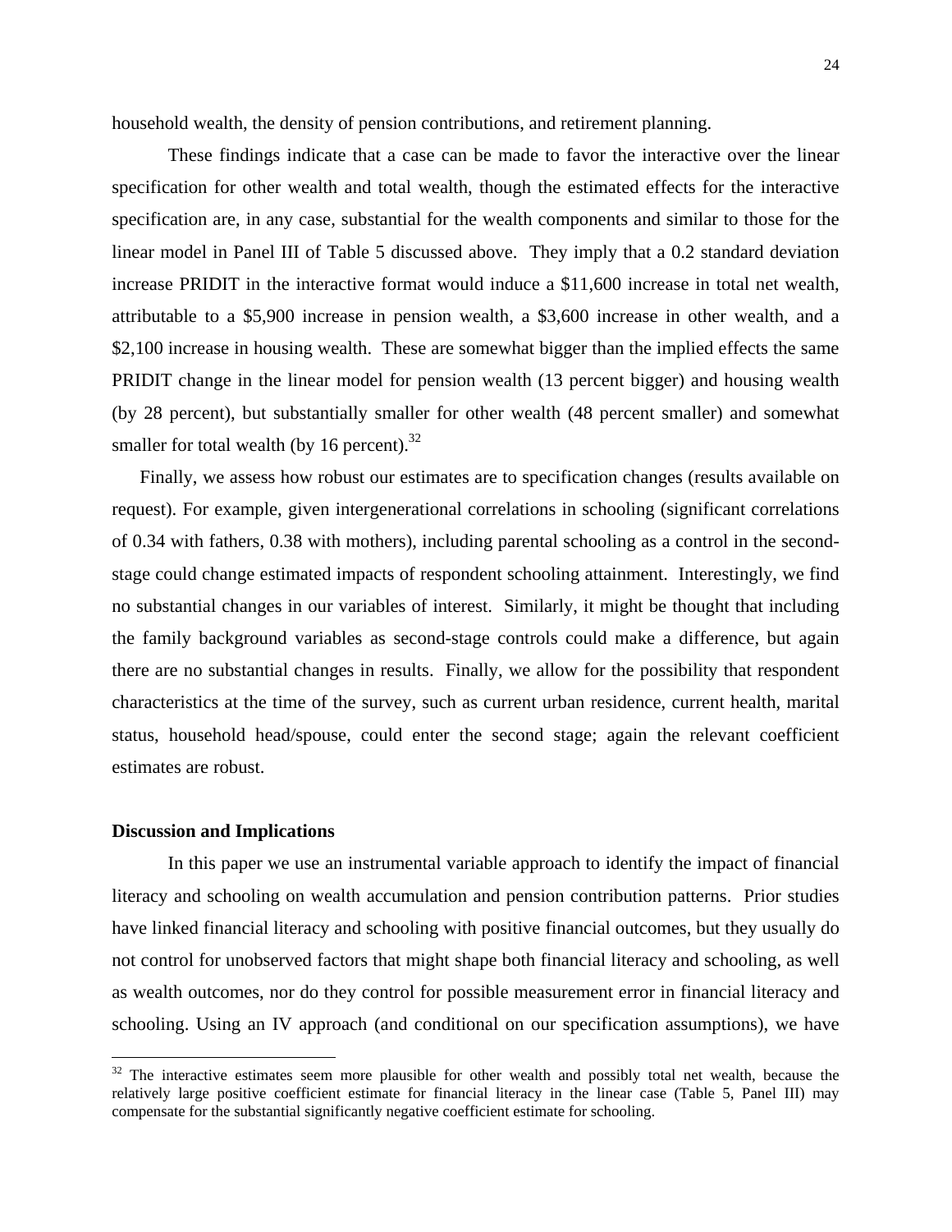household wealth, the density of pension contributions, and retirement planning.

These findings indicate that a case can be made to favor the interactive over the linear specification for other wealth and total wealth, though the estimated effects for the interactive specification are, in any case, substantial for the wealth components and similar to those for the linear model in Panel III of Table 5 discussed above. They imply that a 0.2 standard deviation increase PRIDIT in the interactive format would induce a \$11,600 increase in total net wealth, attributable to a \$5,900 increase in pension wealth, a \$3,600 increase in other wealth, and a \$2,100 increase in housing wealth. These are somewhat bigger than the implied effects the same PRIDIT change in the linear model for pension wealth (13 percent bigger) and housing wealth (by 28 percent), but substantially smaller for other wealth (48 percent smaller) and somewhat smaller for total wealth (by 16 percent).[32]

Finally, we assess how robust our estimates are to specification changes (results available on request). For example, given intergenerational correlations in schooling (significant correlations of 0.34 with fathers, 0.38 with mothers), including parental schooling as a control in the second-stage could change estimated impacts of respondent schooling attainment. Interestingly, we find no substantial changes in our variables of interest. Similarly, it might be thought that including the family background variables as second-stage controls could make a difference, but again there are no substantial changes in results. Finally, we allow for the possibility that respondent characteristics at the time of the survey, such as current urban residence, current health, marital status, household head/spouse, could enter the second stage; again the relevant coefficient estimates are robust.

**Discussion and Implications**

In this paper we use an instrumental variable approach to identify the impact of financial literacy and schooling on wealth accumulation and pension contribution patterns. Prior studies have linked financial literacy and schooling with positive financial outcomes, but they usually do not control for unobserved factors that might shape both financial literacy and schooling, as well as wealth outcomes, nor do they control for possible measurement error in financial literacy and schooling. Using an IV approach (and conditional on our specification assumptions), we have

[32] The interactive estimates seem more plausible for other wealth and possibly total net wealth, because the relatively large positive coefficient estimate for financial literacy in the linear case (Table 5, Panel III) may compensate for the substantial significantly negative coefficient estimate for schooling.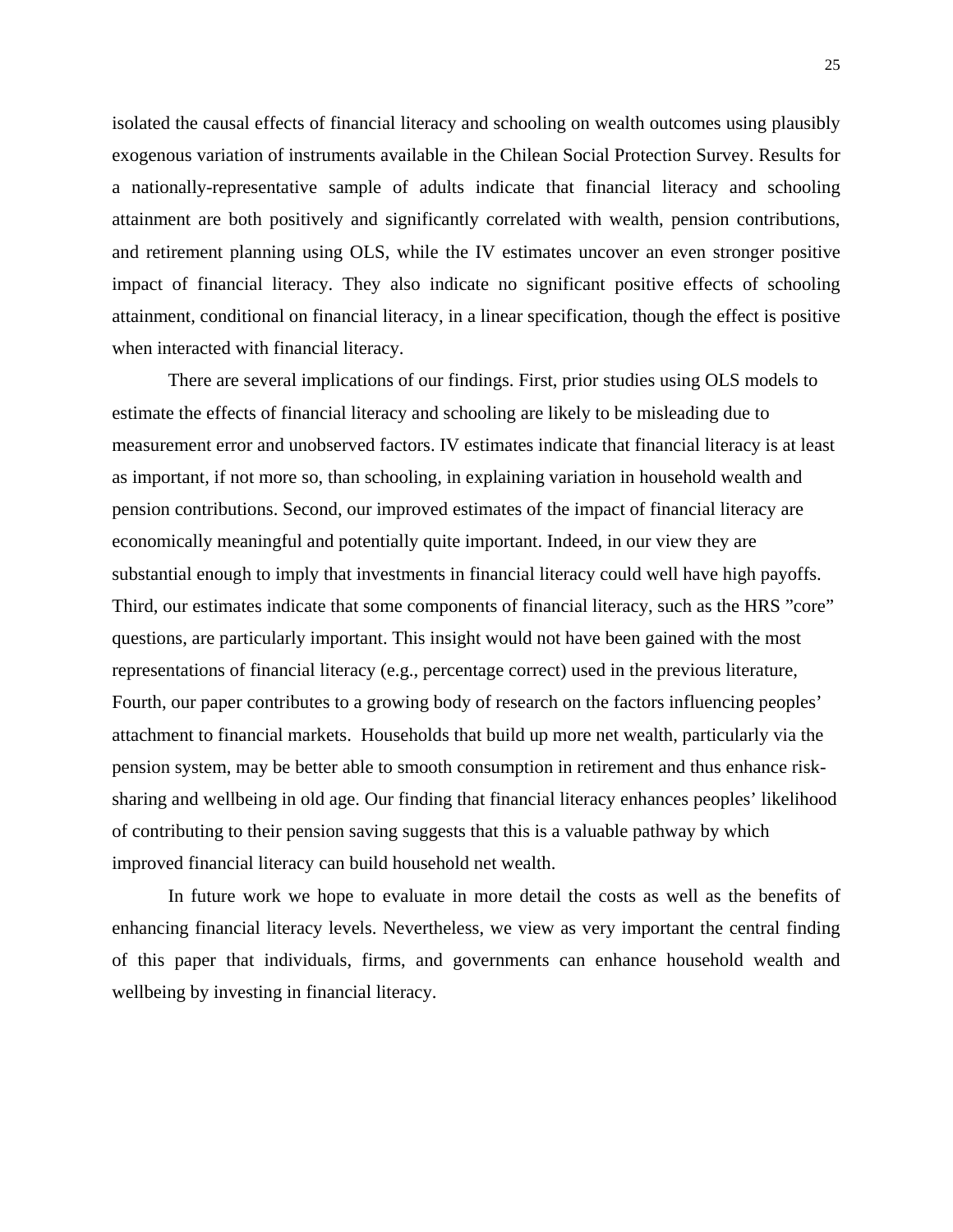isolated the causal effects of financial literacy and schooling on wealth outcomes using plausibly exogenous variation of instruments available in the Chilean Social Protection Survey. Results for a nationally-representative sample of adults indicate that financial literacy and schooling attainment are both positively and significantly correlated with wealth, pension contributions, and retirement planning using OLS, while the IV estimates uncover an even stronger positive impact of financial literacy. They also indicate no significant positive effects of schooling attainment, conditional on financial literacy, in a linear specification, though the effect is positive when interacted with financial literacy.

There are several implications of our findings. First, prior studies using OLS models to estimate the effects of financial literacy and schooling are likely to be misleading due to measurement error and unobserved factors. IV estimates indicate that financial literacy is at least as important, if not more so, than schooling, in explaining variation in household wealth and pension contributions. Second, our improved estimates of the impact of financial literacy are economically meaningful and potentially quite important. Indeed, in our view they are substantial enough to imply that investments in financial literacy could well have high payoffs. Third, our estimates indicate that some components of financial literacy, such as the HRS "core" questions, are particularly important. This insight would not have been gained with the most representations of financial literacy (e.g., percentage correct) used in the previous literature, Fourth, our paper contributes to a growing body of research on the factors influencing peoples' attachment to financial markets. Households that build up more net wealth, particularly via the pension system, may be better able to smooth consumption in retirement and thus enhance risk-sharing and wellbeing in old age. Our finding that financial literacy enhances peoples' likelihood of contributing to their pension saving suggests that this is a valuable pathway by which improved financial literacy can build household net wealth.

In future work we hope to evaluate in more detail the costs as well as the benefits of enhancing financial literacy levels. Nevertheless, we view as very important the central finding of this paper that individuals, firms, and governments can enhance household wealth and wellbeing by investing in financial literacy.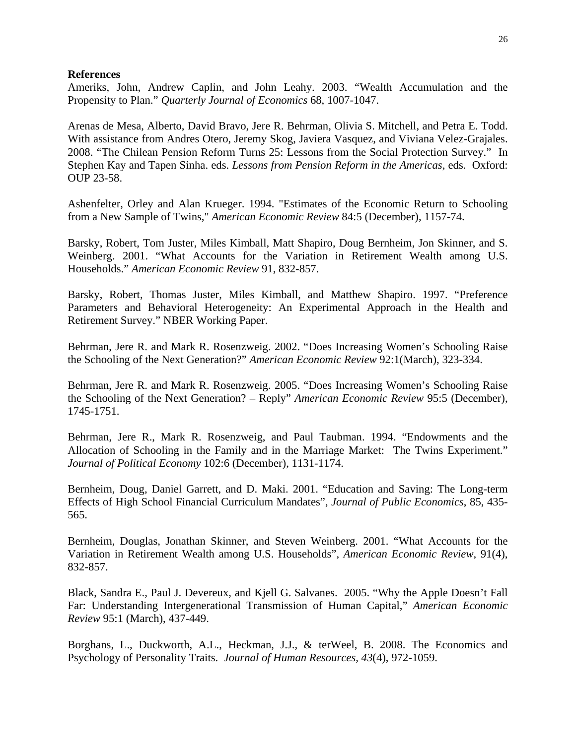**References**

Ameriks, John, Andrew Caplin, and John Leahy. 2003. "Wealth Accumulation and the Propensity to Plan." *Quarterly Journal of Economics* 68, 1007-1047.

Arenas de Mesa, Alberto, David Bravo, Jere R. Behrman, Olivia S. Mitchell, and Petra E. Todd. With assistance from Andres Otero, Jeremy Skog, Javiera Vasquez, and Viviana Velez-Grajales. 2008. "The Chilean Pension Reform Turns 25: Lessons from the Social Protection Survey." In Stephen Kay and Tapen Sinha. eds. *Lessons from Pension Reform in the Americas*, eds. Oxford: OUP 23-58.

Ashenfelter, Orley and Alan Krueger. 1994. "Estimates of the Economic Return to Schooling from a New Sample of Twins," *American Economic Review* 84:5 (December), 1157-74.

Barsky, Robert, Tom Juster, Miles Kimball, Matt Shapiro, Doug Bernheim, Jon Skinner, and S. Weinberg. 2001. "What Accounts for the Variation in Retirement Wealth among U.S. Households." *American Economic Review* 91, 832-857.

Barsky, Robert, Thomas Juster, Miles Kimball, and Matthew Shapiro. 1997. "Preference Parameters and Behavioral Heterogeneity: An Experimental Approach in the Health and Retirement Survey." NBER Working Paper.

Behrman, Jere R. and Mark R. Rosenzweig. 2002. "Does Increasing Women's Schooling Raise the Schooling of the Next Generation?" *American Economic Review* 92:1(March), 323-334.

Behrman, Jere R. and Mark R. Rosenzweig. 2005. "Does Increasing Women's Schooling Raise the Schooling of the Next Generation? – Reply" *American Economic Review* 95:5 (December), 1745-1751.

Behrman, Jere R., Mark R. Rosenzweig, and Paul Taubman. 1994. "Endowments and the Allocation of Schooling in the Family and in the Marriage Market: The Twins Experiment." *Journal of Political Economy* 102:6 (December), 1131-1174.

Bernheim, Doug, Daniel Garrett, and D. Maki. 2001. "Education and Saving: The Long-term Effects of High School Financial Curriculum Mandates", *Journal of Public Economics*, 85, 435-565.

Bernheim, Douglas, Jonathan Skinner, and Steven Weinberg. 2001. "What Accounts for the Variation in Retirement Wealth among U.S. Households", *American Economic Review*, 91(4), 832-857.

Black, Sandra E., Paul J. Devereux, and Kjell G. Salvanes. 2005. "Why the Apple Doesn't Fall Far: Understanding Intergenerational Transmission of Human Capital," *American Economic Review* 95:1 (March), 437-449.

Borghans, L., Duckworth, A.L., Heckman, J.J., & terWeel, B. 2008. The Economics and Psychology of Personality Traits. *Journal of Human Resources, 43*(4), 972-1059.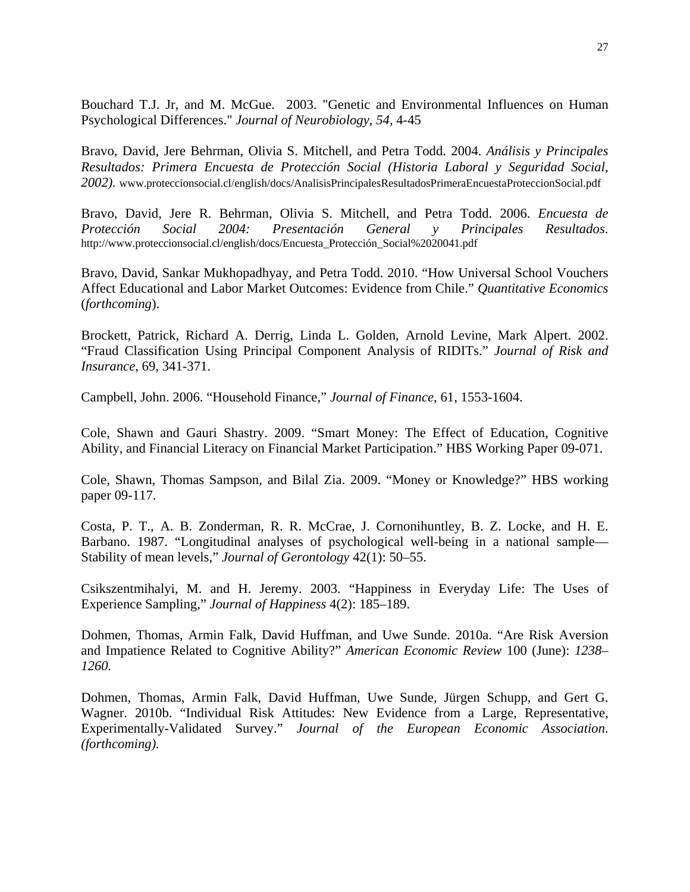Bouchard T.J. Jr, and M. McGue. 2003. "Genetic and Environmental Influences on Human Psychological Differences." *Journal of Neurobiology*, *54*, 4-45

Bravo, David, Jere Behrman, Olivia S. Mitchell, and Petra Todd. 2004. *Análisis y Principales Resultados: Primera Encuesta de Protección Social (Historia Laboral y Seguridad Social, 2002).* www.proteccionsocial.cl/english/docs/AnalisisPrincipalesResultadosPrimeraEncuestaProteccionSocial.pdf

Bravo, David, Jere R. Behrman, Olivia S. Mitchell, and Petra Todd. 2006. *Encuesta de Protección Social 2004: Presentación General y Principales Resultados*. http://www.proteccionsocial.cl/english/docs/Encuesta_Protección_Social%2020041.pdf

Bravo, David, Sankar Mukhopadhyay, and Petra Todd. 2010. "How Universal School Vouchers Affect Educational and Labor Market Outcomes: Evidence from Chile." *Quantitative Economics* (*forthcoming*).

Brockett, Patrick, Richard A. Derrig, Linda L. Golden, Arnold Levine, Mark Alpert. 2002. "Fraud Classification Using Principal Component Analysis of RIDITs." *Journal of Risk and Insurance*, 69, 341-371.

Campbell, John. 2006. "Household Finance," *Journal of Finance*, 61, 1553-1604.

Cole, Shawn and Gauri Shastry. 2009. "Smart Money: The Effect of Education, Cognitive Ability, and Financial Literacy on Financial Market Participation." HBS Working Paper 09-071.

Cole, Shawn, Thomas Sampson, and Bilal Zia. 2009. "Money or Knowledge?" HBS working paper 09-117.

Costa, P. T., A. B. Zonderman, R. R. McCrae, J. Cornonihuntley, B. Z. Locke, and H. E. Barbano. 1987. "Longitudinal analyses of psychological well-being in a national sample—Stability of mean levels," *Journal of Gerontology* 42(1): 50–55.

Csikszentmihalyi, M. and H. Jeremy. 2003. "Happiness in Everyday Life: The Uses of Experience Sampling," *Journal of Happiness* 4(2): 185–189.

Dohmen, Thomas, Armin Falk, David Huffman, and Uwe Sunde. 2010a. "Are Risk Aversion and Impatience Related to Cognitive Ability?" *American Economic Review* 100 (June): *1238–1260.*

Dohmen, Thomas, Armin Falk, David Huffman, Uwe Sunde, Jürgen Schupp, and Gert G. Wagner. 2010b. "Individual Risk Attitudes: New Evidence from a Large, Representative, Experimentally-Validated Survey." *Journal of the European Economic Association*. *(forthcoming).*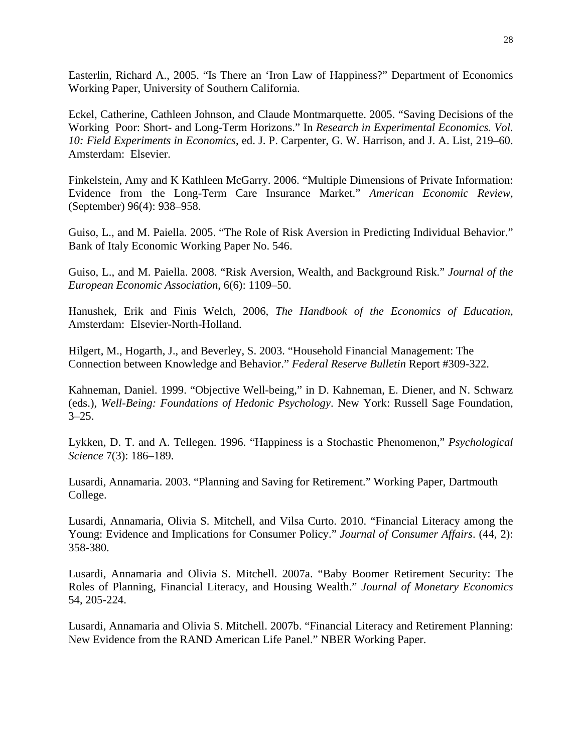Easterlin, Richard A., 2005. "Is There an 'Iron Law of Happiness?" Department of Economics Working Paper, University of Southern California.

Eckel, Catherine, Cathleen Johnson, and Claude Montmarquette. 2005. "Saving Decisions of the Working Poor: Short- and Long-Term Horizons." In *Research in Experimental Economics. Vol. 10: Field Experiments in Economics*, ed. J. P. Carpenter, G. W. Harrison, and J. A. List, 219–60. Amsterdam: Elsevier.

Finkelstein, Amy and K Kathleen McGarry. 2006. "Multiple Dimensions of Private Information: Evidence from the Long-Term Care Insurance Market." *American Economic Review*, (September) 96(4): 938–958.

Guiso, L., and M. Paiella. 2005. "The Role of Risk Aversion in Predicting Individual Behavior." Bank of Italy Economic Working Paper No. 546.

Guiso, L., and M. Paiella. 2008. "Risk Aversion, Wealth, and Background Risk." *Journal of the European Economic Association*, 6(6): 1109–50.

Hanushek, Erik and Finis Welch, 2006, *The Handbook of the Economics of Education*, Amsterdam: Elsevier-North-Holland.

Hilgert, M., Hogarth, J., and Beverley, S. 2003. "Household Financial Management: The Connection between Knowledge and Behavior." *Federal Reserve Bulletin* Report #309-322.

Kahneman, Daniel. 1999. "Objective Well-being," in D. Kahneman, E. Diener, and N. Schwarz (eds.), *Well-Being: Foundations of Hedonic Psychology*. New York: Russell Sage Foundation, 3–25.

Lykken, D. T. and A. Tellegen. 1996. "Happiness is a Stochastic Phenomenon," *Psychological Science* 7(3): 186–189.

Lusardi, Annamaria. 2003. "Planning and Saving for Retirement." Working Paper, Dartmouth College.

Lusardi, Annamaria, Olivia S. Mitchell, and Vilsa Curto. 2010. "Financial Literacy among the Young: Evidence and Implications for Consumer Policy." *Journal of Consumer Affairs*. (44, 2): 358-380.

Lusardi, Annamaria and Olivia S. Mitchell. 2007a. "Baby Boomer Retirement Security: The Roles of Planning, Financial Literacy, and Housing Wealth." *Journal of Monetary Economics* 54, 205-224.

Lusardi, Annamaria and Olivia S. Mitchell. 2007b. "Financial Literacy and Retirement Planning: New Evidence from the RAND American Life Panel." NBER Working Paper.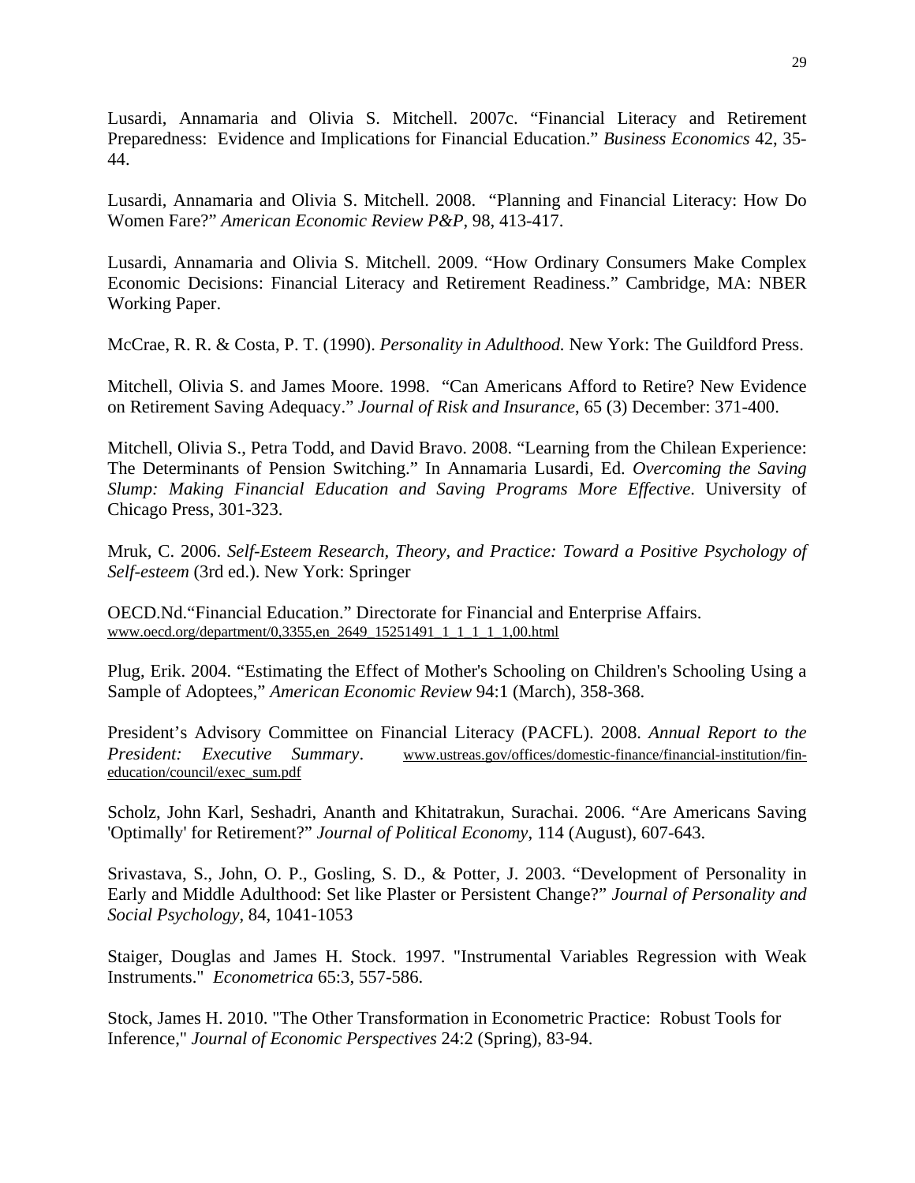Lusardi, Annamaria and Olivia S. Mitchell. 2007c. “Financial Literacy and Retirement Preparedness: Evidence and Implications for Financial Education.” *Business Economics* 42, 35-44.

Lusardi, Annamaria and Olivia S. Mitchell. 2008. “Planning and Financial Literacy: How Do Women Fare?” *American Economic Review P&P*, 98, 413-417.

Lusardi, Annamaria and Olivia S. Mitchell. 2009. “How Ordinary Consumers Make Complex Economic Decisions: Financial Literacy and Retirement Readiness.” Cambridge, MA: NBER Working Paper.

McCrae, R. R. & Costa, P. T. (1990). *Personality in Adulthood.* New York: The Guildford Press.

Mitchell, Olivia S. and James Moore. 1998. “Can Americans Afford to Retire? New Evidence on Retirement Saving Adequacy.” *Journal of Risk and Insurance*, 65 (3) December: 371-400.

Mitchell, Olivia S., Petra Todd, and David Bravo. 2008. “Learning from the Chilean Experience: The Determinants of Pension Switching.” In Annamaria Lusardi, Ed. *Overcoming the Saving Slump: Making Financial Education and Saving Programs More Effective*. University of Chicago Press, 301-323.

Mruk, C. 2006. *Self-Esteem Research, Theory, and Practice: Toward a Positive Psychology of Self-esteem* (3rd ed.). New York: Springer

OECD.Nd.“Financial Education.” Directorate for Financial and Enterprise Affairs. www.oecd.org/department/0,3355,en_2649_15251491_1_1_1_1_1,00.html

Plug, Erik. 2004. “Estimating the Effect of Mother's Schooling on Children's Schooling Using a Sample of Adoptees,” *American Economic Review* 94:1 (March), 358-368.

President’s Advisory Committee on Financial Literacy (PACFL). 2008. *Annual Report to the President: Executive Summary*. www.ustreas.gov/offices/domestic-finance/financial-institution/fin-education/council/exec_sum.pdf

Scholz, John Karl, Seshadri, Ananth and Khitatrakun, Surachai. 2006. “Are Americans Saving 'Optimally' for Retirement?” *Journal of Political Economy*, 114 (August), 607-643.

Srivastava, S., John, O. P., Gosling, S. D., & Potter, J. 2003. “Development of Personality in Early and Middle Adulthood: Set like Plaster or Persistent Change?” *Journal of Personality and Social Psychology*, 84, 1041-1053

Staiger, Douglas and James H. Stock. 1997. "Instrumental Variables Regression with Weak Instruments." *Econometrica* 65:3, 557-586.

Stock, James H. 2010. "The Other Transformation in Econometric Practice: Robust Tools for Inference," *Journal of Economic Perspectives* 24:2 (Spring), 83-94.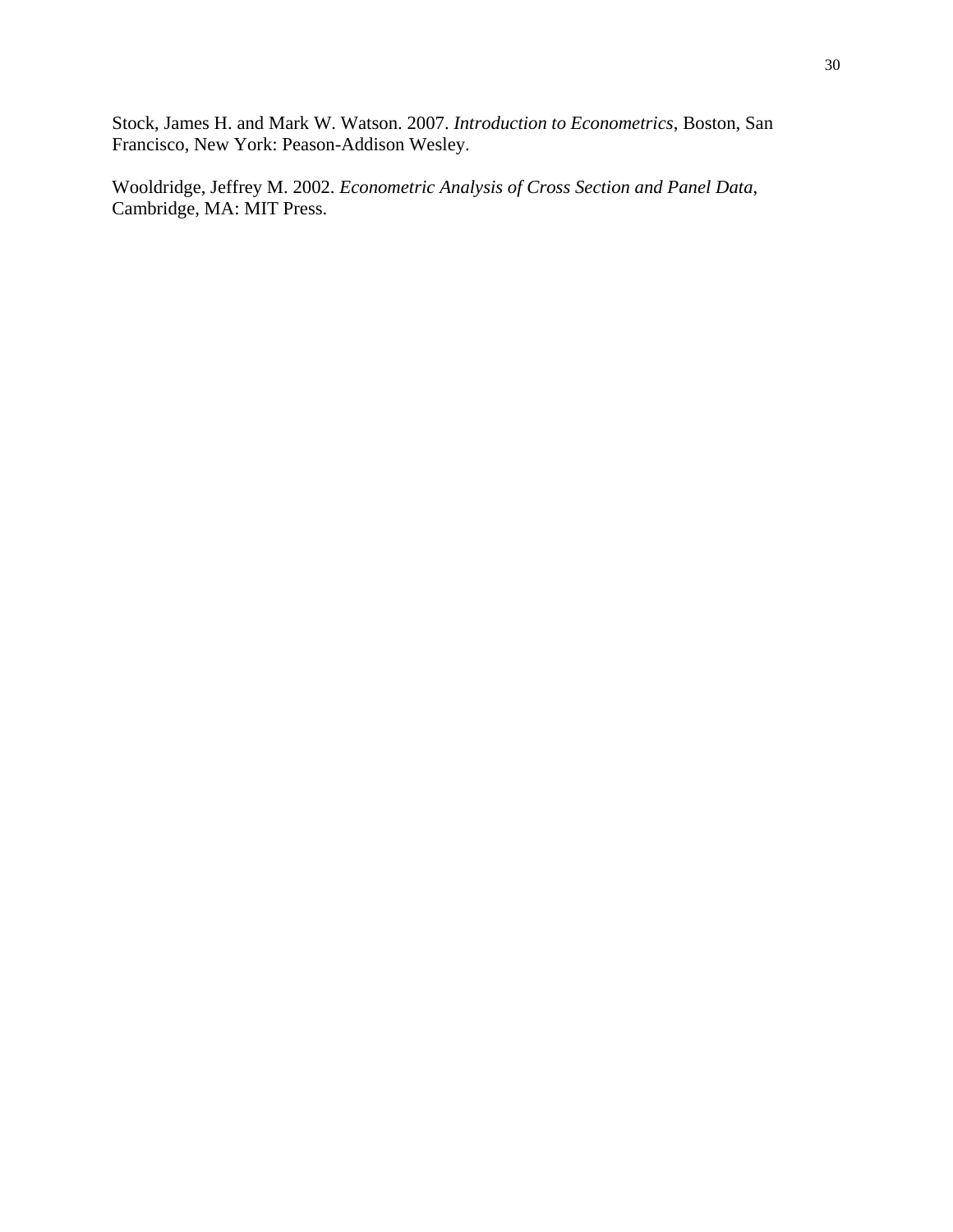Stock, James H. and Mark W. Watson. 2007. *Introduction to Econometrics*, Boston, San Francisco, New York: Peason-Addison Wesley.

Wooldridge, Jeffrey M. 2002. *Econometric Analysis of Cross Section and Panel Data*, Cambridge, MA: MIT Press.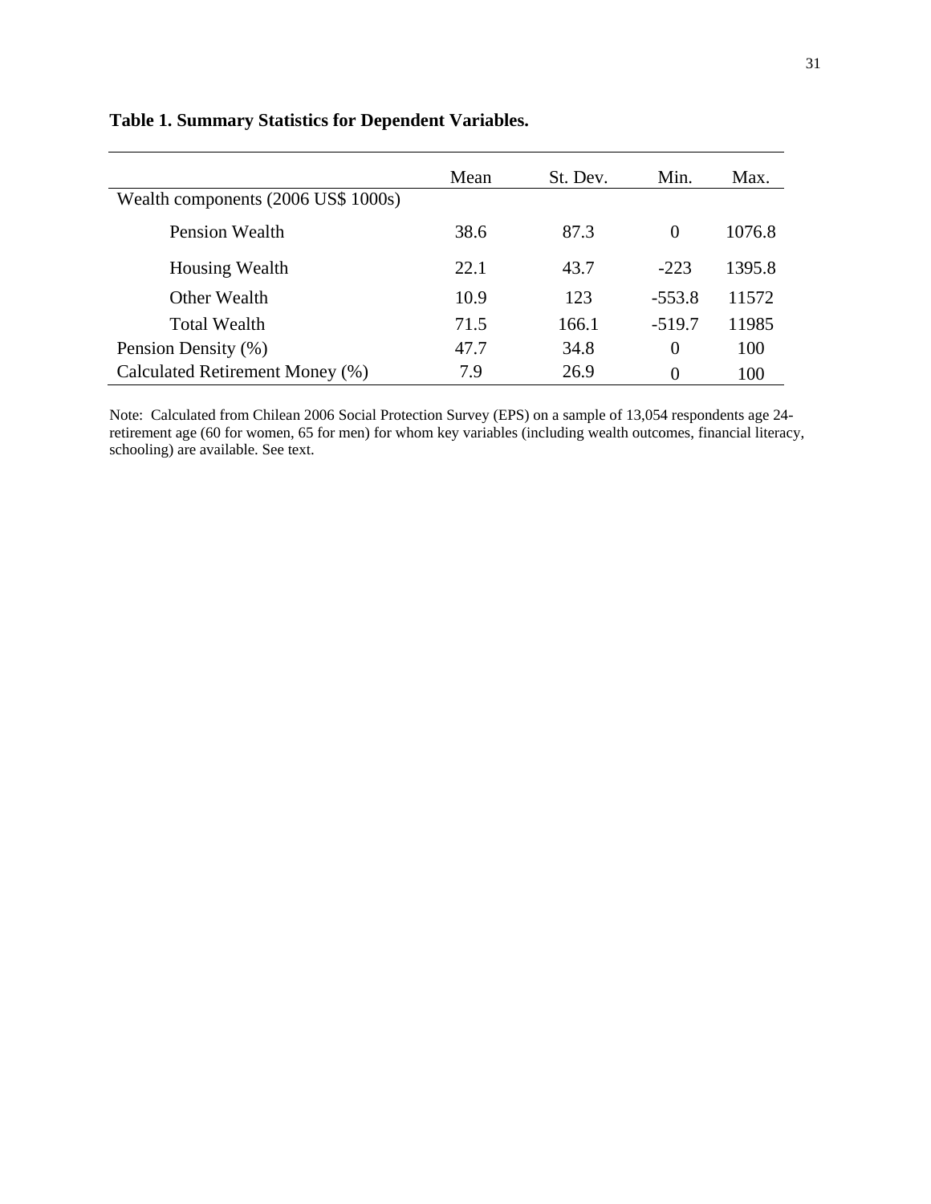**Table 1. Summary Statistics for Dependent Variables.**

| | Mean | St. Dev. | Min. | Max. |
|---|---|---|---|---|
| Wealth components (2006 US$ 1000s) | | | | |
| Pension Wealth | 38.6 | 87.3 | 0 | 1076.8 |
| Housing Wealth | 22.1 | 43.7 | -223 | 1395.8 |
| Other Wealth | 10.9 | 123 | -553.8 | 11572 |
| Total Wealth | 71.5 | 166.1 | -519.7 | 11985 |
| Pension Density (%) | 47.7 | 34.8 | 0 | 100 |
| Calculated Retirement Money (%) | 7.9 | 26.9 | 0 | 100 |

Note: Calculated from Chilean 2006 Social Protection Survey (EPS) on a sample of 13,054 respondents age 24-retirement age (60 for women, 65 for men) for whom key variables (including wealth outcomes, financial literacy, schooling) are available. See text.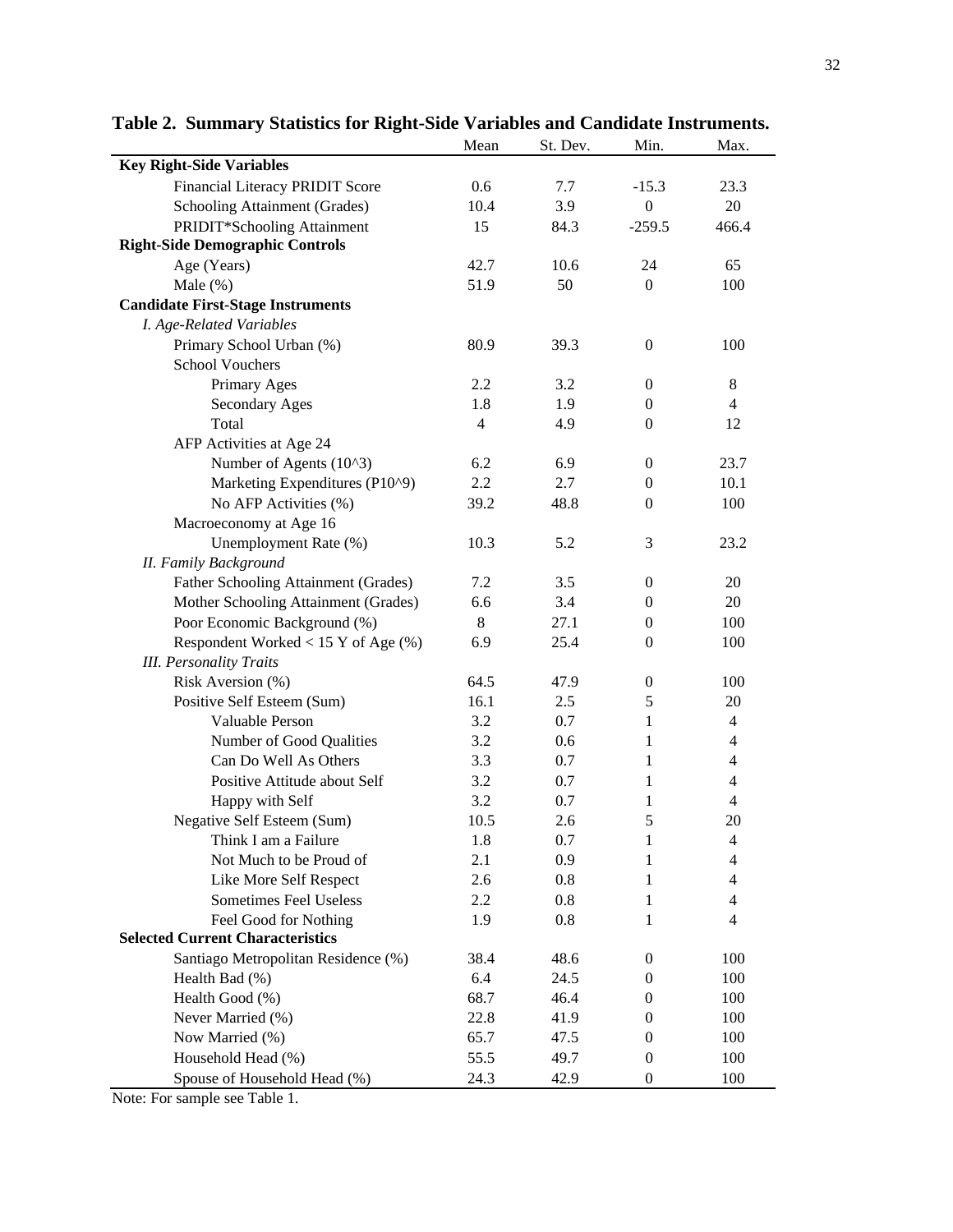**Table 2. Summary Statistics for Right-Side Variables and Candidate Instruments.**

| | Mean | St. Dev. | Min. | Max. |
|---|---|---|---|---|
| **Key Right-Side Variables** | | | | |
| Financial Literacy PRIDIT Score | 0.6 | 7.7 | -15.3 | 23.3 |
| Schooling Attainment (Grades) | 10.4 | 3.9 | 0 | 20 |
| PRIDIT*Schooling Attainment | 15 | 84.3 | -259.5 | 466.4 |
| **Right-Side Demographic Controls** | | | | |
| Age (Years) | 42.7 | 10.6 | 24 | 65 |
| Male (%) | 51.9 | 50 | 0 | 100 |
| **Candidate First-Stage Instruments** | | | | |
| *I. Age-Related Variables* | | | | |
| Primary School Urban (%) | 80.9 | 39.3 | 0 | 100 |
| School Vouchers | | | | |
| Primary Ages | 2.2 | 3.2 | 0 | 8 |
| Secondary Ages | 1.8 | 1.9 | 0 | 4 |
| Total | 4 | 4.9 | 0 | 12 |
| AFP Activities at Age 24 | | | | |
| Number of Agents (10^3) | 6.2 | 6.9 | 0 | 23.7 |
| Marketing Expenditures (P10^9) | 2.2 | 2.7 | 0 | 10.1 |
| No AFP Activities (%) | 39.2 | 48.8 | 0 | 100 |
| Macroeconomy at Age 16 | | | | |
| Unemployment Rate (%) | 10.3 | 5.2 | 3 | 23.2 |
| *II. Family Background* | | | | |
| Father Schooling Attainment (Grades) | 7.2 | 3.5 | 0 | 20 |
| Mother Schooling Attainment (Grades) | 6.6 | 3.4 | 0 | 20 |
| Poor Economic Background (%) | 8 | 27.1 | 0 | 100 |
| Respondent Worked < 15 Y of Age (%) | 6.9 | 25.4 | 0 | 100 |
| *III. Personality Traits* | | | | |
| Risk Aversion (%) | 64.5 | 47.9 | 0 | 100 |
| Positive Self Esteem (Sum) | 16.1 | 2.5 | 5 | 20 |
| Valuable Person | 3.2 | 0.7 | 1 | 4 |
| Number of Good Qualities | 3.2 | 0.6 | 1 | 4 |
| Can Do Well As Others | 3.3 | 0.7 | 1 | 4 |
| Positive Attitude about Self | 3.2 | 0.7 | 1 | 4 |
| Happy with Self | 3.2 | 0.7 | 1 | 4 |
| Negative Self Esteem (Sum) | 10.5 | 2.6 | 5 | 20 |
| Think I am a Failure | 1.8 | 0.7 | 1 | 4 |
| Not Much to be Proud of | 2.1 | 0.9 | 1 | 4 |
| Like More Self Respect | 2.6 | 0.8 | 1 | 4 |
| Sometimes Feel Useless | 2.2 | 0.8 | 1 | 4 |
| Feel Good for Nothing | 1.9 | 0.8 | 1 | 4 |
| **Selected Current Characteristics** | | | | |
| Santiago Metropolitan Residence (%) | 38.4 | 48.6 | 0 | 100 |
| Health Bad (%) | 6.4 | 24.5 | 0 | 100 |
| Health Good (%) | 68.7 | 46.4 | 0 | 100 |
| Never Married (%) | 22.8 | 41.9 | 0 | 100 |
| Now Married (%) | 65.7 | 47.5 | 0 | 100 |
| Household Head (%) | 55.5 | 49.7 | 0 | 100 |
| Spouse of Household Head (%) | 24.3 | 42.9 | 0 | 100 |

Note: For sample see Table 1.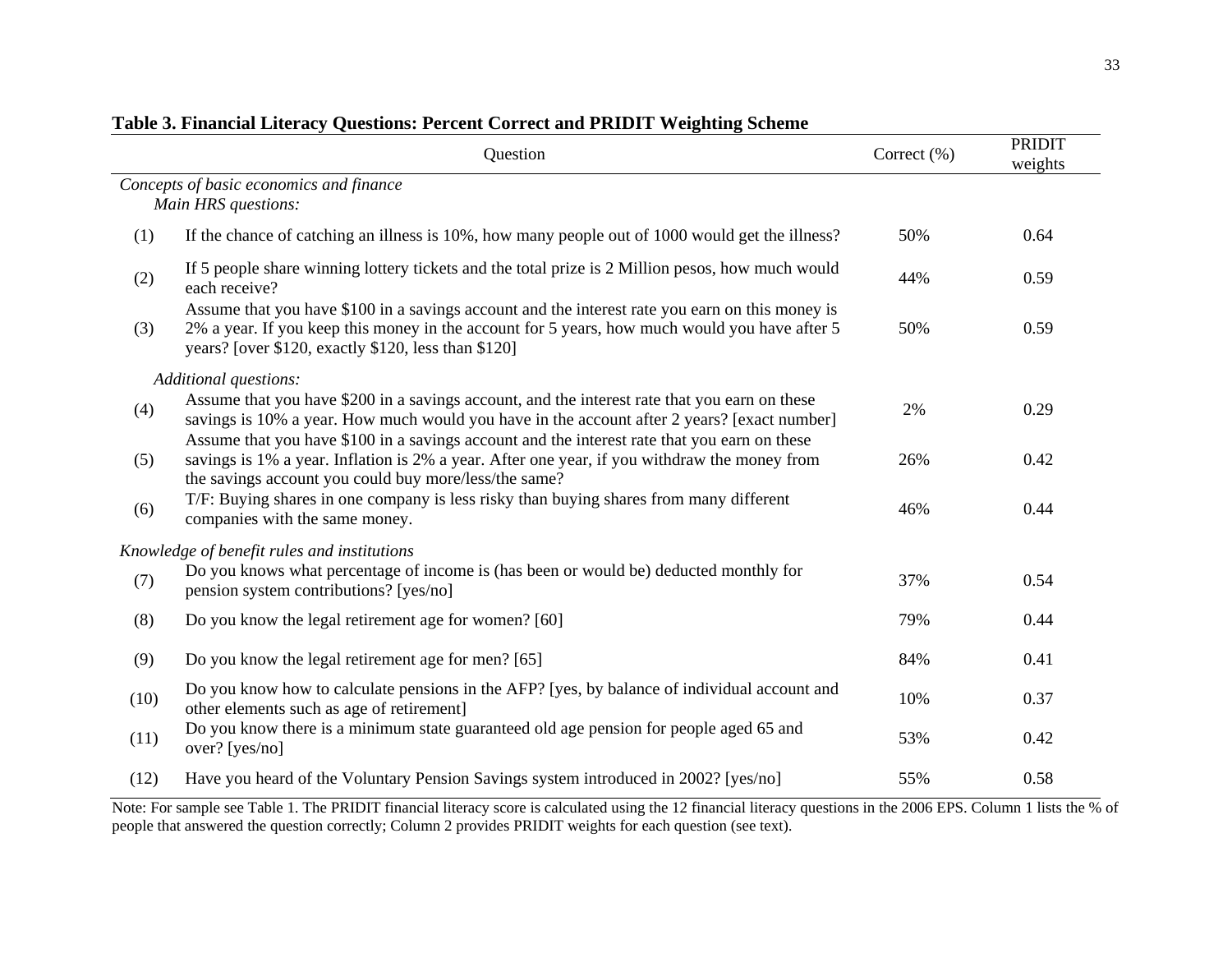**Table 3. Financial Literacy Questions: Percent Correct and PRIDIT Weighting Scheme**

| | Question | Correct (%) | PRIDIT weights |
|---|---|---|---|
| | *Concepts of basic economics and finance* | | |
| | *Main HRS questions:* | | |
| (1) | If the chance of catching an illness is 10%, how many people out of 1000 would get the illness? | 50% | 0.64 |
| (2) | If 5 people share winning lottery tickets and the total prize is 2 Million pesos, how much would each receive? | 44% | 0.59 |
| (3) | Assume that you have $100 in a savings account and the interest rate you earn on this money is 2% a year. If you keep this money in the account for 5 years, how much would you have after 5 years? [over $120, exactly $120, less than $120] | 50% | 0.59 |
| | *Additional questions:* | | |
| (4) | Assume that you have $200 in a savings account, and the interest rate that you earn on these savings is 10% a year. How much would you have in the account after 2 years? [exact number] | 2% | 0.29 |
| (5) | Assume that you have $100 in a savings account and the interest rate that you earn on these savings is 1% a year. Inflation is 2% a year. After one year, if you withdraw the money from the savings account you could buy more/less/the same? | 26% | 0.42 |
| (6) | T/F: Buying shares in one company is less risky than buying shares from many different companies with the same money. | 46% | 0.44 |
| | *Knowledge of benefit rules and institutions* | | |
| (7) | Do you knows what percentage of income is (has been or would be) deducted monthly for pension system contributions? [yes/no] | 37% | 0.54 |
| (8) | Do you know the legal retirement age for women? [60] | 79% | 0.44 |
| (9) | Do you know the legal retirement age for men? [65] | 84% | 0.41 |
| (10) | Do you know how to calculate pensions in the AFP? [yes, by balance of individual account and other elements such as age of retirement] | 10% | 0.37 |
| (11) | Do you know there is a minimum state guaranteed old age pension for people aged 65 and over? [yes/no] | 53% | 0.42 |
| (12) | Have you heard of the Voluntary Pension Savings system introduced in 2002? [yes/no] | 55% | 0.58 |

Note: For sample see Table 1. The PRIDIT financial literacy score is calculated using the 12 financial literacy questions in the 2006 EPS. Column 1 lists the % of people that answered the question correctly; Column 2 provides PRIDIT weights for each question (see text).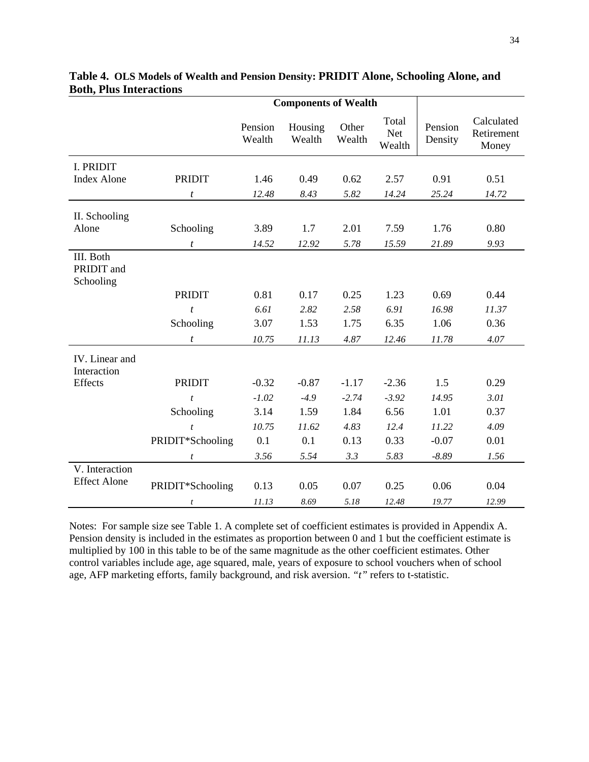**Table 4. OLS Models of Wealth and Pension Density: PRIDIT Alone, Schooling Alone, and Both, Plus Interactions**

| | | Components of Wealth | | | | | |
|---|---|---|---|---|---|---|---|
| | | Pension Wealth | Housing Wealth | Other Wealth | Total Net Wealth | Pension Density | Calculated Retirement Money |
| I. PRIDIT Index Alone | PRIDIT | 1.46 | 0.49 | 0.62 | 2.57 | 0.91 | 0.51 |
| | *t* | *12.48* | *8.43* | *5.82* | *14.24* | *25.24* | *14.72* |
| II. Schooling Alone | Schooling | 3.89 | 1.7 | 2.01 | 7.59 | 1.76 | 0.80 |
| | *t* | *14.52* | *12.92* | *5.78* | *15.59* | *21.89* | *9.93* |
| III. Both PRIDIT and Schooling | PRIDIT | 0.81 | 0.17 | 0.25 | 1.23 | 0.69 | 0.44 |
| | *t* | *6.61* | *2.82* | *2.58* | *6.91* | *16.98* | *11.37* |
| | Schooling | 3.07 | 1.53 | 1.75 | 6.35 | 1.06 | 0.36 |
| | *t* | *10.75* | *11.13* | *4.87* | *12.46* | *11.78* | *4.07* |
| IV. Linear and Interaction Effects | PRIDIT | -0.32 | -0.87 | -1.17 | -2.36 | 1.5 | 0.29 |
| | *t* | *-1.02* | *-4.9* | *-2.74* | *-3.92* | *14.95* | *3.01* |
| | Schooling | 3.14 | 1.59 | 1.84 | 6.56 | 1.01 | 0.37 |
| | *t* | *10.75* | *11.62* | *4.83* | *12.4* | *11.22* | *4.09* |
| | PRIDIT*Schooling | 0.1 | 0.1 | 0.13 | 0.33 | -0.07 | 0.01 |
| | *t* | *3.56* | *5.54* | *3.3* | *5.83* | *-8.89* | *1.56* |
| V. Interaction Effect Alone | PRIDIT*Schooling | 0.13 | 0.05 | 0.07 | 0.25 | 0.06 | 0.04 |
| | *t* | *11.13* | *8.69* | *5.18* | *12.48* | *19.77* | *12.99* |

Notes: For sample size see Table 1. A complete set of coefficient estimates is provided in Appendix A. Pension density is included in the estimates as proportion between 0 and 1 but the coefficient estimate is multiplied by 100 in this table to be of the same magnitude as the other coefficient estimates. Other control variables include age, age squared, male, years of exposure to school vouchers when of school age, AFP marketing efforts, family background, and risk aversion. *"t"* refers to t-statistic.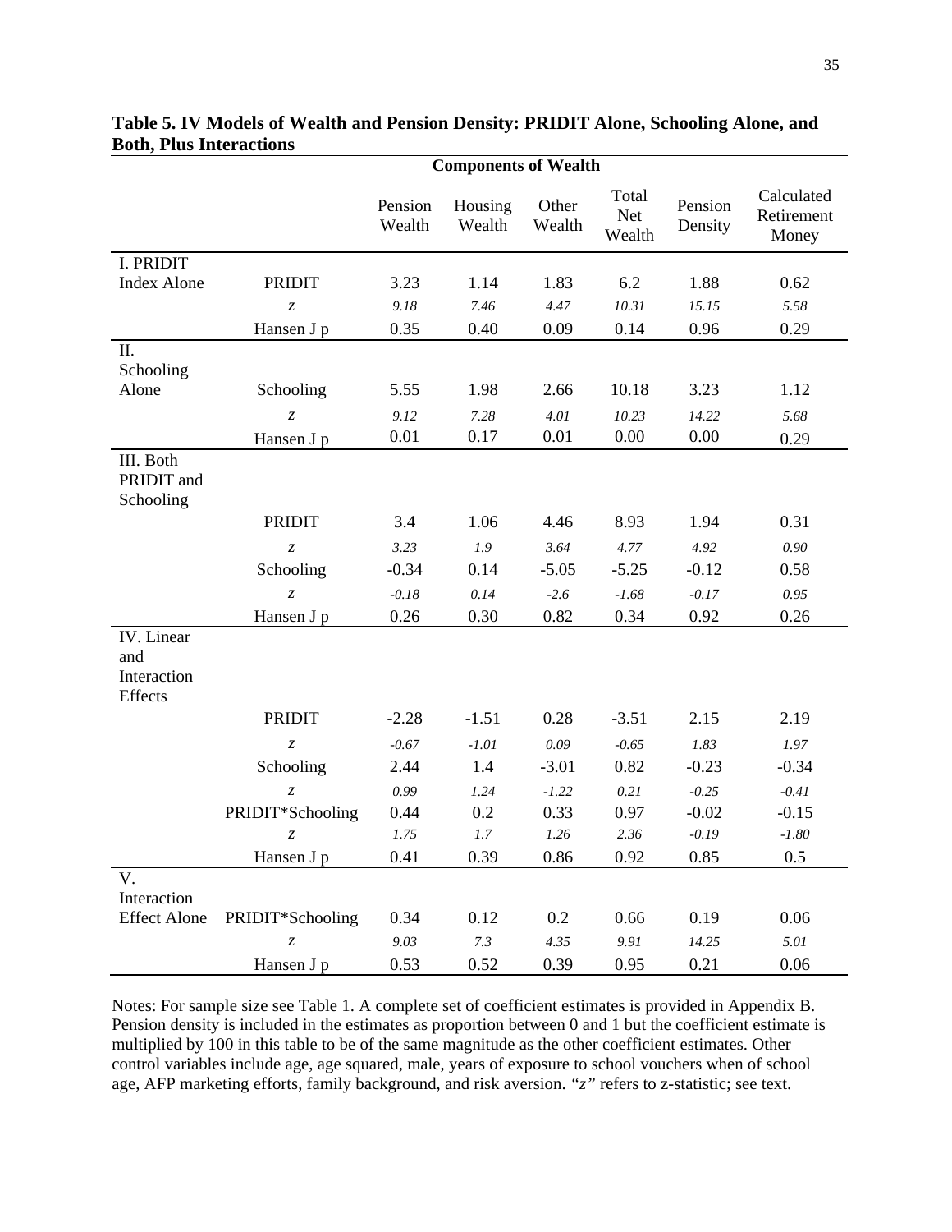**Table 5. IV Models of Wealth and Pension Density: PRIDIT Alone, Schooling Alone, and Both, Plus Interactions**

| | | Components of Wealth | | | | | |
|---|---|---|---|---|---|---|---|
| | | Pension Wealth | Housing Wealth | Other Wealth | Total Net Wealth | Pension Density | Calculated Retirement Money |
| I. PRIDIT Index Alone | PRIDIT | 3.23 | 1.14 | 1.83 | 6.2 | 1.88 | 0.62 |
| | *z* | *9.18* | *7.46* | *4.47* | *10.31* | *15.15* | *5.58* |
| | Hansen J p | 0.35 | 0.40 | 0.09 | 0.14 | 0.96 | 0.29 |
| II. Schooling Alone | Schooling | 5.55 | 1.98 | 2.66 | 10.18 | 3.23 | 1.12 |
| | *z* | *9.12* | *7.28* | *4.01* | *10.23* | *14.22* | *5.68* |
| | Hansen J p | 0.01 | 0.17 | 0.01 | 0.00 | 0.00 | 0.29 |
| III. Both PRIDIT and Schooling | | | | | | | |
| | PRIDIT | 3.4 | 1.06 | 4.46 | 8.93 | 1.94 | 0.31 |
| | *z* | *3.23* | *1.9* | *3.64* | *4.77* | *4.92* | *0.90* |
| | Schooling | -0.34 | 0.14 | -5.05 | -5.25 | -0.12 | 0.58 |
| | *z* | *-0.18* | *0.14* | *-2.6* | *-1.68* | *-0.17* | *0.95* |
| | Hansen J p | 0.26 | 0.30 | 0.82 | 0.34 | 0.92 | 0.26 |
| IV. Linear and Interaction Effects | | | | | | | |
| | PRIDIT | -2.28 | -1.51 | 0.28 | -3.51 | 2.15 | 2.19 |
| | *z* | *-0.67* | *-1.01* | *0.09* | *-0.65* | *1.83* | *1.97* |
| | Schooling | 2.44 | 1.4 | -3.01 | 0.82 | -0.23 | -0.34 |
| | *z* | *0.99* | *1.24* | *-1.22* | *0.21* | *-0.25* | *-0.41* |
| | PRIDIT*Schooling | 0.44 | 0.2 | 0.33 | 0.97 | -0.02 | -0.15 |
| | *z* | *1.75* | *1.7* | *1.26* | *2.36* | *-0.19* | *-1.80* |
| | Hansen J p | 0.41 | 0.39 | 0.86 | 0.92 | 0.85 | 0.5 |
| V. Interaction Effect Alone | PRIDIT*Schooling | 0.34 | 0.12 | 0.2 | 0.66 | 0.19 | 0.06 |
| | *z* | *9.03* | *7.3* | *4.35* | *9.91* | *14.25* | *5.01* |
| | Hansen J p | 0.53 | 0.52 | 0.39 | 0.95 | 0.21 | 0.06 |

Notes: For sample size see Table 1. A complete set of coefficient estimates is provided in Appendix B. Pension density is included in the estimates as proportion between 0 and 1 but the coefficient estimate is multiplied by 100 in this table to be of the same magnitude as the other coefficient estimates. Other control variables include age, age squared, male, years of exposure to school vouchers when of school age, AFP marketing efforts, family background, and risk aversion. "*z*" refers to z-statistic; see text.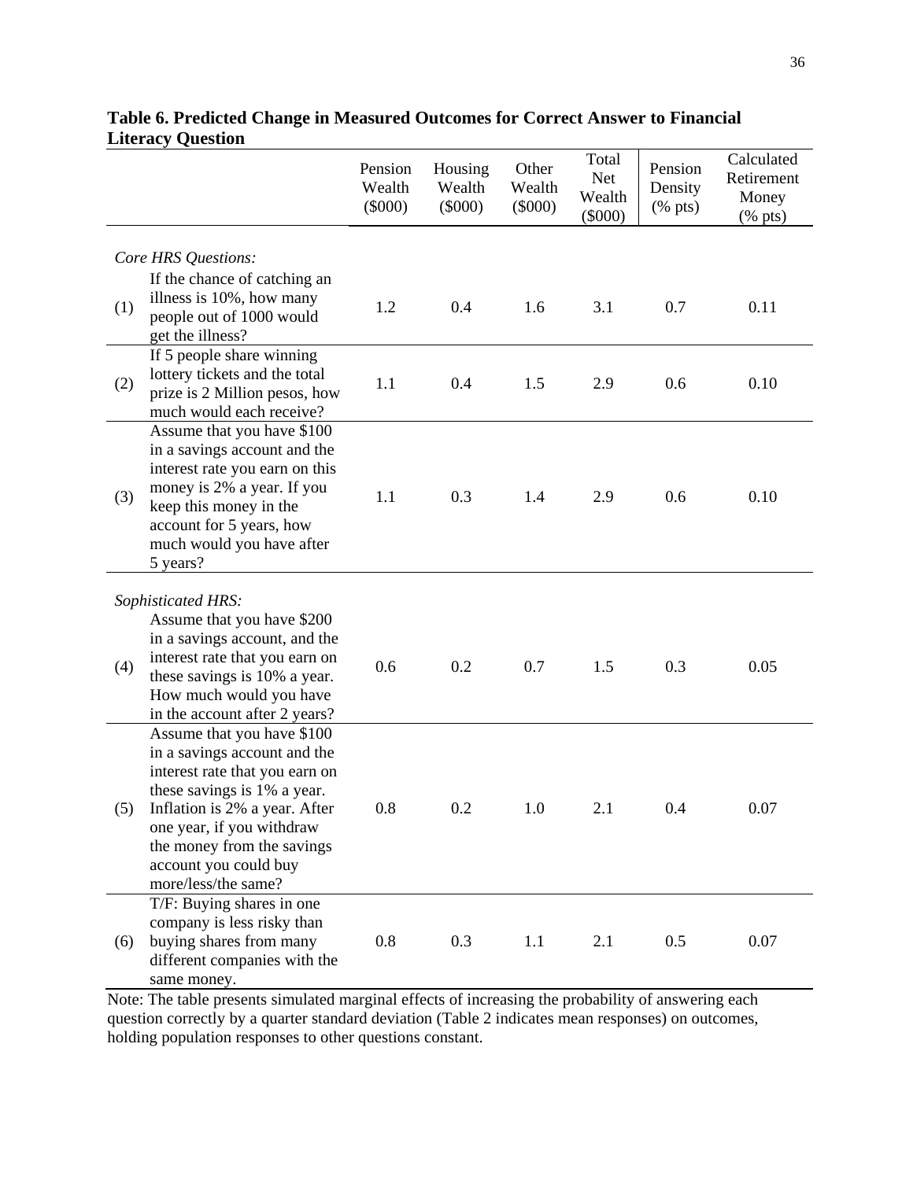**Table 6. Predicted Change in Measured Outcomes for Correct Answer to Financial Literacy Question**

| | | Pension Wealth ($000) | Housing Wealth ($000) | Other Wealth ($000) | Total Net Wealth ($000) | Pension Density (% pts) | Calculated Retirement Money (% pts) |
|---|---|---|---|---|---|---|---|
| *Core HRS Questions:* | | | | | | | |
| (1) | If the chance of catching an illness is 10%, how many people out of 1000 would get the illness? | 1.2 | 0.4 | 1.6 | 3.1 | 0.7 | 0.11 |
| (2) | If 5 people share winning lottery tickets and the total prize is 2 Million pesos, how much would each receive? | 1.1 | 0.4 | 1.5 | 2.9 | 0.6 | 0.10 |
| (3) | Assume that you have $100 in a savings account and the interest rate you earn on this money is 2% a year. If you keep this money in the account for 5 years, how much would you have after 5 years? | 1.1 | 0.3 | 1.4 | 2.9 | 0.6 | 0.10 |
| *Sophisticated HRS:* | | | | | | | |
| (4) | Assume that you have $200 in a savings account, and the interest rate that you earn on these savings is 10% a year. How much would you have in the account after 2 years? | 0.6 | 0.2 | 0.7 | 1.5 | 0.3 | 0.05 |
| (5) | Assume that you have $100 in a savings account and the interest rate that you earn on these savings is 1% a year. Inflation is 2% a year. After one year, if you withdraw the money from the savings account you could buy more/less/the same? | 0.8 | 0.2 | 1.0 | 2.1 | 0.4 | 0.07 |
| (6) | T/F: Buying shares in one company is less risky than buying shares from many different companies with the same money. | 0.8 | 0.3 | 1.1 | 2.1 | 0.5 | 0.07 |

Note: The table presents simulated marginal effects of increasing the probability of answering each question correctly by a quarter standard deviation (Table 2 indicates mean responses) on outcomes, holding population responses to other questions constant.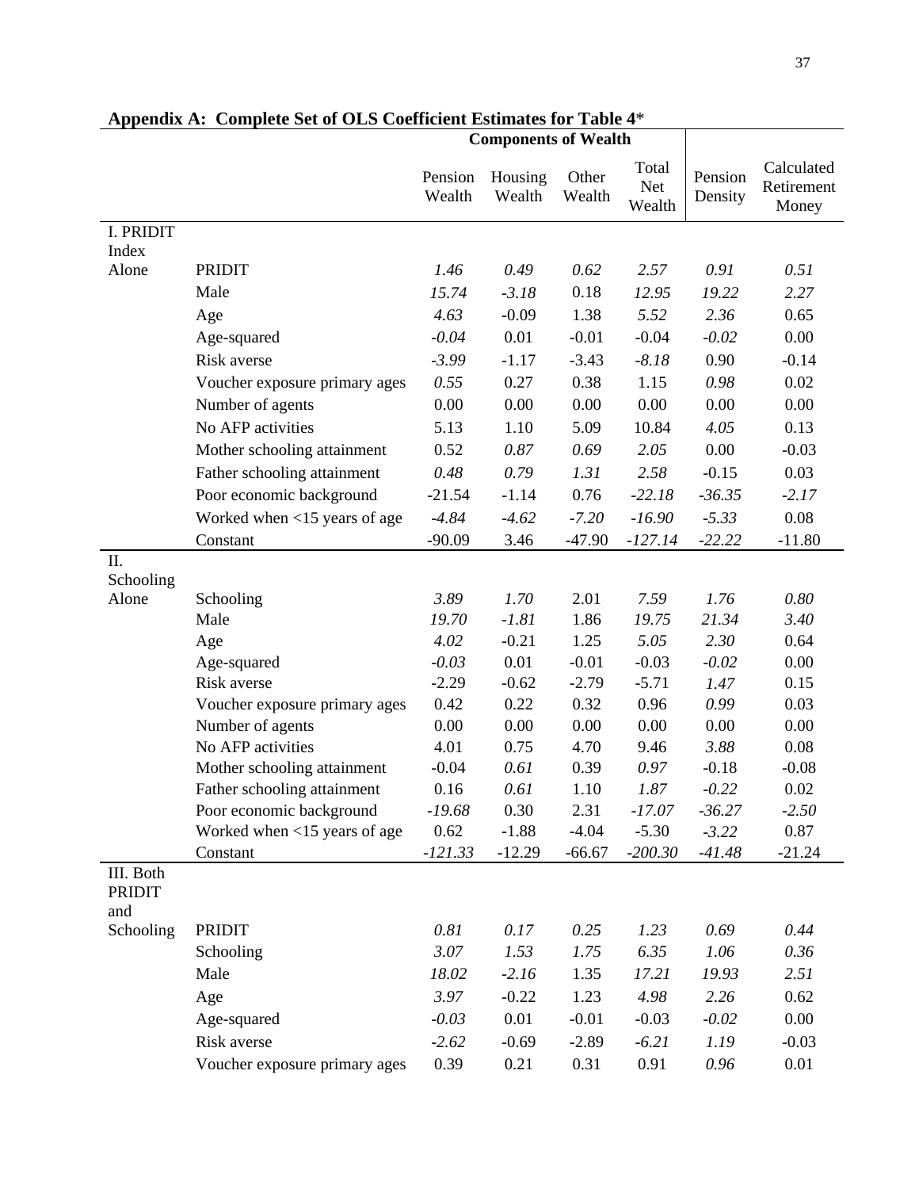**Appendix A: Complete Set of OLS Coefficient Estimates for Table 4***

| | | Components of Wealth | | | | | |
|---|---|---|---|---|---|---|---|
| | | Pension Wealth | Housing Wealth | Other Wealth | Total Net Wealth | Pension Density | Calculated Retirement Money |
| I. PRIDIT Index Alone | PRIDIT | *1.46* | *0.49* | *0.62* | *2.57* | *0.91* | *0.51* |
| | Male | *15.74* | *-3.18* | 0.18 | *12.95* | *19.22* | *2.27* |
| | Age | *4.63* | -0.09 | 1.38 | *5.52* | *2.36* | 0.65 |
| | Age-squared | *-0.04* | 0.01 | -0.01 | -0.04 | *-0.02* | 0.00 |
| | Risk averse | *-3.99* | -1.17 | -3.43 | *-8.18* | 0.90 | -0.14 |
| | Voucher exposure primary ages | *0.55* | 0.27 | 0.38 | 1.15 | *0.98* | 0.02 |
| | Number of agents | 0.00 | 0.00 | 0.00 | 0.00 | 0.00 | 0.00 |
| | No AFP activities | 5.13 | 1.10 | 5.09 | 10.84 | *4.05* | 0.13 |
| | Mother schooling attainment | 0.52 | *0.87* | *0.69* | *2.05* | 0.00 | -0.03 |
| | Father schooling attainment | *0.48* | *0.79* | *1.31* | *2.58* | -0.15 | 0.03 |
| | Poor economic background | -21.54 | -1.14 | 0.76 | *-22.18* | *-36.35* | *-2.17* |
| | Worked when <15 years of age | *-4.84* | *-4.62* | *-7.20* | *-16.90* | *-5.33* | 0.08 |
| | Constant | -90.09 | 3.46 | -47.90 | *-127.14* | *-22.22* | -11.80 |
| II. Schooling Alone | Schooling | *3.89* | *1.70* | 2.01 | *7.59* | *1.76* | *0.80* |
| | Male | *19.70* | *-1.81* | 1.86 | *19.75* | *21.34* | *3.40* |
| | Age | *4.02* | -0.21 | 1.25 | *5.05* | *2.30* | 0.64 |
| | Age-squared | *-0.03* | 0.01 | -0.01 | -0.03 | *-0.02* | 0.00 |
| | Risk averse | -2.29 | -0.62 | -2.79 | -5.71 | *1.47* | 0.15 |
| | Voucher exposure primary ages | 0.42 | 0.22 | 0.32 | 0.96 | *0.99* | 0.03 |
| | Number of agents | 0.00 | 0.00 | 0.00 | 0.00 | 0.00 | 0.00 |
| | No AFP activities | 4.01 | 0.75 | 4.70 | 9.46 | *3.88* | 0.08 |
| | Mother schooling attainment | -0.04 | *0.61* | 0.39 | *0.97* | -0.18 | -0.08 |
| | Father schooling attainment | 0.16 | *0.61* | 1.10 | *1.87* | *-0.22* | 0.02 |
| | Poor economic background | *-19.68* | 0.30 | 2.31 | *-17.07* | *-36.27* | *-2.50* |
| | Worked when <15 years of age | 0.62 | -1.88 | -4.04 | -5.30 | *-3.22* | 0.87 |
| | Constant | *-121.33* | -12.29 | -66.67 | *-200.30* | *-41.48* | -21.24 |
| III. Both PRIDIT and Schooling | PRIDIT | *0.81* | *0.17* | *0.25* | *1.23* | *0.69* | *0.44* |
| | Schooling | *3.07* | *1.53* | *1.75* | *6.35* | *1.06* | *0.36* |
| | Male | *18.02* | *-2.16* | 1.35 | *17.21* | *19.93* | *2.51* |
| | Age | *3.97* | -0.22 | 1.23 | *4.98* | *2.26* | 0.62 |
| | Age-squared | *-0.03* | 0.01 | -0.01 | -0.03 | *-0.02* | 0.00 |
| | Risk averse | *-2.62* | -0.69 | -2.89 | *-6.21* | *1.19* | -0.03 |
| | Voucher exposure primary ages | 0.39 | 0.21 | 0.31 | 0.91 | *0.96* | 0.01 |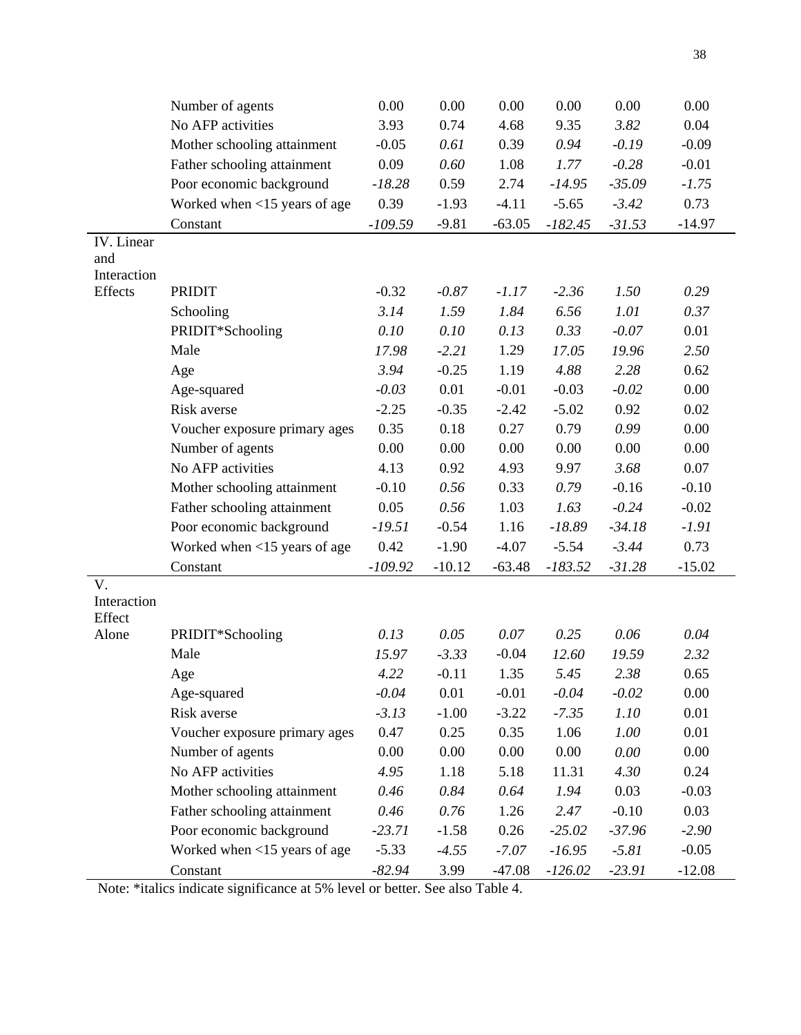| | | | | | | | |
|---|---|---|---|---|---|---|---|
| | Number of agents | 0.00 | 0.00 | 0.00 | 0.00 | 0.00 | 0.00 |
| | No AFP activities | 3.93 | 0.74 | 4.68 | 9.35 | *3.82* | 0.04 |
| | Mother schooling attainment | -0.05 | *0.61* | 0.39 | *0.94* | *-0.19* | -0.09 |
| | Father schooling attainment | 0.09 | *0.60* | 1.08 | *1.77* | *-0.28* | -0.01 |
| | Poor economic background | *-18.28* | 0.59 | 2.74 | *-14.95* | *-35.09* | *-1.75* |
| | Worked when <15 years of age | 0.39 | -1.93 | -4.11 | -5.65 | *-3.42* | 0.73 |
| | Constant | *-109.59* | -9.81 | -63.05 | *-182.45* | *-31.53* | -14.97 |
| IV. Linear and Interaction Effects | PRIDIT | -0.32 | *-0.87* | *-1.17* | *-2.36* | *1.50* | *0.29* |
| | Schooling | *3.14* | *1.59* | *1.84* | *6.56* | *1.01* | *0.37* |
| | PRIDIT*Schooling | *0.10* | *0.10* | *0.13* | *0.33* | *-0.07* | 0.01 |
| | Male | *17.98* | *-2.21* | 1.29 | *17.05* | *19.96* | *2.50* |
| | Age | *3.94* | -0.25 | 1.19 | *4.88* | *2.28* | 0.62 |
| | Age-squared | *-0.03* | 0.01 | -0.01 | -0.03 | *-0.02* | 0.00 |
| | Risk averse | -2.25 | -0.35 | -2.42 | -5.02 | 0.92 | 0.02 |
| | Voucher exposure primary ages | 0.35 | 0.18 | 0.27 | 0.79 | *0.99* | 0.00 |
| | Number of agents | 0.00 | 0.00 | 0.00 | 0.00 | 0.00 | 0.00 |
| | No AFP activities | 4.13 | 0.92 | 4.93 | 9.97 | *3.68* | 0.07 |
| | Mother schooling attainment | -0.10 | *0.56* | 0.33 | *0.79* | -0.16 | -0.10 |
| | Father schooling attainment | 0.05 | *0.56* | 1.03 | *1.63* | *-0.24* | -0.02 |
| | Poor economic background | *-19.51* | -0.54 | 1.16 | *-18.89* | *-34.18* | *-1.91* |
| | Worked when <15 years of age | 0.42 | -1.90 | -4.07 | -5.54 | *-3.44* | 0.73 |
| | Constant | *-109.92* | -10.12 | -63.48 | *-183.52* | *-31.28* | -15.02 |
| V. Interaction Effect Alone | PRIDIT*Schooling | *0.13* | *0.05* | *0.07* | *0.25* | *0.06* | *0.04* |
| | Male | *15.97* | *-3.33* | -0.04 | *12.60* | *19.59* | *2.32* |
| | Age | *4.22* | -0.11 | 1.35 | *5.45* | *2.38* | 0.65 |
| | Age-squared | *-0.04* | 0.01 | -0.01 | *-0.04* | *-0.02* | 0.00 |
| | Risk averse | *-3.13* | -1.00 | -3.22 | *-7.35* | *1.10* | 0.01 |
| | Voucher exposure primary ages | 0.47 | 0.25 | 0.35 | 1.06 | *1.00* | 0.01 |
| | Number of agents | 0.00 | 0.00 | 0.00 | 0.00 | *0.00* | 0.00 |
| | No AFP activities | *4.95* | 1.18 | 5.18 | 11.31 | *4.30* | 0.24 |
| | Mother schooling attainment | *0.46* | *0.84* | *0.64* | *1.94* | 0.03 | -0.03 |
| | Father schooling attainment | *0.46* | *0.76* | 1.26 | *2.47* | -0.10 | 0.03 |
| | Poor economic background | *-23.71* | -1.58 | 0.26 | *-25.02* | *-37.96* | *-2.90* |
| | Worked when <15 years of age | -5.33 | *-4.55* | *-7.07* | *-16.95* | *-5.81* | -0.05 |
| | Constant | *-82.94* | 3.99 | -47.08 | *-126.02* | *-23.91* | -12.08 |

Note: *italics indicate significance at 5% level or better. See also Table 4.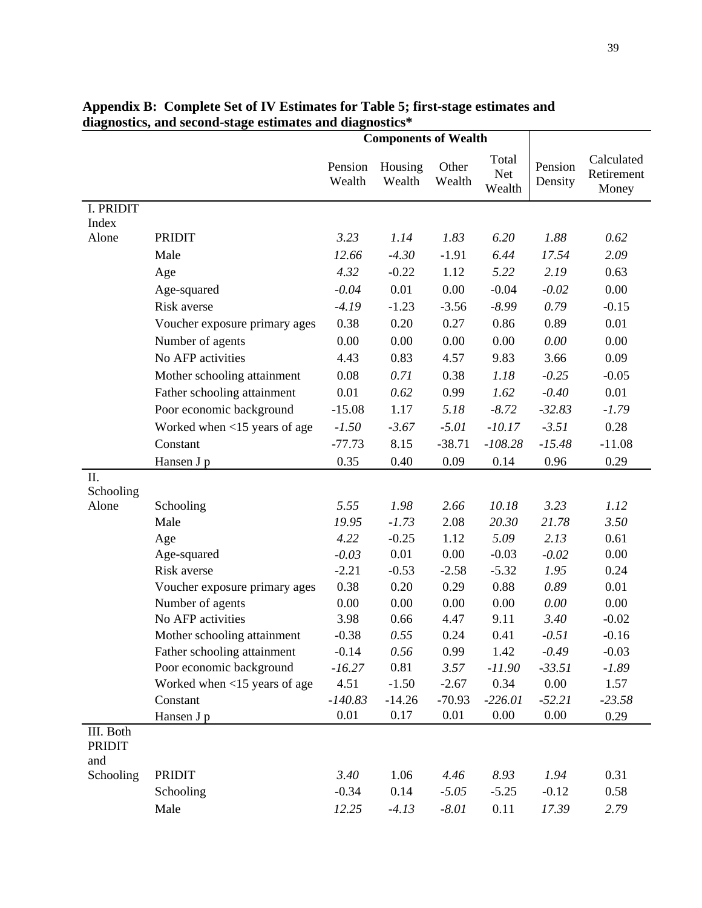**Appendix B: Complete Set of IV Estimates for Table 5; first-stage estimates and diagnostics, and second-stage estimates and diagnostics***

| | | Components of Wealth | | | | | |
|---|---|---|---|---|---|---|---|
| | | Pension Wealth | Housing Wealth | Other Wealth | Total Net Wealth | Pension Density | Calculated Retirement Money |
| I. PRIDIT Index Alone | PRIDIT | *3.23* | *1.14* | *1.83* | *6.20* | *1.88* | *0.62* |
| | Male | *12.66* | *-4.30* | -1.91 | *6.44* | *17.54* | *2.09* |
| | Age | *4.32* | -0.22 | 1.12 | *5.22* | *2.19* | 0.63 |
| | Age-squared | *-0.04* | 0.01 | 0.00 | -0.04 | *-0.02* | 0.00 |
| | Risk averse | *-4.19* | -1.23 | -3.56 | *-8.99* | *0.79* | -0.15 |
| | Voucher exposure primary ages | 0.38 | 0.20 | 0.27 | 0.86 | 0.89 | 0.01 |
| | Number of agents | 0.00 | 0.00 | 0.00 | 0.00 | *0.00* | 0.00 |
| | No AFP activities | 4.43 | 0.83 | 4.57 | 9.83 | 3.66 | 0.09 |
| | Mother schooling attainment | 0.08 | *0.71* | 0.38 | *1.18* | *-0.25* | -0.05 |
| | Father schooling attainment | 0.01 | *0.62* | 0.99 | *1.62* | *-0.40* | 0.01 |
| | Poor economic background | -15.08 | 1.17 | *5.18* | *-8.72* | *-32.83* | *-1.79* |
| | Worked when <15 years of age | *-1.50* | *-3.67* | *-5.01* | *-10.17* | *-3.51* | 0.28 |
| | Constant | -77.73 | 8.15 | -38.71 | *-108.28* | *-15.48* | -11.08 |
| | Hansen J p | 0.35 | 0.40 | 0.09 | 0.14 | 0.96 | 0.29 |
| II. Schooling Alone | Schooling | *5.55* | *1.98* | *2.66* | *10.18* | *3.23* | *1.12* |
| | Male | *19.95* | *-1.73* | 2.08 | *20.30* | *21.78* | *3.50* |
| | Age | *4.22* | -0.25 | 1.12 | *5.09* | *2.13* | 0.61 |
| | Age-squared | *-0.03* | 0.01 | 0.00 | -0.03 | *-0.02* | 0.00 |
| | Risk averse | -2.21 | -0.53 | -2.58 | -5.32 | *1.95* | 0.24 |
| | Voucher exposure primary ages | 0.38 | 0.20 | 0.29 | 0.88 | *0.89* | 0.01 |
| | Number of agents | 0.00 | 0.00 | 0.00 | 0.00 | *0.00* | 0.00 |
| | No AFP activities | 3.98 | 0.66 | 4.47 | 9.11 | *3.40* | -0.02 |
| | Mother schooling attainment | -0.38 | *0.55* | 0.24 | 0.41 | *-0.51* | -0.16 |
| | Father schooling attainment | -0.14 | *0.56* | 0.99 | 1.42 | *-0.49* | -0.03 |
| | Poor economic background | *-16.27* | 0.81 | *3.57* | *-11.90* | *-33.51* | *-1.89* |
| | Worked when <15 years of age | 4.51 | -1.50 | -2.67 | 0.34 | 0.00 | 1.57 |
| | Constant | *-140.83* | -14.26 | -70.93 | *-226.01* | *-52.21* | *-23.58* |
| | Hansen J p | 0.01 | 0.17 | 0.01 | 0.00 | 0.00 | 0.29 |
| III. Both PRIDIT and Schooling | PRIDIT | *3.40* | 1.06 | *4.46* | *8.93* | *1.94* | 0.31 |
| | Schooling | -0.34 | 0.14 | *-5.05* | -5.25 | -0.12 | 0.58 |
| | Male | *12.25* | *-4.13* | *-8.01* | 0.11 | *17.39* | *2.79* |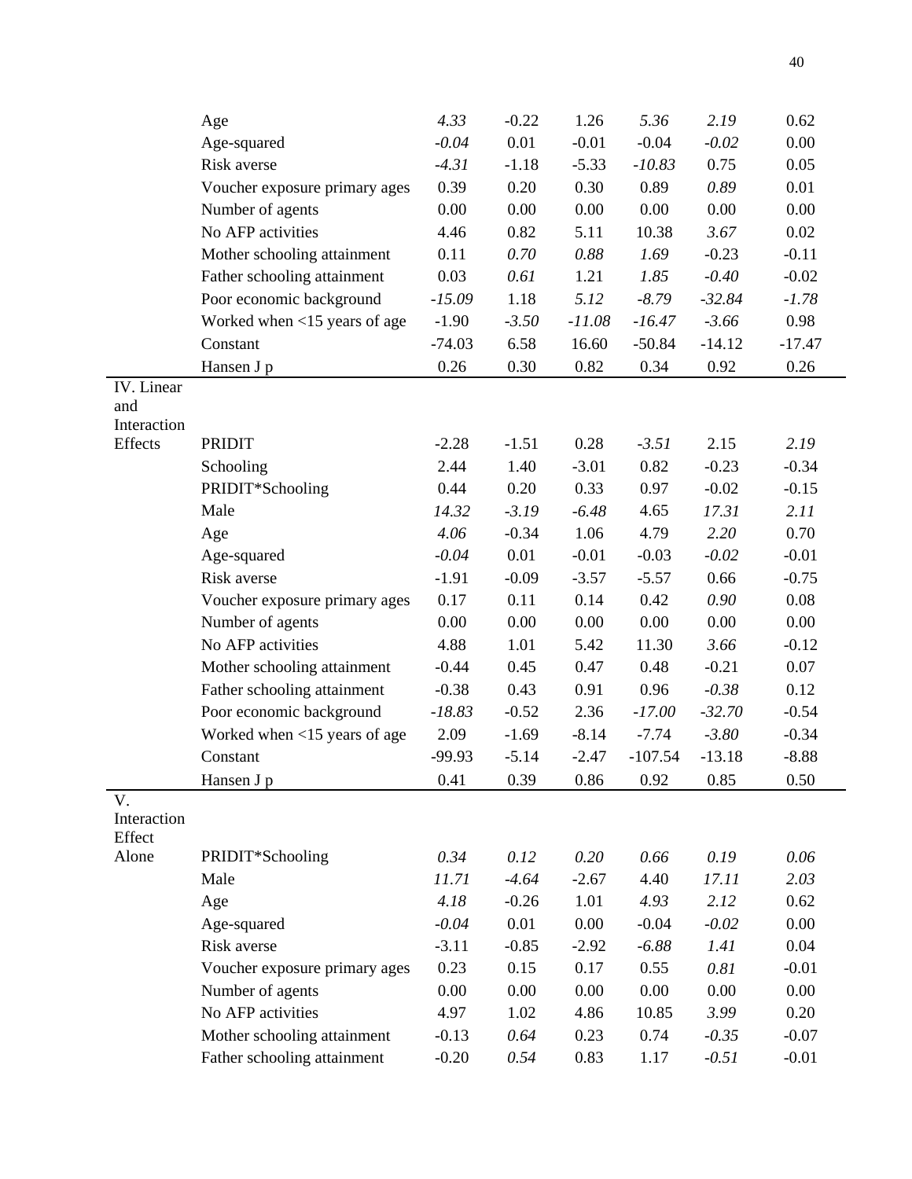| | | | | | | | |
|---|---|---|---|---|---|---|---|
| | Age | *4.33* | -0.22 | 1.26 | *5.36* | *2.19* | 0.62 |
| | Age-squared | *-0.04* | 0.01 | -0.01 | -0.04 | *-0.02* | 0.00 |
| | Risk averse | *-4.31* | -1.18 | -5.33 | *-10.83* | 0.75 | 0.05 |
| | Voucher exposure primary ages | 0.39 | 0.20 | 0.30 | 0.89 | *0.89* | 0.01 |
| | Number of agents | 0.00 | 0.00 | 0.00 | 0.00 | 0.00 | 0.00 |
| | No AFP activities | 4.46 | 0.82 | 5.11 | 10.38 | *3.67* | 0.02 |
| | Mother schooling attainment | 0.11 | *0.70* | *0.88* | *1.69* | -0.23 | -0.11 |
| | Father schooling attainment | 0.03 | *0.61* | 1.21 | *1.85* | *-0.40* | -0.02 |
| | Poor economic background | *-15.09* | 1.18 | *5.12* | *-8.79* | *-32.84* | *-1.78* |
| | Worked when <15 years of age | -1.90 | *-3.50* | *-11.08* | *-16.47* | *-3.66* | 0.98 |
| | Constant | -74.03 | 6.58 | 16.60 | -50.84 | -14.12 | -17.47 |
| | Hansen J p | 0.26 | 0.30 | 0.82 | 0.34 | 0.92 | 0.26 |
| IV. Linear and Interaction Effects | PRIDIT | -2.28 | -1.51 | 0.28 | *-3.51* | 2.15 | *2.19* |
| | Schooling | 2.44 | 1.40 | -3.01 | 0.82 | -0.23 | -0.34 |
| | PRIDIT*Schooling | 0.44 | 0.20 | 0.33 | 0.97 | -0.02 | -0.15 |
| | Male | *14.32* | *-3.19* | *-6.48* | 4.65 | *17.31* | *2.11* |
| | Age | *4.06* | -0.34 | 1.06 | 4.79 | *2.20* | 0.70 |
| | Age-squared | *-0.04* | 0.01 | -0.01 | -0.03 | *-0.02* | -0.01 |
| | Risk averse | -1.91 | -0.09 | -3.57 | -5.57 | 0.66 | -0.75 |
| | Voucher exposure primary ages | 0.17 | 0.11 | 0.14 | 0.42 | *0.90* | 0.08 |
| | Number of agents | 0.00 | 0.00 | 0.00 | 0.00 | 0.00 | 0.00 |
| | No AFP activities | 4.88 | 1.01 | 5.42 | 11.30 | *3.66* | -0.12 |
| | Mother schooling attainment | -0.44 | 0.45 | 0.47 | 0.48 | -0.21 | 0.07 |
| | Father schooling attainment | -0.38 | 0.43 | 0.91 | 0.96 | *-0.38* | 0.12 |
| | Poor economic background | *-18.83* | -0.52 | 2.36 | *-17.00* | *-32.70* | -0.54 |
| | Worked when <15 years of age | 2.09 | -1.69 | -8.14 | -7.74 | *-3.80* | -0.34 |
| | Constant | -99.93 | -5.14 | -2.47 | -107.54 | -13.18 | -8.88 |
| | Hansen J p | 0.41 | 0.39 | 0.86 | 0.92 | 0.85 | 0.50 |
| V. Interaction Effect Alone | PRIDIT*Schooling | *0.34* | *0.12* | *0.20* | *0.66* | *0.19* | *0.06* |
| | Male | *11.71* | *-4.64* | -2.67 | 4.40 | *17.11* | *2.03* |
| | Age | *4.18* | -0.26 | 1.01 | *4.93* | *2.12* | 0.62 |
| | Age-squared | *-0.04* | 0.01 | 0.00 | -0.04 | *-0.02* | 0.00 |
| | Risk averse | -3.11 | -0.85 | -2.92 | *-6.88* | *1.41* | 0.04 |
| | Voucher exposure primary ages | 0.23 | 0.15 | 0.17 | 0.55 | *0.81* | -0.01 |
| | Number of agents | 0.00 | 0.00 | 0.00 | 0.00 | 0.00 | 0.00 |
| | No AFP activities | 4.97 | 1.02 | 4.86 | 10.85 | *3.99* | 0.20 |
| | Mother schooling attainment | -0.13 | *0.64* | 0.23 | 0.74 | *-0.35* | -0.07 |
| | Father schooling attainment | -0.20 | *0.54* | 0.83 | 1.17 | *-0.51* | -0.01 |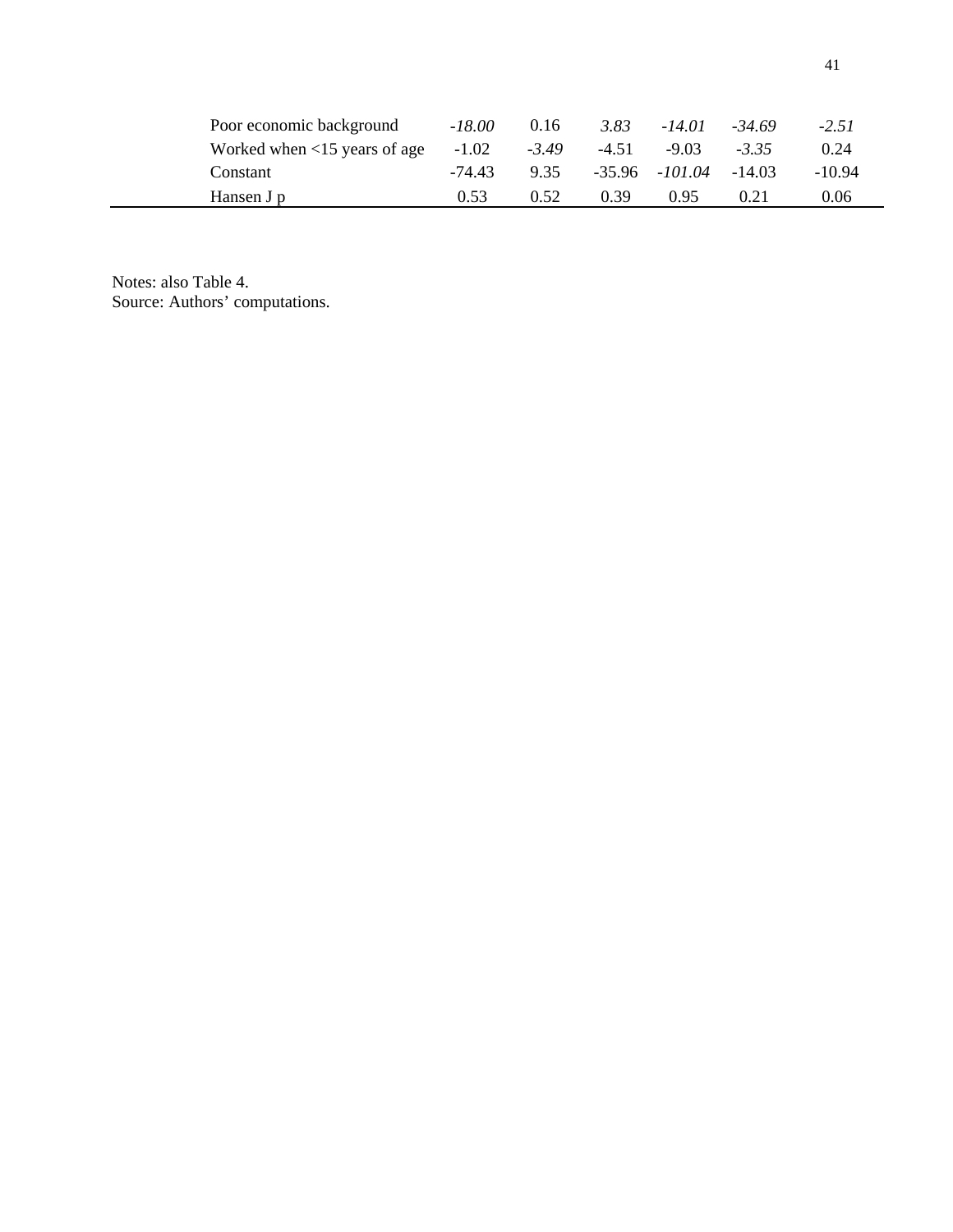| | | | | | | |
|---|---|---|---|---|---|---|
| Poor economic background | *-18.00* | 0.16 | *3.83* | *-14.01* | *-34.69* | *-2.51* |
| Worked when <15 years of age | -1.02 | *-3.49* | -4.51 | -9.03 | *-3.35* | 0.24 |
| Constant | -74.43 | 9.35 | -35.96 | *-101.04* | -14.03 | -10.94 |
| Hansen J p | 0.53 | 0.52 | 0.39 | 0.95 | 0.21 | 0.06 |

Notes: also Table 4.
Source: Authors' computations.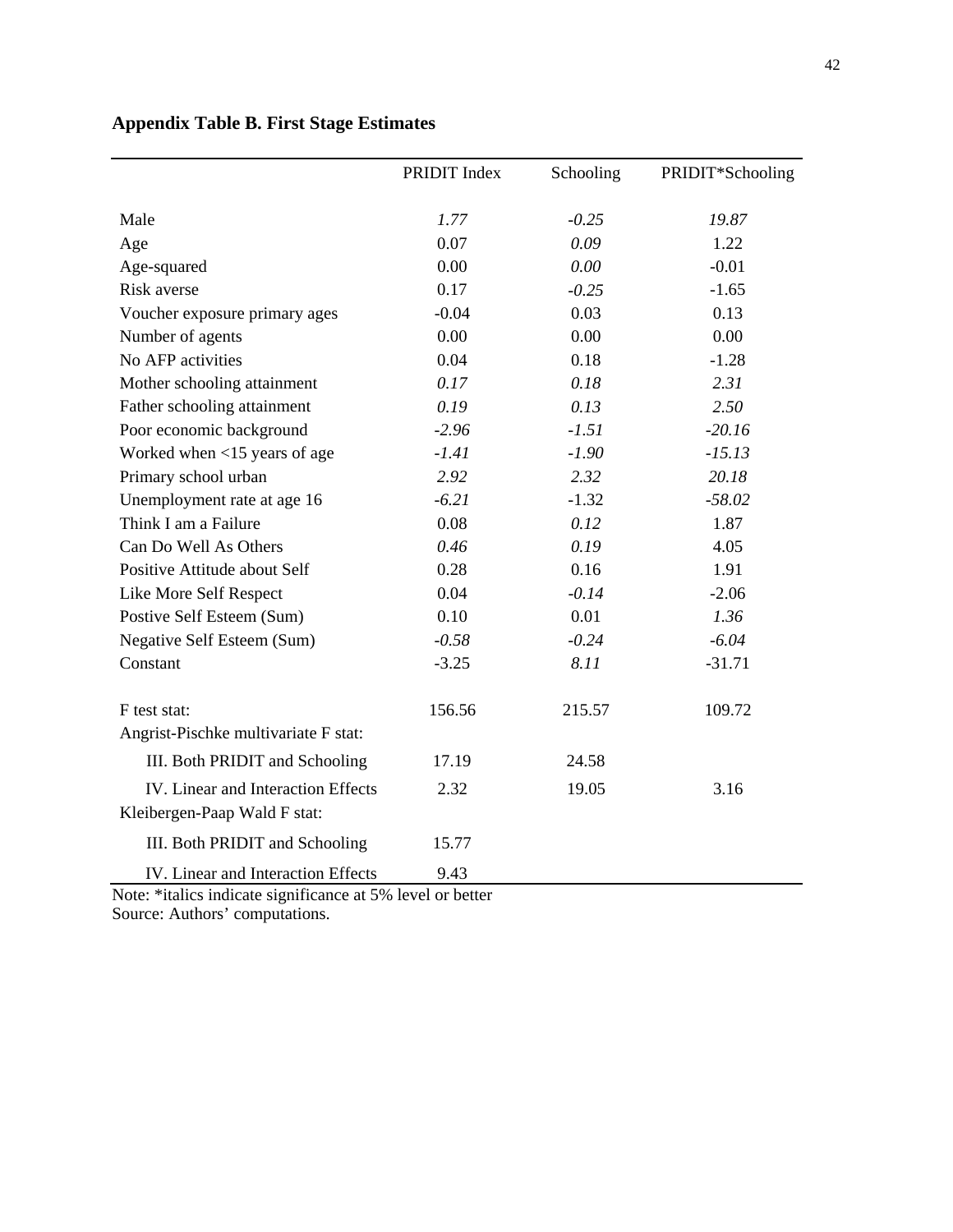**Appendix Table B. First Stage Estimates**

| | PRIDIT Index | Schooling | PRIDIT*Schooling |
|---|---|---|---|
| Male | *1.77* | *-0.25* | *19.87* |
| Age | 0.07 | *0.09* | 1.22 |
| Age-squared | 0.00 | *0.00* | -0.01 |
| Risk averse | 0.17 | *-0.25* | -1.65 |
| Voucher exposure primary ages | -0.04 | 0.03 | 0.13 |
| Number of agents | 0.00 | 0.00 | 0.00 |
| No AFP activities | 0.04 | 0.18 | -1.28 |
| Mother schooling attainment | *0.17* | *0.18* | *2.31* |
| Father schooling attainment | *0.19* | *0.13* | *2.50* |
| Poor economic background | *-2.96* | *-1.51* | *-20.16* |
| Worked when <15 years of age | *-1.41* | *-1.90* | *-15.13* |
| Primary school urban | *2.92* | *2.32* | *20.18* |
| Unemployment rate at age 16 | *-6.21* | -1.32 | *-58.02* |
| Think I am a Failure | 0.08 | *0.12* | 1.87 |
| Can Do Well As Others | *0.46* | *0.19* | 4.05 |
| Positive Attitude about Self | 0.28 | 0.16 | 1.91 |
| Like More Self Respect | 0.04 | *-0.14* | -2.06 |
| Postive Self Esteem (Sum) | 0.10 | 0.01 | *1.36* |
| Negative Self Esteem (Sum) | *-0.58* | *-0.24* | *-6.04* |
| Constant | -3.25 | *8.11* | -31.71 |
| | | | |
| F test stat: | 156.56 | 215.57 | 109.72 |
| Angrist-Pischke multivariate F stat: | | | |
| III. Both PRIDIT and Schooling | 17.19 | 24.58 | |
| IV. Linear and Interaction Effects | 2.32 | 19.05 | 3.16 |
| Kleibergen-Paap Wald F stat: | | | |
| III. Both PRIDIT and Schooling | 15.77 | | |
| IV. Linear and Interaction Effects | 9.43 | | |

Note: *italics indicate significance at 5% level or better

Source: Authors' computations.